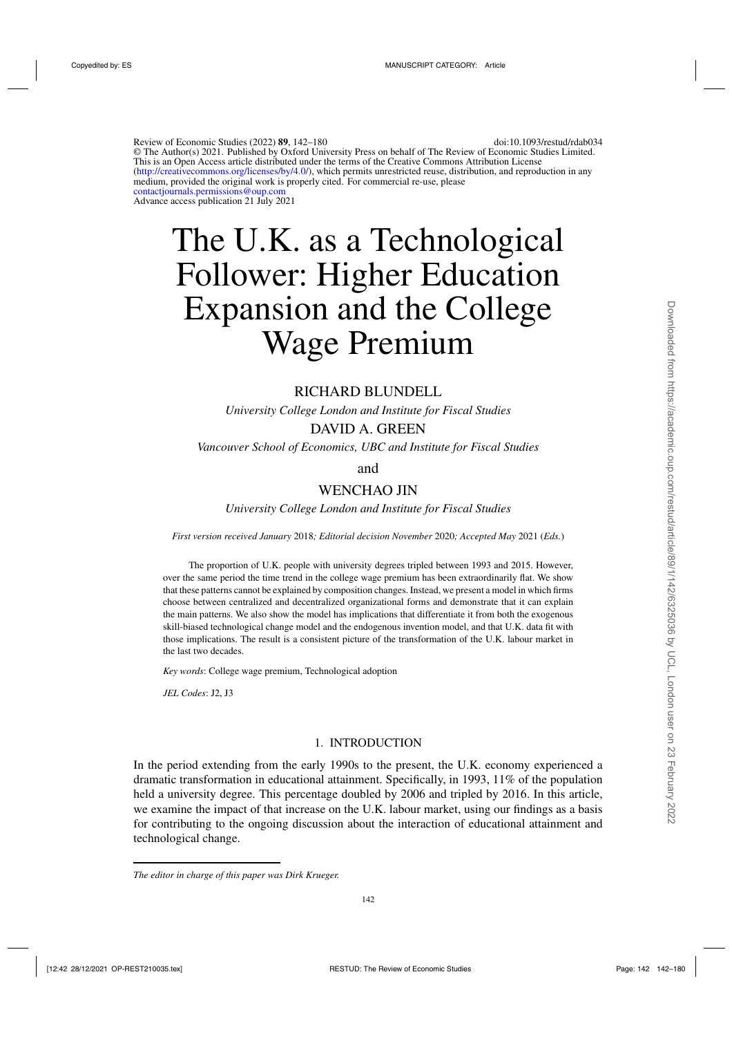Review of Economic Studies (2022) **89**, 142–180 doi:10.1093/restud/rdab034
© The Author(s) 2021. Published by Oxford University Press on behalf of The Review of Economic Studies Limited. This is an Open Access article distributed under the terms of the Creative Commons Attribution License (http://creativecommons.org/licenses/by/4.0/), which permits unrestricted reuse, distribution, and reproduction in any medium, provided the original work is properly cited. For commercial re-use, please contactjournals.permissions@oup.com
Advance access publication 21 July 2021

# The U.K. as a Technological Follower: Higher Education Expansion and the College Wage Premium

RICHARD BLUNDELL

*University College London and Institute for Fiscal Studies*

DAVID A. GREEN

*Vancouver School of Economics, UBC and Institute for Fiscal Studies*

and

WENCHAO JIN

*University College London and Institute for Fiscal Studies*

*First version received January* 2018*; Editorial decision November* 2020*; Accepted May* 2021 (*Eds.*)

The proportion of U.K. people with university degrees tripled between 1993 and 2015. However, over the same period the time trend in the college wage premium has been extraordinarily flat. We show that these patterns cannot be explained by composition changes. Instead, we present a model in which firms choose between centralized and decentralized organizational forms and demonstrate that it can explain the main patterns. We also show the model has implications that differentiate it from both the exogenous skill-biased technological change model and the endogenous invention model, and that U.K. data fit with those implications. The result is a consistent picture of the transformation of the U.K. labour market in the last two decades.

*Key words*: College wage premium, Technological adoption

*JEL Codes*: J2, J3

## 1. INTRODUCTION

In the period extending from the early 1990s to the present, the U.K. economy experienced a dramatic transformation in educational attainment. Specifically, in 1993, 11% of the population held a university degree. This percentage doubled by 2006 and tripled by 2016. In this article, we examine the impact of that increase on the U.K. labour market, using our findings as a basis for contributing to the ongoing discussion about the interaction of educational attainment and technological change.

*The editor in charge of this paper was Dirk Krueger.*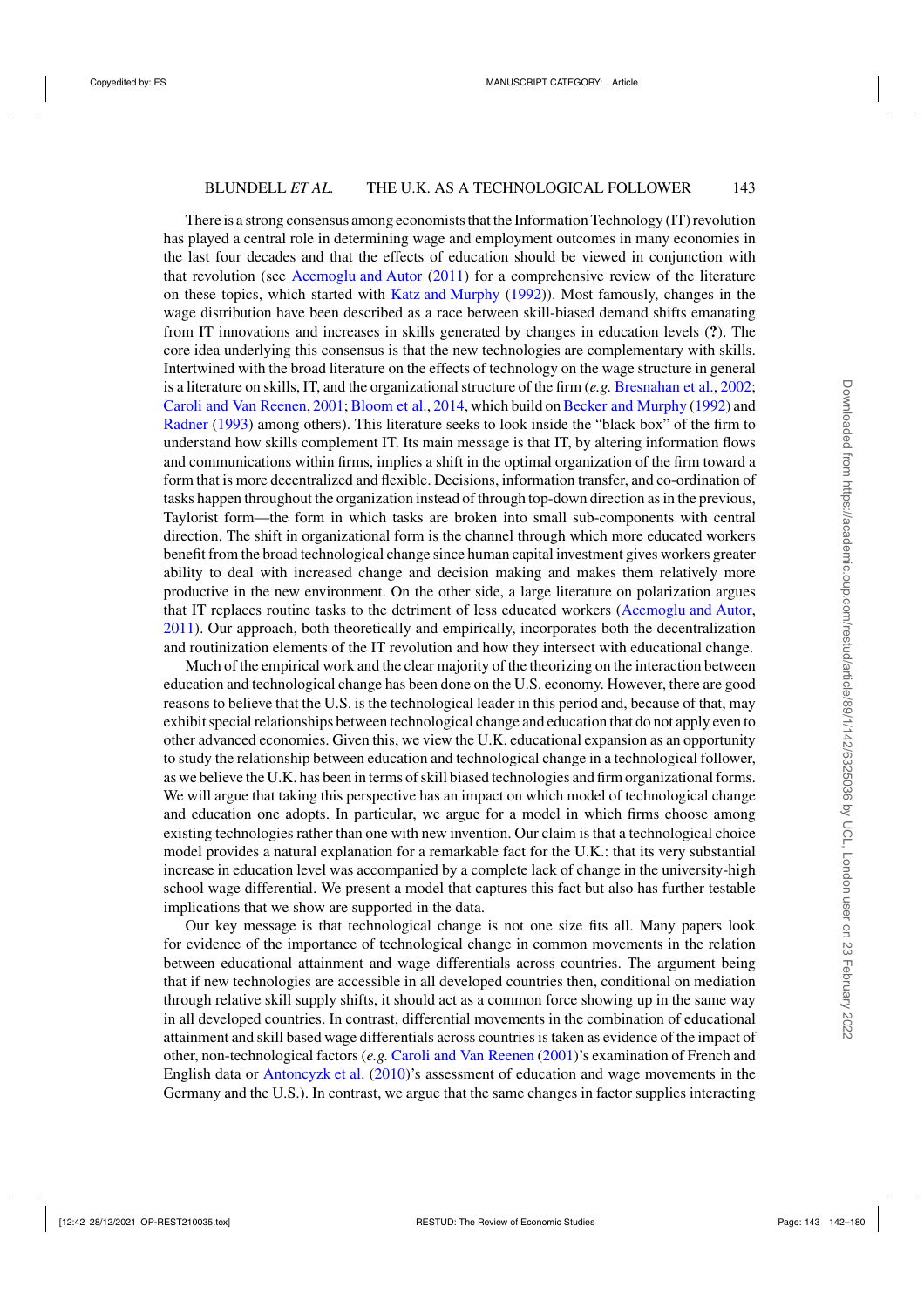There is a strong consensus among economists that the Information Technology (IT) revolution has played a central role in determining wage and employment outcomes in many economies in the last four decades and that the effects of education should be viewed in conjunction with that revolution (see Acemoglu and Autor (2011) for a comprehensive review of the literature on these topics, which started with Katz and Murphy (1992)). Most famously, changes in the wage distribution have been described as a race between skill-biased demand shifts emanating from IT innovations and increases in skills generated by changes in education levels (**?**). The core idea underlying this consensus is that the new technologies are complementary with skills. Intertwined with the broad literature on the effects of technology on the wage structure in general is a literature on skills, IT, and the organizational structure of the firm (*e.g.* Bresnahan et al., 2002; Caroli and Van Reenen, 2001; Bloom et al., 2014, which build on Becker and Murphy (1992) and Radner (1993) among others). This literature seeks to look inside the "black box" of the firm to understand how skills complement IT. Its main message is that IT, by altering information flows and communications within firms, implies a shift in the optimal organization of the firm toward a form that is more decentralized and flexible. Decisions, information transfer, and co-ordination of tasks happen throughout the organization instead of through top-down direction as in the previous, Taylorist form—the form in which tasks are broken into small sub-components with central direction. The shift in organizational form is the channel through which more educated workers benefit from the broad technological change since human capital investment gives workers greater ability to deal with increased change and decision making and makes them relatively more productive in the new environment. On the other side, a large literature on polarization argues that IT replaces routine tasks to the detriment of less educated workers (Acemoglu and Autor, 2011). Our approach, both theoretically and empirically, incorporates both the decentralization and routinization elements of the IT revolution and how they intersect with educational change.

Much of the empirical work and the clear majority of the theorizing on the interaction between education and technological change has been done on the U.S. economy. However, there are good reasons to believe that the U.S. is the technological leader in this period and, because of that, may exhibit special relationships between technological change and education that do not apply even to other advanced economies. Given this, we view the U.K. educational expansion as an opportunity to study the relationship between education and technological change in a technological follower, as we believe the U.K. has been in terms of skill biased technologies and firm organizational forms. We will argue that taking this perspective has an impact on which model of technological change and education one adopts. In particular, we argue for a model in which firms choose among existing technologies rather than one with new invention. Our claim is that a technological choice model provides a natural explanation for a remarkable fact for the U.K.: that its very substantial increase in education level was accompanied by a complete lack of change in the university-high school wage differential. We present a model that captures this fact but also has further testable implications that we show are supported in the data.

Our key message is that technological change is not one size fits all. Many papers look for evidence of the importance of technological change in common movements in the relation between educational attainment and wage differentials across countries. The argument being that if new technologies are accessible in all developed countries then, conditional on mediation through relative skill supply shifts, it should act as a common force showing up in the same way in all developed countries. In contrast, differential movements in the combination of educational attainment and skill based wage differentials across countries is taken as evidence of the impact of other, non-technological factors (*e.g.* Caroli and Van Reenen (2001)'s examination of French and English data or Antonczyk et al. (2010)'s assessment of education and wage movements in the Germany and the U.S.). In contrast, we argue that the same changes in factor supplies interacting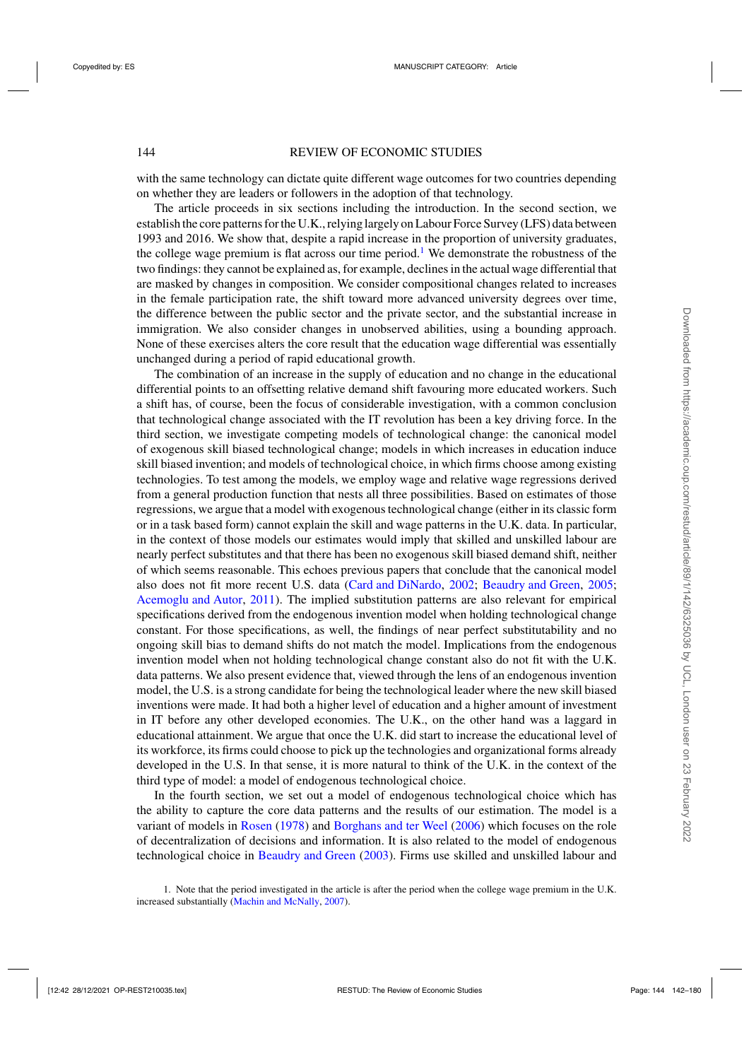with the same technology can dictate quite different wage outcomes for two countries depending on whether they are leaders or followers in the adoption of that technology.

The article proceeds in six sections including the introduction. In the second section, we establish the core patterns for the U.K., relying largely on Labour Force Survey (LFS) data between 1993 and 2016. We show that, despite a rapid increase in the proportion of university graduates, the college wage premium is flat across our time period.[1] We demonstrate the robustness of the two findings: they cannot be explained as, for example, declines in the actual wage differential that are masked by changes in composition. We consider compositional changes related to increases in the female participation rate, the shift toward more advanced university degrees over time, the difference between the public sector and the private sector, and the substantial increase in immigration. We also consider changes in unobserved abilities, using a bounding approach. None of these exercises alters the core result that the education wage differential was essentially unchanged during a period of rapid educational growth.

The combination of an increase in the supply of education and no change in the educational differential points to an offsetting relative demand shift favouring more educated workers. Such a shift has, of course, been the focus of considerable investigation, with a common conclusion that technological change associated with the IT revolution has been a key driving force. In the third section, we investigate competing models of technological change: the canonical model of exogenous skill biased technological change; models in which increases in education induce skill biased invention; and models of technological choice, in which firms choose among existing technologies. To test among the models, we employ wage and relative wage regressions derived from a general production function that nests all three possibilities. Based on estimates of those regressions, we argue that a model with exogenous technological change (either in its classic form or in a task based form) cannot explain the skill and wage patterns in the U.K. data. In particular, in the context of those models our estimates would imply that skilled and unskilled labour are nearly perfect substitutes and that there has been no exogenous skill biased demand shift, neither of which seems reasonable. This echoes previous papers that conclude that the canonical model also does not fit more recent U.S. data (Card and DiNardo, 2002; Beaudry and Green, 2005; Acemoglu and Autor, 2011). The implied substitution patterns are also relevant for empirical specifications derived from the endogenous invention model when holding technological change constant. For those specifications, as well, the findings of near perfect substitutability and no ongoing skill bias to demand shifts do not match the model. Implications from the endogenous invention model when not holding technological change constant also do not fit with the U.K. data patterns. We also present evidence that, viewed through the lens of an endogenous invention model, the U.S. is a strong candidate for being the technological leader where the new skill biased inventions were made. It had both a higher level of education and a higher amount of investment in IT before any other developed economies. The U.K., on the other hand was a laggard in educational attainment. We argue that once the U.K. did start to increase the educational level of its workforce, its firms could choose to pick up the technologies and organizational forms already developed in the U.S. In that sense, it is more natural to think of the U.K. in the context of the third type of model: a model of endogenous technological choice.

In the fourth section, we set out a model of endogenous technological choice which has the ability to capture the core data patterns and the results of our estimation. The model is a variant of models in Rosen (1978) and Borghans and ter Weel (2006) which focuses on the role of decentralization of decisions and information. It is also related to the model of endogenous technological choice in Beaudry and Green (2003). Firms use skilled and unskilled labour and

1. Note that the period investigated in the article is after the period when the college wage premium in the U.K. increased substantially (Machin and McNally, 2007).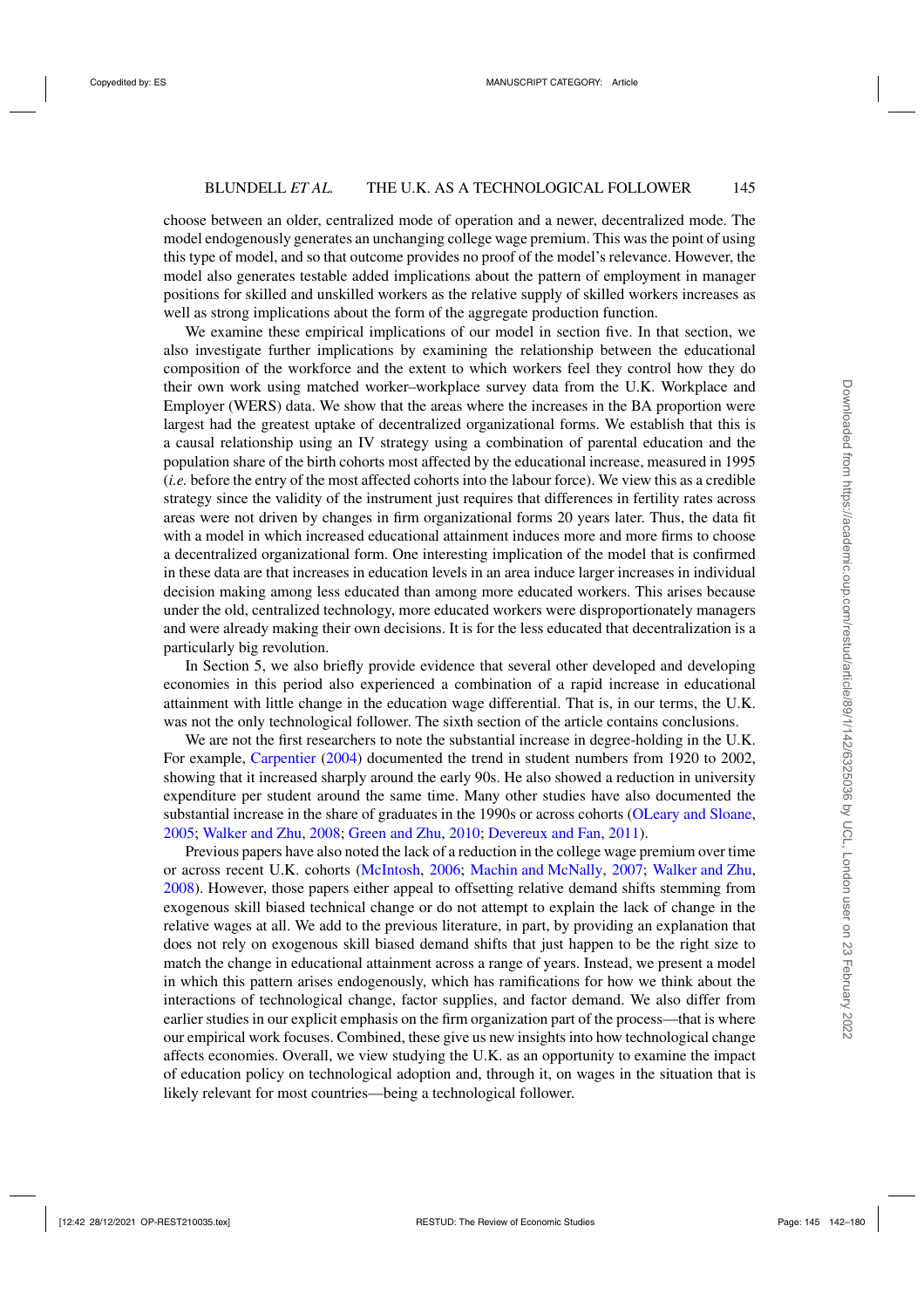choose between an older, centralized mode of operation and a newer, decentralized mode. The model endogenously generates an unchanging college wage premium. This was the point of using this type of model, and so that outcome provides no proof of the model's relevance. However, the model also generates testable added implications about the pattern of employment in manager positions for skilled and unskilled workers as the relative supply of skilled workers increases as well as strong implications about the form of the aggregate production function.

We examine these empirical implications of our model in section five. In that section, we also investigate further implications by examining the relationship between the educational composition of the workforce and the extent to which workers feel they control how they do their own work using matched worker–workplace survey data from the U.K. Workplace and Employer (WERS) data. We show that the areas where the increases in the BA proportion were largest had the greatest uptake of decentralized organizational forms. We establish that this is a causal relationship using an IV strategy using a combination of parental education and the population share of the birth cohorts most affected by the educational increase, measured in 1995 (*i.e.* before the entry of the most affected cohorts into the labour force). We view this as a credible strategy since the validity of the instrument just requires that differences in fertility rates across areas were not driven by changes in firm organizational forms 20 years later. Thus, the data fit with a model in which increased educational attainment induces more and more firms to choose a decentralized organizational form. One interesting implication of the model that is confirmed in these data are that increases in education levels in an area induce larger increases in individual decision making among less educated than among more educated workers. This arises because under the old, centralized technology, more educated workers were disproportionately managers and were already making their own decisions. It is for the less educated that decentralization is a particularly big revolution.

In Section 5, we also briefly provide evidence that several other developed and developing economies in this period also experienced a combination of a rapid increase in educational attainment with little change in the education wage differential. That is, in our terms, the U.K. was not the only technological follower. The sixth section of the article contains conclusions.

We are not the first researchers to note the substantial increase in degree-holding in the U.K. For example, Carpentier (2004) documented the trend in student numbers from 1920 to 2002, showing that it increased sharply around the early 90s. He also showed a reduction in university expenditure per student around the same time. Many other studies have also documented the substantial increase in the share of graduates in the 1990s or across cohorts (OLeary and Sloane, 2005; Walker and Zhu, 2008; Green and Zhu, 2010; Devereux and Fan, 2011).

Previous papers have also noted the lack of a reduction in the college wage premium over time or across recent U.K. cohorts (McIntosh, 2006; Machin and McNally, 2007; Walker and Zhu, 2008). However, those papers either appeal to offsetting relative demand shifts stemming from exogenous skill biased technical change or do not attempt to explain the lack of change in the relative wages at all. We add to the previous literature, in part, by providing an explanation that does not rely on exogenous skill biased demand shifts that just happen to be the right size to match the change in educational attainment across a range of years. Instead, we present a model in which this pattern arises endogenously, which has ramifications for how we think about the interactions of technological change, factor supplies, and factor demand. We also differ from earlier studies in our explicit emphasis on the firm organization part of the process—that is where our empirical work focuses. Combined, these give us new insights into how technological change affects economies. Overall, we view studying the U.K. as an opportunity to examine the impact of education policy on technological adoption and, through it, on wages in the situation that is likely relevant for most countries—being a technological follower.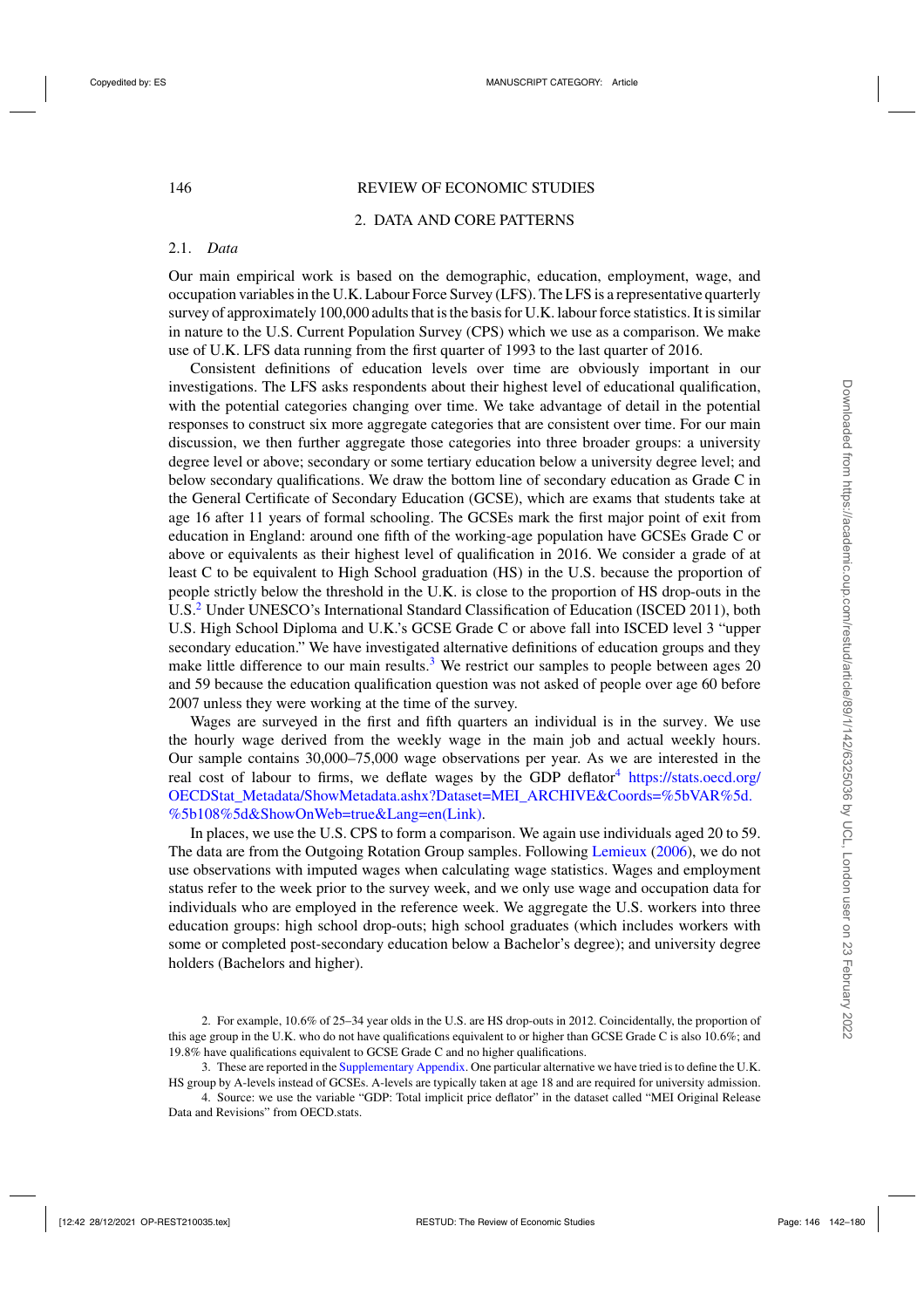## 2. DATA AND CORE PATTERNS

### 2.1. *Data*

Our main empirical work is based on the demographic, education, employment, wage, and occupation variables in the U.K. Labour Force Survey (LFS). The LFS is a representative quarterly survey of approximately 100,000 adults that is the basis for U.K. labour force statistics. It is similar in nature to the U.S. Current Population Survey (CPS) which we use as a comparison. We make use of U.K. LFS data running from the first quarter of 1993 to the last quarter of 2016.

Consistent definitions of education levels over time are obviously important in our investigations. The LFS asks respondents about their highest level of educational qualification, with the potential categories changing over time. We take advantage of detail in the potential responses to construct six more aggregate categories that are consistent over time. For our main discussion, we then further aggregate those categories into three broader groups: a university degree level or above; secondary or some tertiary education below a university degree level; and below secondary qualifications. We draw the bottom line of secondary education as Grade C in the General Certificate of Secondary Education (GCSE), which are exams that students take at age 16 after 11 years of formal schooling. The GCSEs mark the first major point of exit from education in England: around one fifth of the working-age population have GCSEs Grade C or above or equivalents as their highest level of qualification in 2016. We consider a grade of at least C to be equivalent to High School graduation (HS) in the U.S. because the proportion of people strictly below the threshold in the U.K. is close to the proportion of HS drop-outs in the U.S.[2] Under UNESCO's International Standard Classification of Education (ISCED 2011), both U.S. High School Diploma and U.K.'s GCSE Grade C or above fall into ISCED level 3 "upper secondary education." We have investigated alternative definitions of education groups and they make little difference to our main results.[3] We restrict our samples to people between ages 20 and 59 because the education qualification question was not asked of people over age 60 before 2007 unless they were working at the time of the survey.

Wages are surveyed in the first and fifth quarters an individual is in the survey. We use the hourly wage derived from the weekly wage in the main job and actual weekly hours. Our sample contains 30,000–75,000 wage observations per year. As we are interested in the real cost of labour to firms, we deflate wages by the GDP deflator[4] https://stats.oecd.org/OECDStat_Metadata/ShowMetadata.ashx?Dataset=MEI_ARCHIVE&Coords=%5bVAR%5d.%5b108%5d&ShowOnWeb=true&Lang=en(Link).

In places, we use the U.S. CPS to form a comparison. We again use individuals aged 20 to 59. The data are from the Outgoing Rotation Group samples. Following Lemieux (2006), we do not use observations with imputed wages when calculating wage statistics. Wages and employment status refer to the week prior to the survey week, and we only use wage and occupation data for individuals who are employed in the reference week. We aggregate the U.S. workers into three education groups: high school drop-outs; high school graduates (which includes workers with some or completed post-secondary education below a Bachelor's degree); and university degree holders (Bachelors and higher).

2. For example, 10.6% of 25–34 year olds in the U.S. are HS drop-outs in 2012. Coincidentally, the proportion of this age group in the U.K. who do not have qualifications equivalent to or higher than GCSE Grade C is also 10.6%; and 19.8% have qualifications equivalent to GCSE Grade C and no higher qualifications.

3. These are reported in the Supplementary Appendix. One particular alternative we have tried is to define the U.K. HS group by A-levels instead of GCSEs. A-levels are typically taken at age 18 and are required for university admission.

4. Source: we use the variable "GDP: Total implicit price deflator" in the dataset called "MEI Original Release Data and Revisions" from OECD.stats.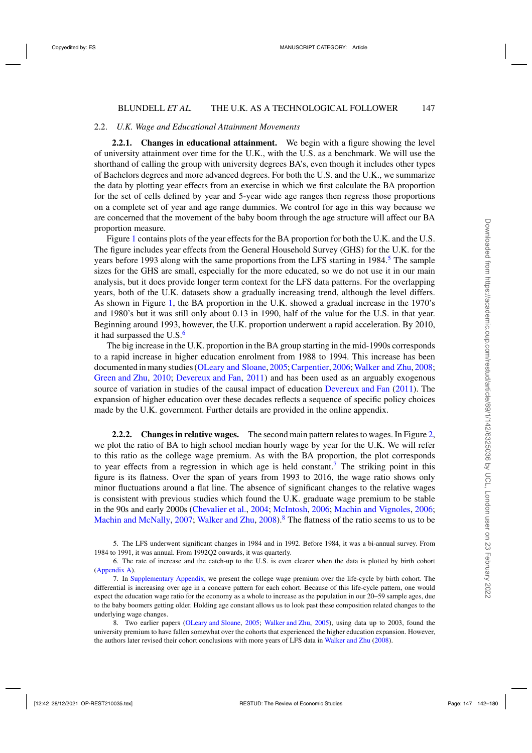### 2.2. *U.K. Wage and Educational Attainment Movements*

**2.2.1. Changes in educational attainment.** We begin with a figure showing the level of university attainment over time for the U.K., with the U.S. as a benchmark. We will use the shorthand of calling the group with university degrees BA's, even though it includes other types of Bachelors degrees and more advanced degrees. For both the U.S. and the U.K., we summarize the data by plotting year effects from an exercise in which we first calculate the BA proportion for the set of cells defined by year and 5-year wide age ranges then regress those proportions on a complete set of year and age range dummies. We control for age in this way because we are concerned that the movement of the baby boom through the age structure will affect our BA proportion measure.

Figure 1 contains plots of the year effects for the BA proportion for both the U.K. and the U.S. The figure includes year effects from the General Household Survey (GHS) for the U.K. for the years before 1993 along with the same proportions from the LFS starting in 1984.[5] The sample sizes for the GHS are small, especially for the more educated, so we do not use it in our main analysis, but it does provide longer term context for the LFS data patterns. For the overlapping years, both of the U.K. datasets show a gradually increasing trend, although the level differs. As shown in Figure 1, the BA proportion in the U.K. showed a gradual increase in the 1970's and 1980's but it was still only about 0.13 in 1990, half of the value for the U.S. in that year. Beginning around 1993, however, the U.K. proportion underwent a rapid acceleration. By 2010, it had surpassed the U.S.[6]

The big increase in the U.K. proportion in the BA group starting in the mid-1990s corresponds to a rapid increase in higher education enrolment from 1988 to 1994. This increase has been documented in many studies (OLeary and Sloane, 2005; Carpentier, 2006; Walker and Zhu, 2008; Green and Zhu, 2010; Devereux and Fan, 2011) and has been used as an arguably exogenous source of variation in studies of the causal impact of education Devereux and Fan (2011). The expansion of higher education over these decades reflects a sequence of specific policy choices made by the U.K. government. Further details are provided in the online appendix.

**2.2.2. Changes in relative wages.** The second main pattern relates to wages. In Figure 2, we plot the ratio of BA to high school median hourly wage by year for the U.K. We will refer to this ratio as the college wage premium. As with the BA proportion, the plot corresponds to year effects from a regression in which age is held constant.[7] The striking point in this figure is its flatness. Over the span of years from 1993 to 2016, the wage ratio shows only minor fluctuations around a flat line. The absence of significant changes to the relative wages is consistent with previous studies which found the U.K. graduate wage premium to be stable in the 90s and early 2000s (Chevalier et al., 2004; McIntosh, 2006; Machin and Vignoles, 2006; Machin and McNally, 2007; Walker and Zhu, 2008).[8] The flatness of the ratio seems to us to be

5. The LFS underwent significant changes in 1984 and in 1992. Before 1984, it was a bi-annual survey. From 1984 to 1991, it was annual. From 1992Q2 onwards, it was quarterly.

6. The rate of increase and the catch-up to the U.S. is even clearer when the data is plotted by birth cohort (Appendix A).

7. In Supplementary Appendix, we present the college wage premium over the life-cycle by birth cohort. The differential is increasing over age in a concave pattern for each cohort. Because of this life-cycle pattern, one would expect the education wage ratio for the economy as a whole to increase as the population in our 20–59 sample ages, due to the baby boomers getting older. Holding age constant allows us to look past these composition related changes to the underlying wage changes.

8. Two earlier papers (OLeary and Sloane, 2005; Walker and Zhu, 2005), using data up to 2003, found the university premium to have fallen somewhat over the cohorts that experienced the higher education expansion. However, the authors later revised their cohort conclusions with more years of LFS data in Walker and Zhu (2008).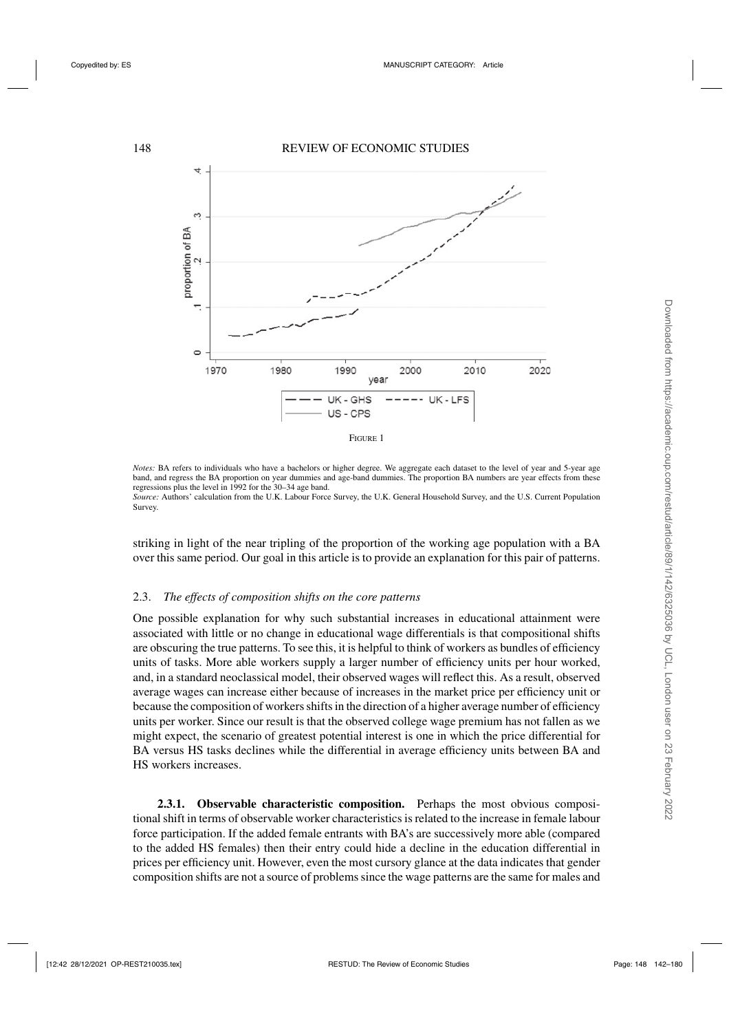FIGURE 1

*Notes:* BA refers to individuals who have a bachelors or higher degree. We aggregate each dataset to the level of year and 5-year age band, and regress the BA proportion on year dummies and age-band dummies. The proportion BA numbers are year effects from these regressions plus the level in 1992 for the 30–34 age band.

*Source:* Authors' calculation from the U.K. Labour Force Survey, the U.K. General Household Survey, and the U.S. Current Population Survey.

striking in light of the near tripling of the proportion of the working age population with a BA over this same period. Our goal in this article is to provide an explanation for this pair of patterns.

### 2.3. *The effects of composition shifts on the core patterns*

One possible explanation for why such substantial increases in educational attainment were associated with little or no change in educational wage differentials is that compositional shifts are obscuring the true patterns. To see this, it is helpful to think of workers as bundles of efficiency units of tasks. More able workers supply a larger number of efficiency units per hour worked, and, in a standard neoclassical model, their observed wages will reflect this. As a result, observed average wages can increase either because of increases in the market price per efficiency unit or because the composition of workers shifts in the direction of a higher average number of efficiency units per worker. Since our result is that the observed college wage premium has not fallen as we might expect, the scenario of greatest potential interest is one in which the price differential for BA versus HS tasks declines while the differential in average efficiency units between BA and HS workers increases.

**2.3.1. Observable characteristic composition.** Perhaps the most obvious compositional shift in terms of observable worker characteristics is related to the increase in female labour force participation. If the added female entrants with BA's are successively more able (compared to the added HS females) then their entry could hide a decline in the education differential in prices per efficiency unit. However, even the most cursory glance at the data indicates that gender composition shifts are not a source of problems since the wage patterns are the same for males and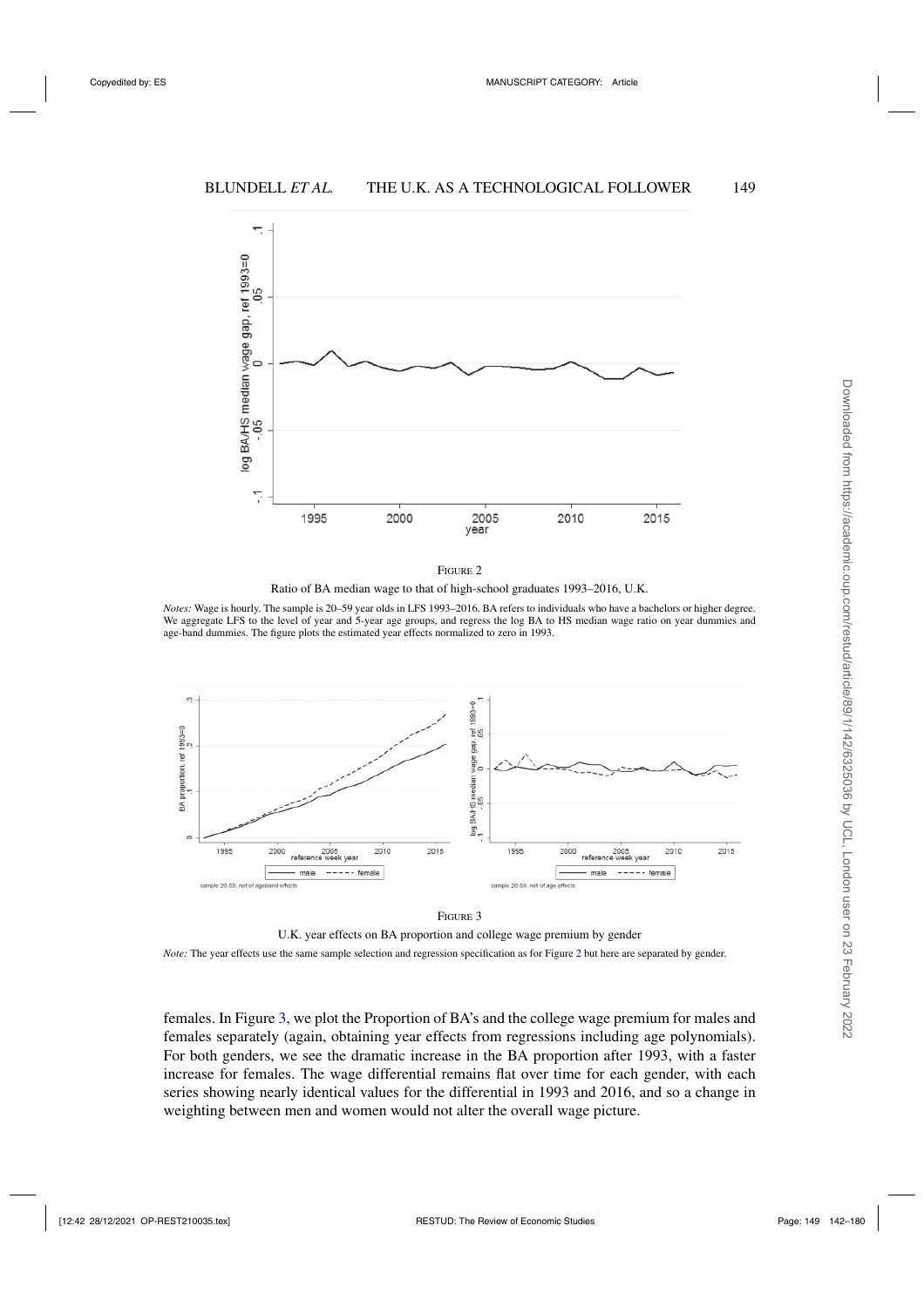FIGURE 2

Ratio of BA median wage to that of high-school graduates 1993–2016, U.K.

*Notes:* Wage is hourly. The sample is 20–59 year olds in LFS 1993–2016. BA refers to individuals who have a bachelors or higher degree. We aggregate LFS to the level of year and 5-year age groups, and regress the log BA to HS median wage ratio on year dummies and age-band dummies. The figure plots the estimated year effects normalized to zero in 1993.

FIGURE 3

U.K. year effects on BA proportion and college wage premium by gender

*Note:* The year effects use the same sample selection and regression specification as for Figure 2 but here are separated by gender.

females. In Figure 3, we plot the Proportion of BA's and the college wage premium for males and females separately (again, obtaining year effects from regressions including age polynomials). For both genders, we see the dramatic increase in the BA proportion after 1993, with a faster increase for females. The wage differential remains flat over time for each gender, with each series showing nearly identical values for the differential in 1993 and 2016, and so a change in weighting between men and women would not alter the overall wage picture.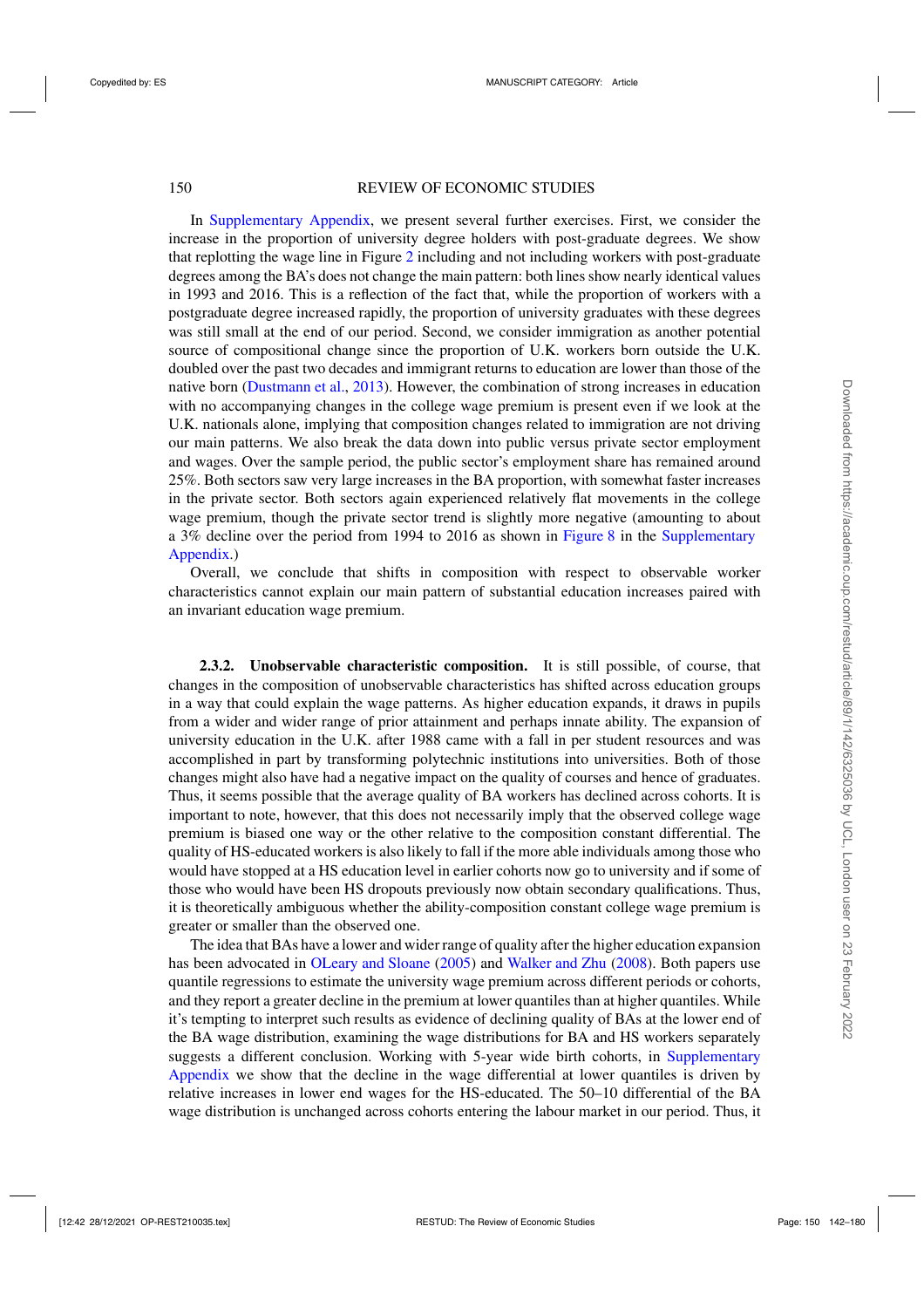In Supplementary Appendix, we present several further exercises. First, we consider the increase in the proportion of university degree holders with post-graduate degrees. We show that replotting the wage line in Figure 2 including and not including workers with post-graduate degrees among the BA's does not change the main pattern: both lines show nearly identical values in 1993 and 2016. This is a reflection of the fact that, while the proportion of workers with a postgraduate degree increased rapidly, the proportion of university graduates with these degrees was still small at the end of our period. Second, we consider immigration as another potential source of compositional change since the proportion of U.K. workers born outside the U.K. doubled over the past two decades and immigrant returns to education are lower than those of the native born (Dustmann et al., 2013). However, the combination of strong increases in education with no accompanying changes in the college wage premium is present even if we look at the U.K. nationals alone, implying that composition changes related to immigration are not driving our main patterns. We also break the data down into public versus private sector employment and wages. Over the sample period, the public sector's employment share has remained around 25%. Both sectors saw very large increases in the BA proportion, with somewhat faster increases in the private sector. Both sectors again experienced relatively flat movements in the college wage premium, though the private sector trend is slightly more negative (amounting to about a 3% decline over the period from 1994 to 2016 as shown in Figure 8 in the Supplementary Appendix.)

Overall, we conclude that shifts in composition with respect to observable worker characteristics cannot explain our main pattern of substantial education increases paired with an invariant education wage premium.

#### 2.3.2. Unobservable characteristic composition.

It is still possible, of course, that changes in the composition of unobservable characteristics has shifted across education groups in a way that could explain the wage patterns. As higher education expands, it draws in pupils from a wider and wider range of prior attainment and perhaps innate ability. The expansion of university education in the U.K. after 1988 came with a fall in per student resources and was accomplished in part by transforming polytechnic institutions into universities. Both of those changes might also have had a negative impact on the quality of courses and hence of graduates. Thus, it seems possible that the average quality of BA workers has declined across cohorts. It is important to note, however, that this does not necessarily imply that the observed college wage premium is biased one way or the other relative to the composition constant differential. The quality of HS-educated workers is also likely to fall if the more able individuals among those who would have stopped at a HS education level in earlier cohorts now go to university and if some of those who would have been HS dropouts previously now obtain secondary qualifications. Thus, it is theoretically ambiguous whether the ability-composition constant college wage premium is greater or smaller than the observed one.

The idea that BAs have a lower and wider range of quality after the higher education expansion has been advocated in OLeary and Sloane (2005) and Walker and Zhu (2008). Both papers use quantile regressions to estimate the university wage premium across different periods or cohorts, and they report a greater decline in the premium at lower quantiles than at higher quantiles. While it's tempting to interpret such results as evidence of declining quality of BAs at the lower end of the BA wage distribution, examining the wage distributions for BA and HS workers separately suggests a different conclusion. Working with 5-year wide birth cohorts, in Supplementary Appendix we show that the decline in the wage differential at lower quantiles is driven by relative increases in lower end wages for the HS-educated. The 50–10 differential of the BA wage distribution is unchanged across cohorts entering the labour market in our period. Thus, it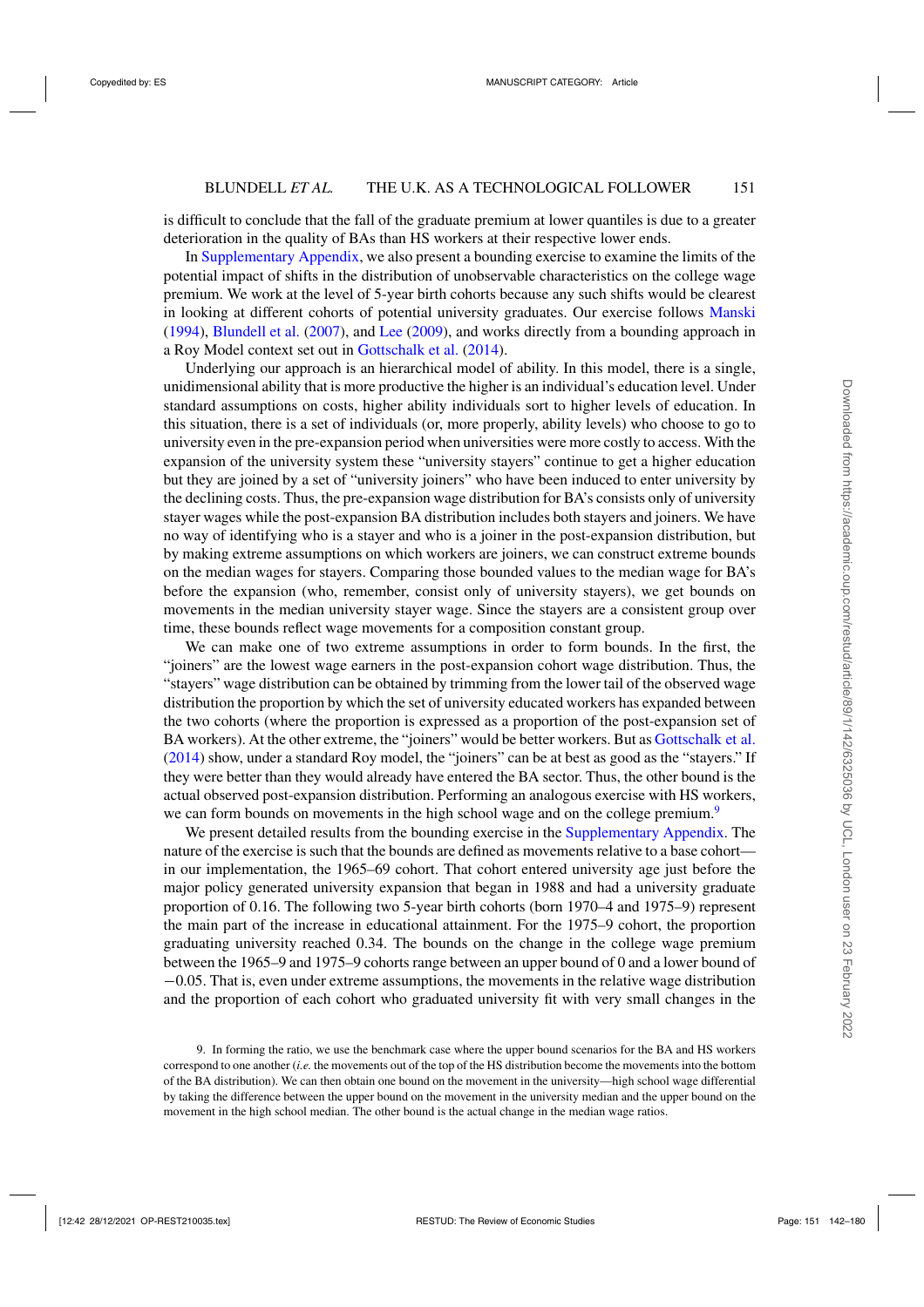is difficult to conclude that the fall of the graduate premium at lower quantiles is due to a greater deterioration in the quality of BAs than HS workers at their respective lower ends.

In Supplementary Appendix, we also present a bounding exercise to examine the limits of the potential impact of shifts in the distribution of unobservable characteristics on the college wage premium. We work at the level of 5-year birth cohorts because any such shifts would be clearest in looking at different cohorts of potential university graduates. Our exercise follows Manski (1994), Blundell et al. (2007), and Lee (2009), and works directly from a bounding approach in a Roy Model context set out in Gottschalk et al. (2014).

Underlying our approach is an hierarchical model of ability. In this model, there is a single, unidimensional ability that is more productive the higher is an individual's education level. Under standard assumptions on costs, higher ability individuals sort to higher levels of education. In this situation, there is a set of individuals (or, more properly, ability levels) who choose to go to university even in the pre-expansion period when universities were more costly to access. With the expansion of the university system these "university stayers" continue to get a higher education but they are joined by a set of "university joiners" who have been induced to enter university by the declining costs. Thus, the pre-expansion wage distribution for BA's consists only of university stayer wages while the post-expansion BA distribution includes both stayers and joiners. We have no way of identifying who is a stayer and who is a joiner in the post-expansion distribution, but by making extreme assumptions on which workers are joiners, we can construct extreme bounds on the median wages for stayers. Comparing those bounded values to the median wage for BA's before the expansion (who, remember, consist only of university stayers), we get bounds on movements in the median university stayer wage. Since the stayers are a consistent group over time, these bounds reflect wage movements for a composition constant group.

We can make one of two extreme assumptions in order to form bounds. In the first, the "joiners" are the lowest wage earners in the post-expansion cohort wage distribution. Thus, the "stayers" wage distribution can be obtained by trimming from the lower tail of the observed wage distribution the proportion by which the set of university educated workers has expanded between the two cohorts (where the proportion is expressed as a proportion of the post-expansion set of BA workers). At the other extreme, the "joiners" would be better workers. But as Gottschalk et al. (2014) show, under a standard Roy model, the "joiners" can be at best as good as the "stayers." If they were better than they would already have entered the BA sector. Thus, the other bound is the actual observed post-expansion distribution. Performing an analogous exercise with HS workers, we can form bounds on movements in the high school wage and on the college premium.[9]

We present detailed results from the bounding exercise in the Supplementary Appendix. The nature of the exercise is such that the bounds are defined as movements relative to a base cohort—in our implementation, the 1965–69 cohort. That cohort entered university age just before the major policy generated university expansion that began in 1988 and had a university graduate proportion of 0.16. The following two 5-year birth cohorts (born 1970–4 and 1975–9) represent the main part of the increase in educational attainment. For the 1975–9 cohort, the proportion graduating university reached 0.34. The bounds on the change in the college wage premium between the 1965–9 and 1975–9 cohorts range between an upper bound of 0 and a lower bound of −0.05. That is, even under extreme assumptions, the movements in the relative wage distribution and the proportion of each cohort who graduated university fit with very small changes in the

9. In forming the ratio, we use the benchmark case where the upper bound scenarios for the BA and HS workers correspond to one another (*i.e.* the movements out of the top of the HS distribution become the movements into the bottom of the BA distribution). We can then obtain one bound on the movement in the university—high school wage differential by taking the difference between the upper bound on the movement in the university median and the upper bound on the movement in the high school median. The other bound is the actual change in the median wage ratios.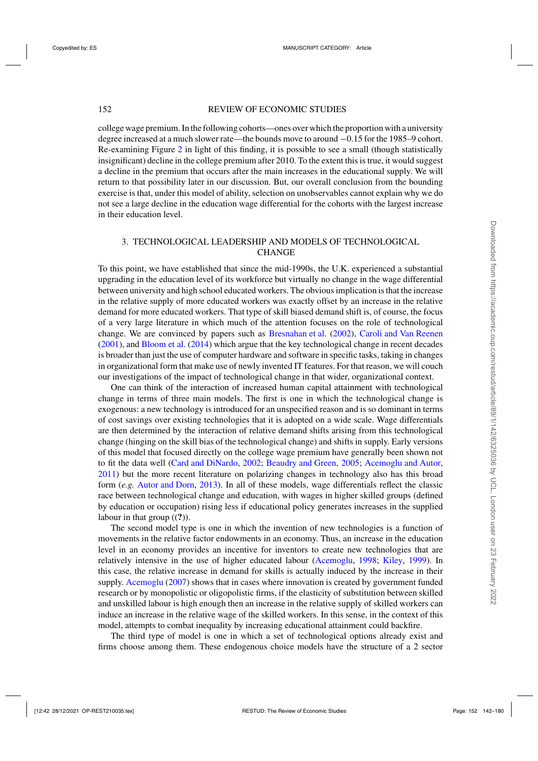college wage premium. In the following cohorts—ones over which the proportion with a university degree increased at a much slower rate—the bounds move to around −0.15 for the 1985–9 cohort. Re-examining Figure 2 in light of this finding, it is possible to see a small (though statistically insignificant) decline in the college premium after 2010. To the extent this is true, it would suggest a decline in the premium that occurs after the main increases in the educational supply. We will return to that possibility later in our discussion. But, our overall conclusion from the bounding exercise is that, under this model of ability, selection on unobservables cannot explain why we do not see a large decline in the education wage differential for the cohorts with the largest increase in their education level.

## 3. TECHNOLOGICAL LEADERSHIP AND MODELS OF TECHNOLOGICAL CHANGE

To this point, we have established that since the mid-1990s, the U.K. experienced a substantial upgrading in the education level of its workforce but virtually no change in the wage differential between university and high school educated workers. The obvious implication is that the increase in the relative supply of more educated workers was exactly offset by an increase in the relative demand for more educated workers. That type of skill biased demand shift is, of course, the focus of a very large literature in which much of the attention focuses on the role of technological change. We are convinced by papers such as Bresnahan et al. (2002), Caroli and Van Reenen (2001), and Bloom et al. (2014) which argue that the key technological change in recent decades is broader than just the use of computer hardware and software in specific tasks, taking in changes in organizational form that make use of newly invented IT features. For that reason, we will couch our investigations of the impact of technological change in that wider, organizational context.

One can think of the interaction of increased human capital attainment with technological change in terms of three main models. The first is one in which the technological change is exogenous: a new technology is introduced for an unspecified reason and is so dominant in terms of cost savings over existing technologies that it is adopted on a wide scale. Wage differentials are then determined by the interaction of relative demand shifts arising from this technological change (hinging on the skill bias of the technological change) and shifts in supply. Early versions of this model that focused directly on the college wage premium have generally been shown not to fit the data well (Card and DiNardo, 2002; Beaudry and Green, 2005; Acemoglu and Autor, 2011) but the more recent literature on polarizing changes in technology also has this broad form (*e.g.* Autor and Dorn, 2013). In all of these models, wage differentials reflect the classic race between technological change and education, with wages in higher skilled groups (defined by education or occupation) rising less if educational policy generates increases in the supplied labour in that group ((**?**)).

The second model type is one in which the invention of new technologies is a function of movements in the relative factor endowments in an economy. Thus, an increase in the education level in an economy provides an incentive for inventors to create new technologies that are relatively intensive in the use of higher educated labour (Acemoglu, 1998; Kiley, 1999). In this case, the relative increase in demand for skills is actually induced by the increase in their supply. Acemoglu (2007) shows that in cases where innovation is created by government funded research or by monopolistic or oligopolistic firms, if the elasticity of substitution between skilled and unskilled labour is high enough then an increase in the relative supply of skilled workers can induce an increase in the relative wage of the skilled workers. In this sense, in the context of this model, attempts to combat inequality by increasing educational attainment could backfire.

The third type of model is one in which a set of technological options already exist and firms choose among them. These endogenous choice models have the structure of a 2 sector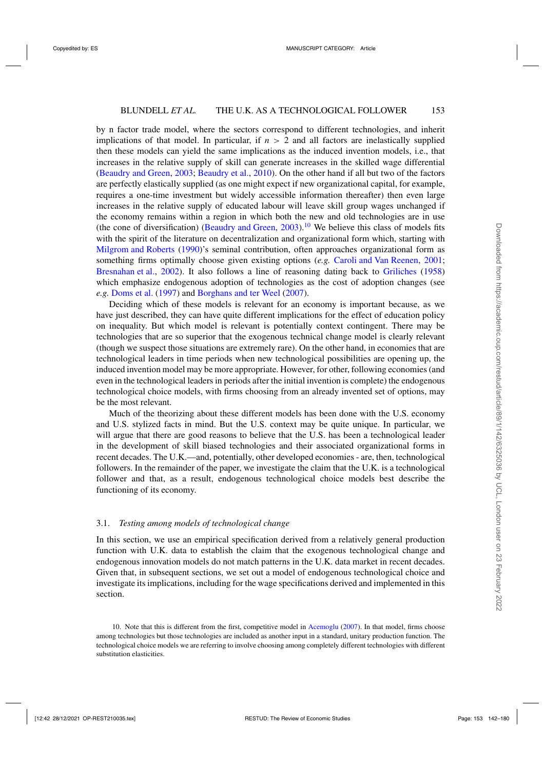by n factor trade model, where the sectors correspond to different technologies, and inherit implications of that model. In particular, if $n > 2$ and all factors are inelastically supplied then these models can yield the same implications as the induced invention models, i.e., that increases in the relative supply of skill can generate increases in the skilled wage differential (Beaudry and Green, 2003; Beaudry et al., 2010). On the other hand if all but two of the factors are perfectly elastically supplied (as one might expect if new organizational capital, for example, requires a one-time investment but widely accessible information thereafter) then even large increases in the relative supply of educated labour will leave skill group wages unchanged if the economy remains within a region in which both the new and old technologies are in use (the cone of diversification) (Beaudry and Green, 2003).[10] We believe this class of models fits with the spirit of the literature on decentralization and organizational form which, starting with Milgrom and Roberts (1990)'s seminal contribution, often approaches organizational form as something firms optimally choose given existing options (*e.g.* Caroli and Van Reenen, 2001; Bresnahan et al., 2002). It also follows a line of reasoning dating back to Griliches (1958) which emphasize endogenous adoption of technologies as the cost of adoption changes (see *e.g.* Doms et al. (1997) and Borghans and ter Weel (2007).

Deciding which of these models is relevant for an economy is important because, as we have just described, they can have quite different implications for the effect of education policy on inequality. But which model is relevant is potentially context contingent. There may be technologies that are so superior that the exogenous technical change model is clearly relevant (though we suspect those situations are extremely rare). On the other hand, in economies that are technological leaders in time periods when new technological possibilities are opening up, the induced invention model may be more appropriate. However, for other, following economies (and even in the technological leaders in periods after the initial invention is complete) the endogenous technological choice models, with firms choosing from an already invented set of options, may be the most relevant.

Much of the theorizing about these different models has been done with the U.S. economy and U.S. stylized facts in mind. But the U.S. context may be quite unique. In particular, we will argue that there are good reasons to believe that the U.S. has been a technological leader in the development of skill biased technologies and their associated organizational forms in recent decades. The U.K.—and, potentially, other developed economies - are, then, technological followers. In the remainder of the paper, we investigate the claim that the U.K. is a technological follower and that, as a result, endogenous technological choice models best describe the functioning of its economy.

### 3.1. *Testing among models of technological change*

In this section, we use an empirical specification derived from a relatively general production function with U.K. data to establish the claim that the exogenous technological change and endogenous innovation models do not match patterns in the U.K. data market in recent decades. Given that, in subsequent sections, we set out a model of endogenous technological choice and investigate its implications, including for the wage specifications derived and implemented in this section.

10. Note that this is different from the first, competitive model in Acemoglu (2007). In that model, firms choose among technologies but those technologies are included as another input in a standard, unitary production function. The technological choice models we are referring to involve choosing among completely different technologies with different substitution elasticities.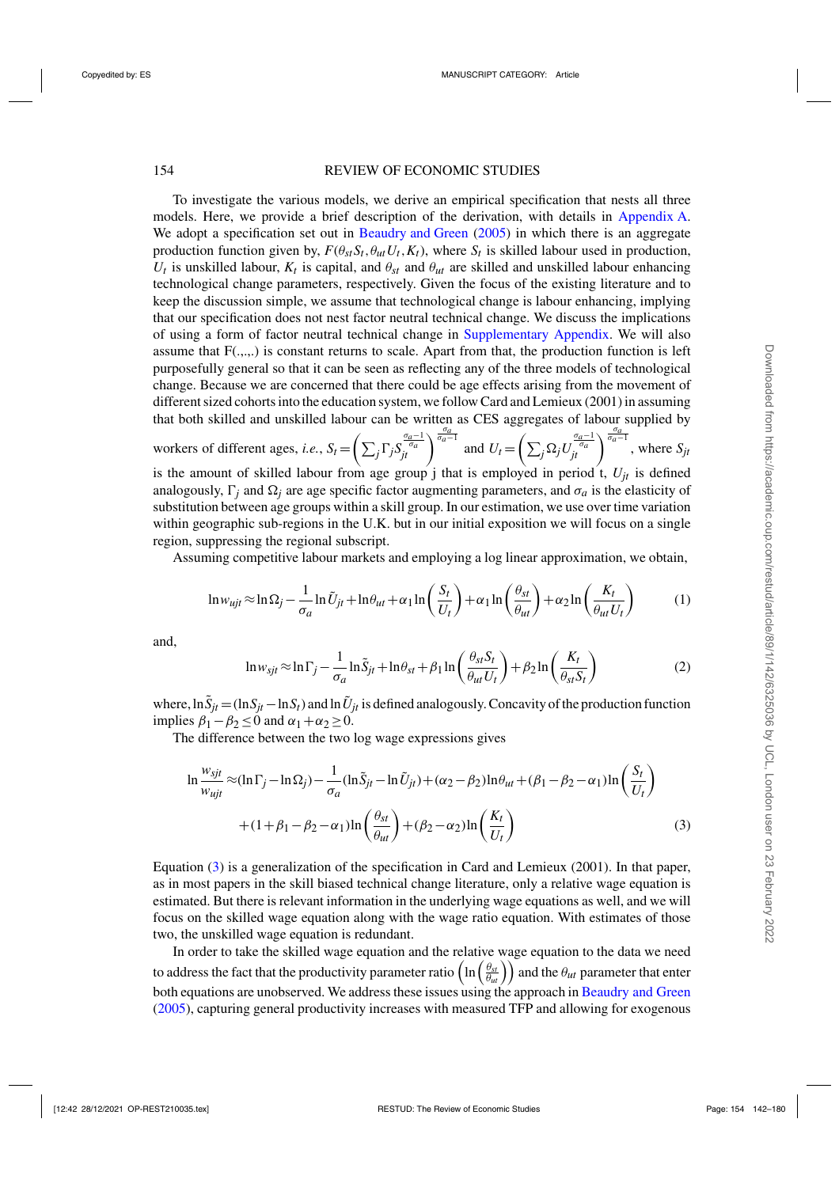To investigate the various models, we derive an empirical specification that nests all three models. Here, we provide a brief description of the derivation, with details in Appendix A. We adopt a specification set out in Beaudry and Green (2005) in which there is an aggregate production function given by, $F(\theta_{st}S_t, \theta_{ut}U_t, K_t)$, where $S_t$ is skilled labour used in production, $U_t$ is unskilled labour, $K_t$ is capital, and $\theta_{st}$ and $\theta_{ut}$ are skilled and unskilled labour enhancing technological change parameters, respectively. Given the focus of the existing literature and to keep the discussion simple, we assume that technological change is labour enhancing, implying that our specification does not nest factor neutral technical change. We discuss the implications of using a form of factor neutral technical change in Supplementary Appendix. We will also assume that F(.,.,.) is constant returns to scale. Apart from that, the production function is left purposefully general so that it can be seen as reflecting any of the three models of technological change. Because we are concerned that there could be age effects arising from the movement of different sized cohorts into the education system, we follow Card and Lemieux (2001) in assuming that both skilled and unskilled labour can be written as CES aggregates of labour supplied by workers of different ages, *i.e.*, $S_t = \left(\sum_j \Gamma_j S_{jt}^{\frac{\sigma_a - 1}{\sigma_a}}\right)^{\frac{\sigma_a}{\sigma_a - 1}}$ and $U_t = \left(\sum_j \Omega_j U_{jt}^{\frac{\sigma_a - 1}{\sigma_a}}\right)^{\frac{\sigma_a}{\sigma_a - 1}}$, where $S_{jt}$ is the amount of skilled labour from age group j that is employed in period t, $U_{jt}$ is defined analogously, $\Gamma_j$ and $\Omega_j$ are age specific factor augmenting parameters, and $\sigma_a$ is the elasticity of substitution between age groups within a skill group. In our estimation, we use over time variation within geographic sub-regions in the U.K. but in our initial exposition we will focus on a single region, suppressing the regional subscript.

Assuming competitive labour markets and employing a log linear approximation, we obtain,

$$\ln w_{ujt} \approx \ln \Omega_j - \frac{1}{\sigma_a} \ln \tilde{U}_{jt} + \ln \theta_{ut} + \alpha_1 \ln\left(\frac{S_t}{U_t}\right) + \alpha_1 \ln\left(\frac{\theta_{st}}{\theta_{ut}}\right) + \alpha_2 \ln\left(\frac{K_t}{\theta_{ut}U_t}\right) \tag{1}$$

and,

$$\ln w_{sjt} \approx \ln \Gamma_j - \frac{1}{\sigma_a} \ln \tilde{S}_{jt} + \ln \theta_{st} + \beta_1 \ln\left(\frac{\theta_{st}S_t}{\theta_{ut}U_t}\right) + \beta_2 \ln\left(\frac{K_t}{\theta_{st}S_t}\right) \tag{2}$$

where, $\ln \tilde{S}_{jt} = (\ln S_{jt} - \ln S_t)$ and $\ln \tilde{U}_{jt}$ is defined analogously. Concavity of the production function implies $\beta_1 - \beta_2 \leq 0$ and $\alpha_1 + \alpha_2 \geq 0$.

The difference between the two log wage expressions gives

$$\begin{aligned}
\ln \frac{w_{sjt}}{w_{ujt}} \approx & (\ln \Gamma_j - \ln \Omega_j) - \frac{1}{\sigma_a}(\ln \tilde{S}_{jt} - \ln \tilde{U}_{jt}) + (\alpha_2 - \beta_2)\ln \theta_{ut} + (\beta_1 - \beta_2 - \alpha_1)\ln\left(\frac{S_t}{U_t}\right) \\
& + (1 + \beta_1 - \beta_2 - \alpha_1)\ln\left(\frac{\theta_{st}}{\theta_{ut}}\right) + (\beta_2 - \alpha_2)\ln\left(\frac{K_t}{U_t}\right)
\end{aligned} \tag{3}$$

Equation (3) is a generalization of the specification in Card and Lemieux (2001). In that paper, as in most papers in the skill biased technical change literature, only a relative wage equation is estimated. But there is relevant information in the underlying wage equations as well, and we will focus on the skilled wage equation along with the wage ratio equation. With estimates of those two, the unskilled wage equation is redundant.

In order to take the skilled wage equation and the relative wage equation to the data we need to address the fact that the productivity parameter ratio $\left(\ln\left(\frac{\theta_{st}}{\theta_{ut}}\right)\right)$ and the $\theta_{ut}$ parameter that enter both equations are unobserved. We address these issues using the approach in Beaudry and Green (2005), capturing general productivity increases with measured TFP and allowing for exogenous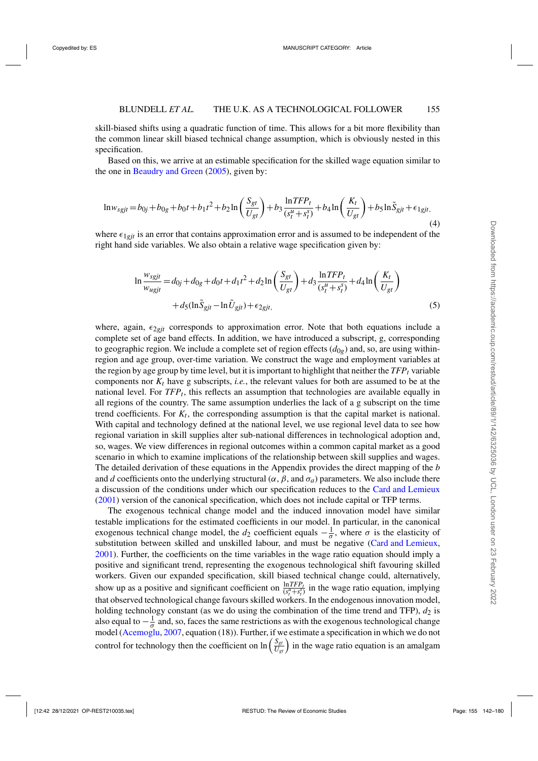skill-biased shifts using a quadratic function of time. This allows for a bit more flexibility than the common linear skill biased technical change assumption, which is obviously nested in this specification.

Based on this, we arrive at an estimable specification for the skilled wage equation similar to the one in Beaudry and Green (2005), given by:

$$\ln w_{sgjt} = b_{0j} + b_{0g} + b_0 t + b_1 t^2 + b_2 \ln\left(\frac{S_{gt}}{U_{gt}}\right) + b_3 \frac{\ln TFP_t}{(s_t^u + s_t^s)} + b_4 \ln\left(\frac{K_t}{U_{gt}}\right) + b_5 \ln \tilde{S}_{gjt} + \epsilon_{1gjt}, \tag{4}$$

where $\epsilon_{1gjt}$ is an error that contains approximation error and is assumed to be independent of the right hand side variables. We also obtain a relative wage specification given by:

$$\ln \frac{w_{sgjt}}{w_{ugjt}} = d_{0j} + d_{0g} + d_0 t + d_1 t^2 + d_2 \ln\left(\frac{S_{gt}}{U_{gt}}\right) + d_3 \frac{\ln TFP_t}{(s_t^u + s_t^s)} + d_4 \ln\left(\frac{K_t}{U_{gt}}\right) + d_5 (\ln \tilde{S}_{gjt} - \ln \tilde{U}_{gjt}) + \epsilon_{2gjt}, \tag{5}$$

where, again, $\epsilon_{2gjt}$ corresponds to approximation error. Note that both equations include a complete set of age band effects. In addition, we have introduced a subscript, g, corresponding to geographic region. We include a complete set of region effects ($d_{0g}$) and, so, are using within-region and age group, over-time variation. We construct the wage and employment variables at the region by age group by time level, but it is important to highlight that neither the $TFP_t$ variable components nor $K_t$ have g subscripts, *i.e.*, the relevant values for both are assumed to be at the national level. For $TFP_t$, this reflects an assumption that technologies are available equally in all regions of the country. The same assumption underlies the lack of a g subscript on the time trend coefficients. For $K_t$, the corresponding assumption is that the capital market is national. With capital and technology defined at the national level, we use regional level data to see how regional variation in skill supplies alter sub-national differences in technological adoption and, so, wages. We view differences in regional outcomes within a common capital market as a good scenario in which to examine implications of the relationship between skill supplies and wages. The detailed derivation of these equations in the Appendix provides the direct mapping of the $b$ and $d$ coefficients onto the underlying structural ($\alpha$, $\beta$, and $\sigma_a$) parameters. We also include there a discussion of the conditions under which our specification reduces to the Card and Lemieux (2001) version of the canonical specification, which does not include capital or TFP terms.

The exogenous technical change model and the induced innovation model have similar testable implications for the estimated coefficients in our model. In particular, in the canonical exogenous technical change model, the $d_2$ coefficient equals $-\frac{1}{\sigma}$, where $\sigma$ is the elasticity of substitution between skilled and unskilled labour, and must be negative (Card and Lemieux, 2001). Further, the coefficients on the time variables in the wage ratio equation should imply a positive and significant trend, representing the exogenous technological shift favouring skilled workers. Given our expanded specification, skill biased technical change could, alternatively, show up as a positive and significant coefficient on $\frac{\ln TFP_t}{(s_t^u + s_t^s)}$ in the wage ratio equation, implying that observed technological change favours skilled workers. In the endogenous innovation model, holding technology constant (as we do using the combination of the time trend and TFP), $d_2$ is also equal to $-\frac{1}{\sigma}$ and, so, faces the same restrictions as with the exogenous technological change model (Acemoglu, 2007, equation (18)). Further, if we estimate a specification in which we do not control for technology then the coefficient on $\ln\left(\frac{S_{gt}}{U_{gt}}\right)$ in the wage ratio equation is an amalgam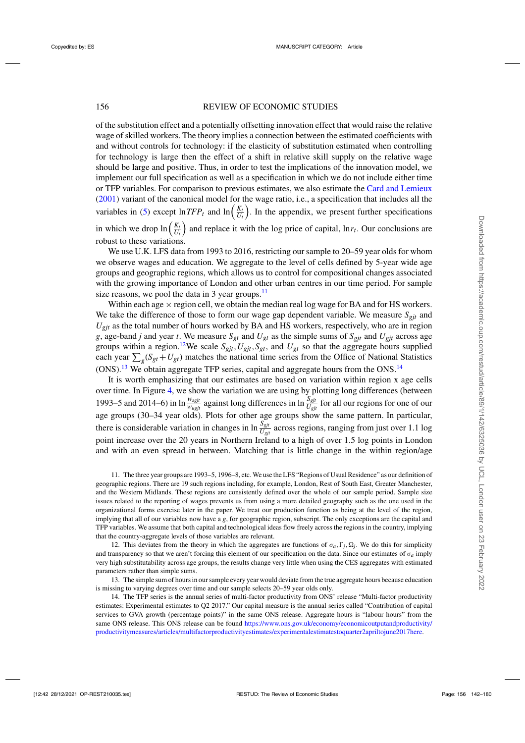of the substitution effect and a potentially offsetting innovation effect that would raise the relative wage of skilled workers. The theory implies a connection between the estimated coefficients with and without controls for technology: if the elasticity of substitution estimated when controlling for technology is large then the effect of a shift in relative skill supply on the relative wage should be large and positive. Thus, in order to test the implications of the innovation model, we implement our full specification as well as a specification in which we do not include either time or TFP variables. For comparison to previous estimates, we also estimate the Card and Lemieux (2001) variant of the canonical model for the wage ratio, i.e., a specification that includes all the variables in (5) except $\ln TFP_t$ and $\ln\left(\frac{K_t}{U_t}\right)$. In the appendix, we present further specifications in which we drop $\ln\left(\frac{K_t}{U_t}\right)$ and replace it with the log price of capital, $\ln r_t$. Our conclusions are robust to these variations.

We use U.K. LFS data from 1993 to 2016, restricting our sample to 20–59 year olds for whom we observe wages and education. We aggregate to the level of cells defined by 5-year wide age groups and geographic regions, which allows us to control for compositional changes associated with the growing importance of London and other urban centres in our time period. For sample size reasons, we pool the data in 3 year groups.[11]

Within each age × region cell, we obtain the median real log wage for BA and for HS workers. We take the difference of those to form our wage gap dependent variable. We measure $S_{gjt}$ and $U_{gjt}$ as the total number of hours worked by BA and HS workers, respectively, who are in region $g$, age-band $j$ and year $t$. We measure $S_{gt}$ and $U_{gt}$ as the simple sums of $S_{gjt}$ and $U_{gjt}$ across age groups within a region.[12] We scale $S_{gjt}, U_{gjt}, S_{gt}$, and $U_{gt}$ so that the aggregate hours supplied each year $\sum_g (S_{gt}+U_{gt})$ matches the national time series from the Office of National Statistics (ONS).[13] We obtain aggregate TFP series, capital and aggregate hours from the ONS.[14]

It is worth emphasizing that our estimates are based on variation within region x age cells over time. In Figure 4, we show the variation we are using by plotting long differences (between 1993–5 and 2014–6) in $\ln \frac{w_{sgjt}}{w_{ugjt}}$ against long differences in $\ln \frac{S_{gjt}}{U_{gjt}}$ for all our regions for one of our age groups (30–34 year olds). Plots for other age groups show the same pattern. In particular, there is considerable variation in changes in $\ln \frac{S_{gjt}}{U_{gjt}}$ across regions, ranging from just over 1.1 log point increase over the 20 years in Northern Ireland to a high of over 1.5 log points in London and with an even spread in between. Matching that is little change in the within region/age

11. The three year groups are 1993–5, 1996–8, etc. We use the LFS "Regions of Usual Residence" as our definition of geographic regions. There are 19 such regions including, for example, London, Rest of South East, Greater Manchester, and the Western Midlands. These regions are consistently defined over the whole of our sample period. Sample size issues related to the reporting of wages prevents us from using a more detailed geography such as the one used in the organizational forms exercise later in the paper. We treat our production function as being at the level of the region, implying that all of our variables now have a $g$, for geographic region, subscript. The only exceptions are the capital and TFP variables. We assume that both capital and technological ideas flow freely across the regions in the country, implying that the country-aggregate levels of those variables are relevant.

12. This deviates from the theory in which the aggregates are functions of $\sigma_a, \Gamma_j, \Omega_j$. We do this for simplicity and transparency so that we aren't forcing this element of our specification on the data. Since our estimates of $\sigma_a$ imply very high substitutability across age groups, the results change very little when using the CES aggregates with estimated parameters rather than simple sums.

13. The simple sum of hours in our sample every year would deviate from the true aggregate hours because education is missing to varying degrees over time and our sample selects 20–59 year olds only.

14. The TFP series is the annual series of multi-factor productivity from ONS' release "Multi-factor productivity estimates: Experimental estimates to Q2 2017." Our capital measure is the annual series called "Contribution of capital services to GVA growth (percentage points)" in the same ONS release. Aggregate hours is "labour hours" from the same ONS release. This ONS release can be found https://www.ons.gov.uk/economy/economicoutputandproductivity/productivitymeasures/articles/multifactorproductivityestimates/experimentalestimatestoquarter2apriltojune2017here.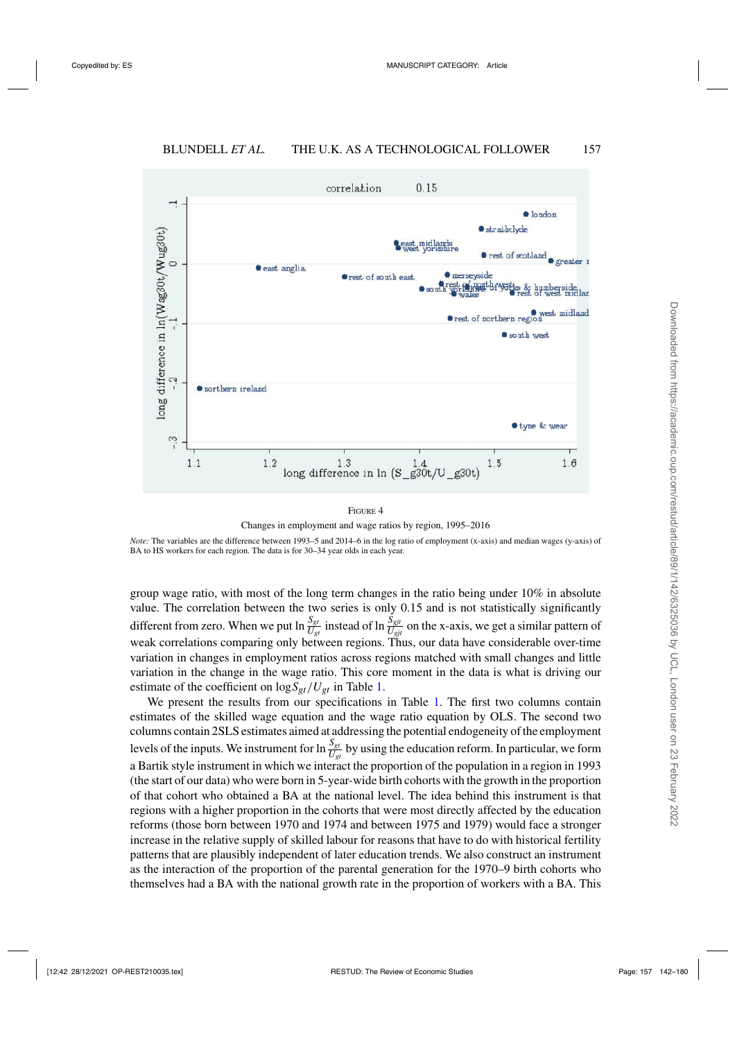FIGURE 4

Changes in employment and wage ratios by region, 1995–2016

*Note:* The variables are the difference between 1993–5 and 2014–6 in the log ratio of employment (x-axis) and median wages (y-axis) of BA to HS workers for each region. The data is for 30–34 year olds in each year.

group wage ratio, with most of the long term changes in the ratio being under 10% in absolute value. The correlation between the two series is only 0.15 and is not statistically significantly different from zero. When we put $\ln\frac{S_{gt}}{U_{gt}}$ instead of $\ln\frac{S_{gjt}}{U_{gjt}}$ on the x-axis, we get a similar pattern of weak correlations comparing only between regions. Thus, our data have considerable over-time variation in changes in employment ratios across regions matched with small changes and little variation in the change in the wage ratio. This core moment in the data is what is driving our estimate of the coefficient on $\log S_{gt}/U_{gt}$ in Table 1.

We present the results from our specifications in Table 1. The first two columns contain estimates of the skilled wage equation and the wage ratio equation by OLS. The second two columns contain 2SLS estimates aimed at addressing the potential endogeneity of the employment levels of the inputs. We instrument for $\ln\frac{S_{gt}}{U_{gt}}$ by using the education reform. In particular, we form a Bartik style instrument in which we interact the proportion of the population in a region in 1993 (the start of our data) who were born in 5-year-wide birth cohorts with the growth in the proportion of that cohort who obtained a BA at the national level. The idea behind this instrument is that regions with a higher proportion in the cohorts that were most directly affected by the education reforms (those born between 1970 and 1974 and between 1975 and 1979) would face a stronger increase in the relative supply of skilled labour for reasons that have to do with historical fertility patterns that are plausibly independent of later education trends. We also construct an instrument as the interaction of the proportion of the parental generation for the 1970–9 birth cohorts who themselves had a BA with the national growth rate in the proportion of workers with a BA. This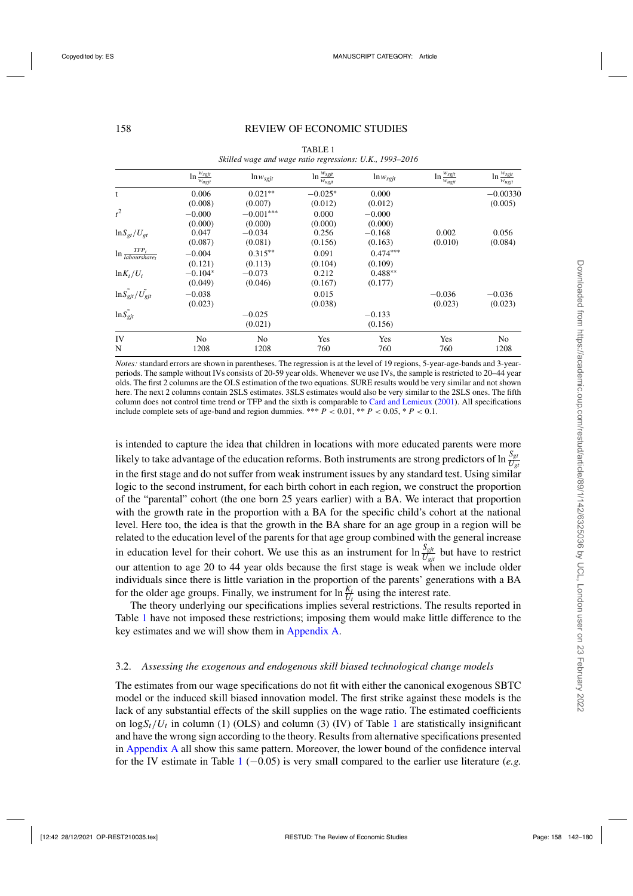TABLE 1

*Skilled wage and wage ratio regressions: U.K., 1993–2016*

| | $\ln \frac{w_{sgjt}}{w_{ugjt}}$ | $\ln w_{sgjt}$ | $\ln \frac{w_{sgjt}}{w_{ugjt}}$ | $\ln w_{sgjt}$ | $\ln \frac{w_{sgjt}}{w_{ugjt}}$ | $\ln \frac{w_{sgjt}}{w_{ugjt}}$ |
|---|---|---|---|---|---|---|
| t | 0.006 | 0.021** | −0.025* | 0.000 | | −0.00330 |
| | (0.008) | (0.007) | (0.012) | (0.012) | | (0.005) |
| $t^2$ | −0.000 | −0.001*** | 0.000 | −0.000 | | |
| | (0.000) | (0.000) | (0.000) | (0.000) | | |
| $\ln S_{gt}/U_{gt}$ | 0.047 | −0.034 | 0.256 | −0.168 | 0.002 | 0.056 |
| | (0.087) | (0.081) | (0.156) | (0.163) | (0.010) | (0.084) |
| $\ln \frac{TFP_t}{labourshare_t}$ | −0.004 | 0.315** | 0.091 | 0.474*** | | |
| | (0.121) | (0.113) | (0.104) | (0.109) | | |
| $\ln K_t/U_t$ | −0.104* | −0.073 | 0.212 | 0.488** | | |
| | (0.049) | (0.046) | (0.167) | (0.177) | | |
| $\ln \tilde{S}_{gjt}/\tilde{U}_{gjt}$ | −0.038 | | 0.015 | | −0.036 | −0.036 |
| | (0.023) | | (0.038) | | (0.023) | (0.023) |
| $\ln \tilde{S}_{gjt}$ | | −0.025 | | −0.133 | | |
| | | (0.021) | | (0.156) | | |
| IV | No | No | Yes | Yes | Yes | No |
| N | 1208 | 1208 | 760 | 760 | 760 | 1208 |

*Notes:* standard errors are shown in parentheses. The regression is at the level of 19 regions, 5-year-age-bands and 3-year-periods. The sample without IVs consists of 20-59 year olds. Whenever we use IVs, the sample is restricted to 20–44 year olds. The first 2 columns are the OLS estimation of the two equations. SURE results would be very similar and not shown here. The next 2 columns contain 2SLS estimates. 3SLS estimates would also be very similar to the 2SLS ones. The fifth column does not control time trend or TFP and the sixth is comparable to Card and Lemieux (2001). All specifications include complete sets of age-band and region dummies. *** $P<0.01$, ** $P<0.05$, * $P<0.1$.

is intended to capture the idea that children in locations with more educated parents were more likely to take advantage of the education reforms. Both instruments are strong predictors of $\ln \frac{S_{gt}}{U_{gt}}$ in the first stage and do not suffer from weak instrument issues by any standard test. Using similar logic to the second instrument, for each birth cohort in each region, we construct the proportion of the "parental" cohort (the one born 25 years earlier) with a BA. We interact that proportion with the growth rate in the proportion with a BA for the specific child's cohort at the national level. Here too, the idea is that the growth in the BA share for an age group in a region will be related to the education level of the parents for that age group combined with the general increase in education level for their cohort. We use this as an instrument for $\ln \frac{\tilde{S}_{gjt}}{\tilde{U}_{gjt}}$ but have to restrict our attention to age 20 to 44 year olds because the first stage is weak when we include older individuals since there is little variation in the proportion of the parents' generations with a BA for the older age groups. Finally, we instrument for $\ln \frac{K_t}{U_t}$ using the interest rate.

The theory underlying our specifications implies several restrictions. The results reported in Table 1 have not imposed these restrictions; imposing them would make little difference to the key estimates and we will show them in Appendix A.

### 3.2. *Assessing the exogenous and endogenous skill biased technological change models*

The estimates from our wage specifications do not fit with either the canonical exogenous SBTC model or the induced skill biased innovation model. The first strike against these models is the lack of any substantial effects of the skill supplies on the wage ratio. The estimated coefficients on $\log S_t/U_t$ in column (1) (OLS) and column (3) (IV) of Table 1 are statistically insignificant and have the wrong sign according to the theory. Results from alternative specifications presented in Appendix A all show this same pattern. Moreover, the lower bound of the confidence interval for the IV estimate in Table 1 (−0.05) is very small compared to the earlier use literature (*e.g.*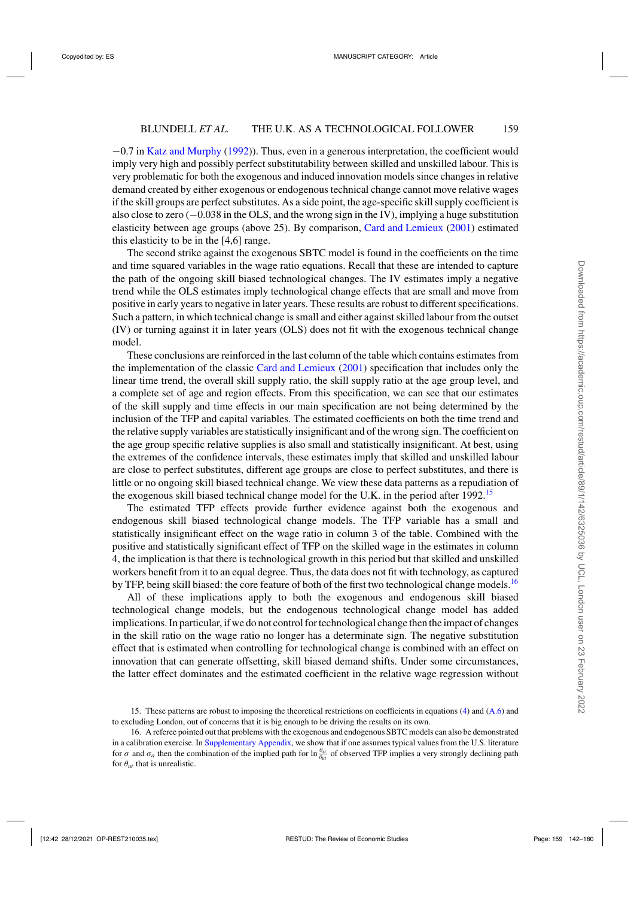−0.7 in Katz and Murphy (1992)). Thus, even in a generous interpretation, the coefficient would imply very high and possibly perfect substitutability between skilled and unskilled labour. This is very problematic for both the exogenous and induced innovation models since changes in relative demand created by either exogenous or endogenous technical change cannot move relative wages if the skill groups are perfect substitutes. As a side point, the age-specific skill supply coefficient is also close to zero (−0.038 in the OLS, and the wrong sign in the IV), implying a huge substitution elasticity between age groups (above 25). By comparison, Card and Lemieux (2001) estimated this elasticity to be in the [4,6] range.

The second strike against the exogenous SBTC model is found in the coefficients on the time and time squared variables in the wage ratio equations. Recall that these are intended to capture the path of the ongoing skill biased technological changes. The IV estimates imply a negative trend while the OLS estimates imply technological change effects that are small and move from positive in early years to negative in later years. These results are robust to different specifications. Such a pattern, in which technical change is small and either against skilled labour from the outset (IV) or turning against it in later years (OLS) does not fit with the exogenous technical change model.

These conclusions are reinforced in the last column of the table which contains estimates from the implementation of the classic Card and Lemieux (2001) specification that includes only the linear time trend, the overall skill supply ratio, the skill supply ratio at the age group level, and a complete set of age and region effects. From this specification, we can see that our estimates of the skill supply and time effects in our main specification are not being determined by the inclusion of the TFP and capital variables. The estimated coefficients on both the time trend and the relative supply variables are statistically insignificant and of the wrong sign. The coefficient on the age group specific relative supplies is also small and statistically insignificant. At best, using the extremes of the confidence intervals, these estimates imply that skilled and unskilled labour are close to perfect substitutes, different age groups are close to perfect substitutes, and there is little or no ongoing skill biased technical change. We view these data patterns as a repudiation of the exogenous skill biased technical change model for the U.K. in the period after 1992.[15]

The estimated TFP effects provide further evidence against both the exogenous and endogenous skill biased technological change models. The TFP variable has a small and statistically insignificant effect on the wage ratio in column 3 of the table. Combined with the positive and statistically significant effect of TFP on the skilled wage in the estimates in column 4, the implication is that there is technological growth in this period but that skilled and unskilled workers benefit from it to an equal degree. Thus, the data does not fit with technology, as captured by TFP, being skill biased: the core feature of both of the first two technological change models.[16]

All of these implications apply to both the exogenous and endogenous skill biased technological change models, but the endogenous technological change model has added implications. In particular, if we do not control for technological change then the impact of changes in the skill ratio on the wage ratio no longer has a determinate sign. The negative substitution effect that is estimated when controlling for technological change is combined with an effect on innovation that can generate offsetting, skill biased demand shifts. Under some circumstances, the latter effect dominates and the estimated coefficient in the relative wage regression without

15. These patterns are robust to imposing the theoretical restrictions on coefficients in equations (4) and (A.6) and to excluding London, out of concerns that it is big enough to be driving the results on its own.

16. A referee pointed out that problems with the exogenous and endogenous SBTC models can also be demonstrated in a calibration exercise. In Supplementary Appendix, we show that if one assumes typical values from the U.S. literature for $\sigma$ and $\sigma_a$ then the combination of the implied path for $\ln \frac{\theta_{st}}{\theta_{ut}}$ of observed TFP implies a very strongly declining path for $\theta_{ut}$ that is unrealistic.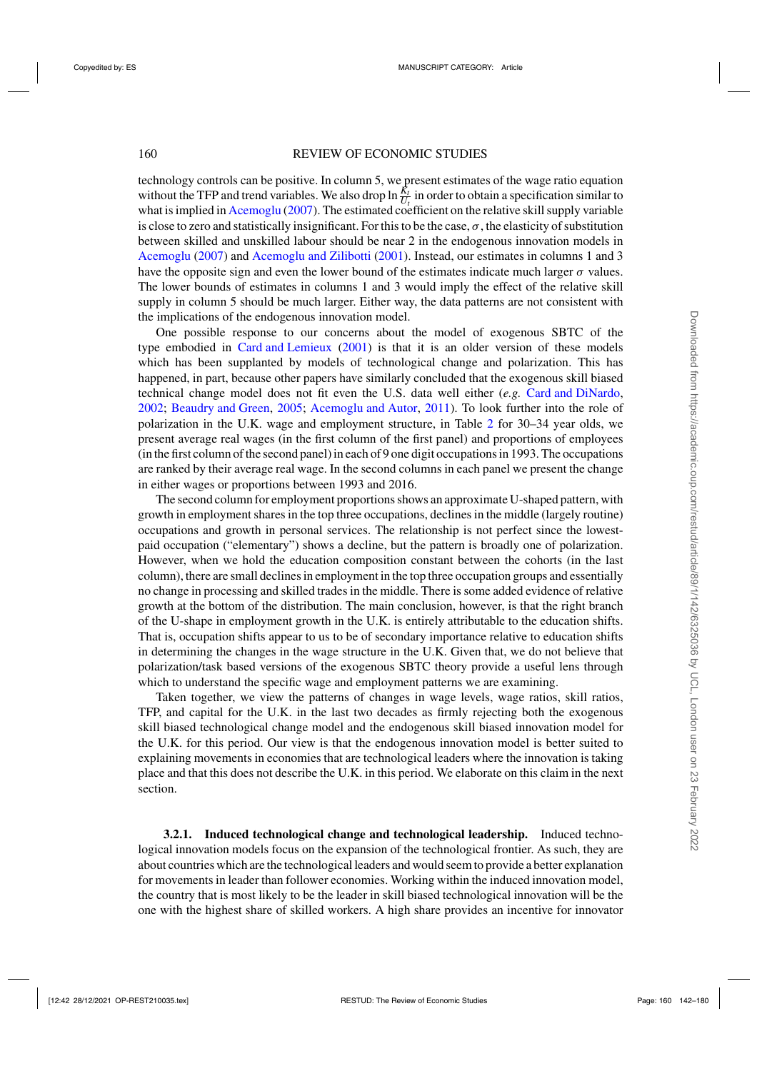technology controls can be positive. In column 5, we present estimates of the wage ratio equation without the TFP and trend variables. We also drop $\ln \frac{K_t}{U_t}$ in order to obtain a specification similar to what is implied in Acemoglu (2007). The estimated coefficient on the relative skill supply variable is close to zero and statistically insignificant. For this to be the case, $\sigma$, the elasticity of substitution between skilled and unskilled labour should be near 2 in the endogenous innovation models in Acemoglu (2007) and Acemoglu and Zilibotti (2001). Instead, our estimates in columns 1 and 3 have the opposite sign and even the lower bound of the estimates indicate much larger $\sigma$ values. The lower bounds of estimates in columns 1 and 3 would imply the effect of the relative skill supply in column 5 should be much larger. Either way, the data patterns are not consistent with the implications of the endogenous innovation model.

One possible response to our concerns about the model of exogenous SBTC of the type embodied in Card and Lemieux (2001) is that it is an older version of these models which has been supplanted by models of technological change and polarization. This has happened, in part, because other papers have similarly concluded that the exogenous skill biased technical change model does not fit even the U.S. data well either (*e.g.* Card and DiNardo, 2002; Beaudry and Green, 2005; Acemoglu and Autor, 2011). To look further into the role of polarization in the U.K. wage and employment structure, in Table 2 for 30–34 year olds, we present average real wages (in the first column of the first panel) and proportions of employees (in the first column of the second panel) in each of 9 one digit occupations in 1993. The occupations are ranked by their average real wage. In the second columns in each panel we present the change in either wages or proportions between 1993 and 2016.

The second column for employment proportions shows an approximate U-shaped pattern, with growth in employment shares in the top three occupations, declines in the middle (largely routine) occupations and growth in personal services. The relationship is not perfect since the lowest-paid occupation ("elementary") shows a decline, but the pattern is broadly one of polarization. However, when we hold the education composition constant between the cohorts (in the last column), there are small declines in employment in the top three occupation groups and essentially no change in processing and skilled trades in the middle. There is some added evidence of relative growth at the bottom of the distribution. The main conclusion, however, is that the right branch of the U-shape in employment growth in the U.K. is entirely attributable to the education shifts. That is, occupation shifts appear to us to be of secondary importance relative to education shifts in determining the changes in the wage structure in the U.K. Given that, we do not believe that polarization/task based versions of the exogenous SBTC theory provide a useful lens through which to understand the specific wage and employment patterns we are examining.

Taken together, we view the patterns of changes in wage levels, wage ratios, skill ratios, TFP, and capital for the U.K. in the last two decades as firmly rejecting both the exogenous skill biased technological change model and the endogenous skill biased innovation model for the U.K. for this period. Our view is that the endogenous innovation model is better suited to explaining movements in economies that are technological leaders where the innovation is taking place and that this does not describe the U.K. in this period. We elaborate on this claim in the next section.

#### 3.2.1. Induced technological change and technological leadership.

Induced technological innovation models focus on the expansion of the technological frontier. As such, they are about countries which are the technological leaders and would seem to provide a better explanation for movements in leader than follower economies. Working within the induced innovation model, the country that is most likely to be the leader in skill biased technological innovation will be the one with the highest share of skilled workers. A high share provides an incentive for innovator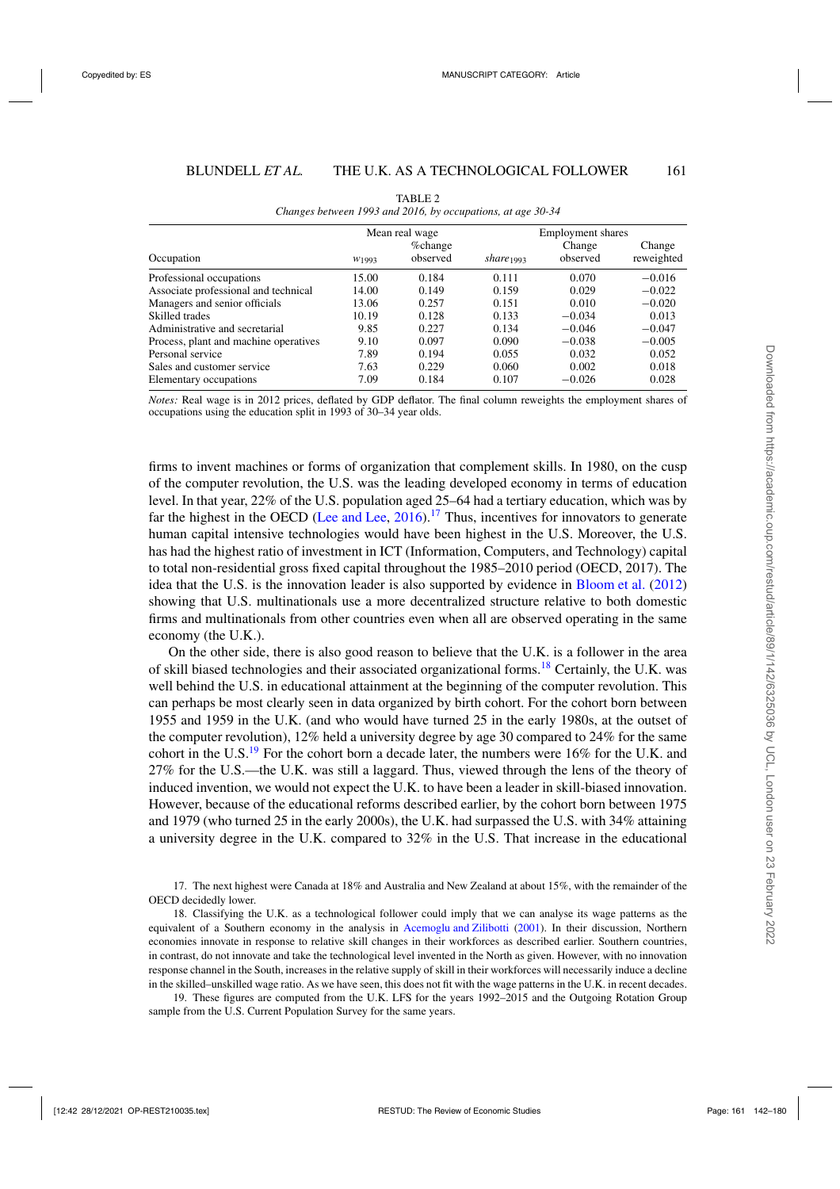TABLE 2

*Changes between 1993 and 2016, by occupations, at age 30-34*

| Occupation | Mean real wage | | Employment shares | | |
|---|---|---|---|---|---|
| | $w_{1993}$ | %change observed | $share_{1993}$ | Change observed | Change reweighted |
| Professional occupations | 15.00 | 0.184 | 0.111 | 0.070 | −0.016 |
| Associate professional and technical | 14.00 | 0.149 | 0.159 | 0.029 | −0.022 |
| Managers and senior officials | 13.06 | 0.257 | 0.151 | 0.010 | −0.020 |
| Skilled trades | 10.19 | 0.128 | 0.133 | −0.034 | 0.013 |
| Administrative and secretarial | 9.85 | 0.227 | 0.134 | −0.046 | −0.047 |
| Process, plant and machine operatives | 9.10 | 0.097 | 0.090 | −0.038 | −0.005 |
| Personal service | 7.89 | 0.194 | 0.055 | 0.032 | 0.052 |
| Sales and customer service | 7.63 | 0.229 | 0.060 | 0.002 | 0.018 |
| Elementary occupations | 7.09 | 0.184 | 0.107 | −0.026 | 0.028 |

*Notes:* Real wage is in 2012 prices, deflated by GDP deflator. The final column reweights the employment shares of occupations using the education split in 1993 of 30–34 year olds.

firms to invent machines or forms of organization that complement skills. In 1980, on the cusp of the computer revolution, the U.S. was the leading developed economy in terms of education level. In that year, 22% of the U.S. population aged 25–64 had a tertiary education, which was by far the highest in the OECD (Lee and Lee, 2016).[17] Thus, incentives for innovators to generate human capital intensive technologies would have been highest in the U.S. Moreover, the U.S. has had the highest ratio of investment in ICT (Information, Computers, and Technology) capital to total non-residential gross fixed capital throughout the 1985–2010 period (OECD, 2017). The idea that the U.S. is the innovation leader is also supported by evidence in Bloom et al. (2012) showing that U.S. multinationals use a more decentralized structure relative to both domestic firms and multinationals from other countries even when all are observed operating in the same economy (the U.K.).

On the other side, there is also good reason to believe that the U.K. is a follower in the area of skill biased technologies and their associated organizational forms.[18] Certainly, the U.K. was well behind the U.S. in educational attainment at the beginning of the computer revolution. This can perhaps be most clearly seen in data organized by birth cohort. For the cohort born between 1955 and 1959 in the U.K. (and who would have turned 25 in the early 1980s, at the outset of the computer revolution), 12% held a university degree by age 30 compared to 24% for the same cohort in the U.S.[19] For the cohort born a decade later, the numbers were 16% for the U.K. and 27% for the U.S.—the U.K. was still a laggard. Thus, viewed through the lens of the theory of induced invention, we would not expect the U.K. to have been a leader in skill-biased innovation. However, because of the educational reforms described earlier, by the cohort born between 1975 and 1979 (who turned 25 in the early 2000s), the U.K. had surpassed the U.S. with 34% attaining a university degree in the U.K. compared to 32% in the U.S. That increase in the educational

17. The next highest were Canada at 18% and Australia and New Zealand at about 15%, with the remainder of the OECD decidedly lower.

18. Classifying the U.K. as a technological follower could imply that we can analyse its wage patterns as the equivalent of a Southern economy in the analysis in Acemoglu and Zilibotti (2001). In their discussion, Northern economies innovate in response to relative skill changes in their workforces as described earlier. Southern countries, in contrast, do not innovate and take the technological level invented in the North as given. However, with no innovation response channel in the South, increases in the relative supply of skill in their workforces will necessarily induce a decline in the skilled–unskilled wage ratio. As we have seen, this does not fit with the wage patterns in the U.K. in recent decades.

19. These figures are computed from the U.K. LFS for the years 1992–2015 and the Outgoing Rotation Group sample from the U.S. Current Population Survey for the same years.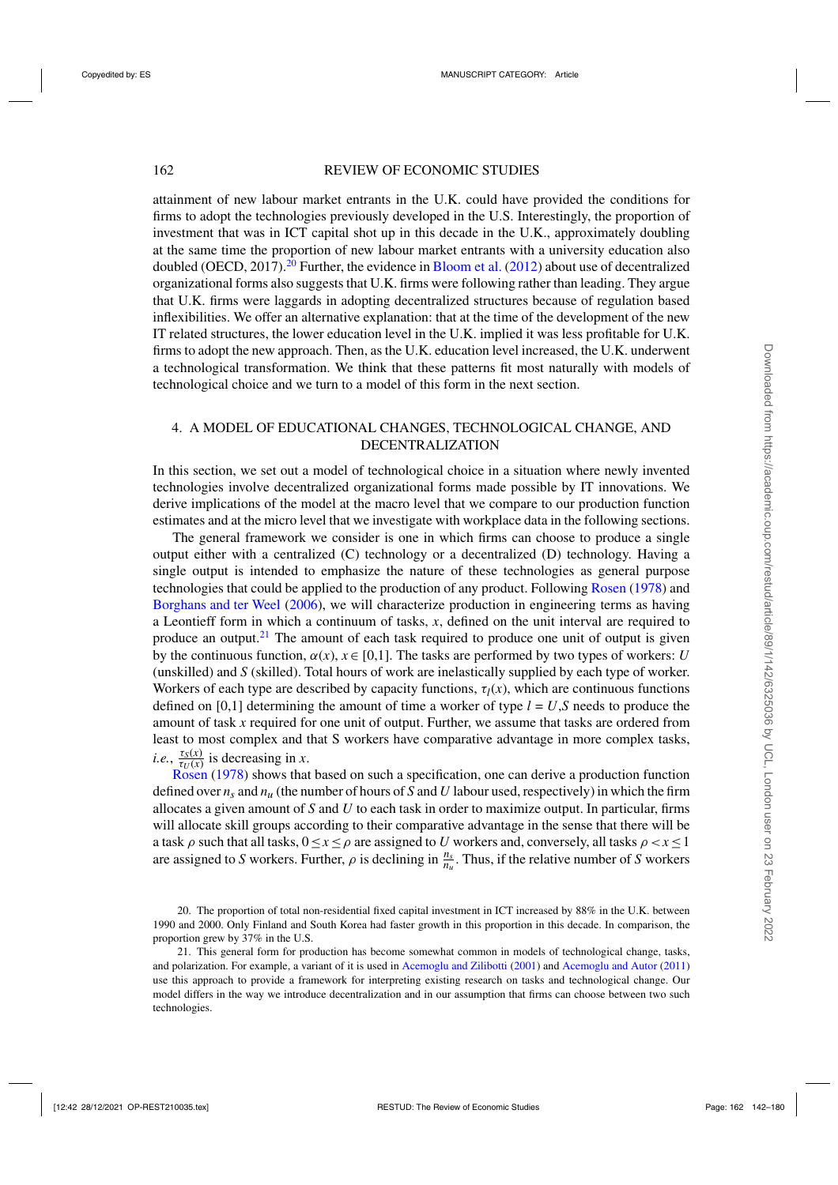attainment of new labour market entrants in the U.K. could have provided the conditions for firms to adopt the technologies previously developed in the U.S. Interestingly, the proportion of investment that was in ICT capital shot up in this decade in the U.K., approximately doubling at the same time the proportion of new labour market entrants with a university education also doubled (OECD, 2017).[20] Further, the evidence in Bloom et al. (2012) about use of decentralized organizational forms also suggests that U.K. firms were following rather than leading. They argue that U.K. firms were laggards in adopting decentralized structures because of regulation based inflexibilities. We offer an alternative explanation: that at the time of the development of the new IT related structures, the lower education level in the U.K. implied it was less profitable for U.K. firms to adopt the new approach. Then, as the U.K. education level increased, the U.K. underwent a technological transformation. We think that these patterns fit most naturally with models of technological choice and we turn to a model of this form in the next section.

## 4. A MODEL OF EDUCATIONAL CHANGES, TECHNOLOGICAL CHANGE, AND DECENTRALIZATION

In this section, we set out a model of technological choice in a situation where newly invented technologies involve decentralized organizational forms made possible by IT innovations. We derive implications of the model at the macro level that we compare to our production function estimates and at the micro level that we investigate with workplace data in the following sections.

The general framework we consider is one in which firms can choose to produce a single output either with a centralized (C) technology or a decentralized (D) technology. Having a single output is intended to emphasize the nature of these technologies as general purpose technologies that could be applied to the production of any product. Following Rosen (1978) and Borghans and ter Weel (2006), we will characterize production in engineering terms as having a Leontieff form in which a continuum of tasks, $x$, defined on the unit interval are required to produce an output.[21] The amount of each task required to produce one unit of output is given by the continuous function, $\alpha(x)$, $x \in [0,1]$. The tasks are performed by two types of workers: $U$ (unskilled) and $S$ (skilled). Total hours of work are inelastically supplied by each type of worker. Workers of each type are described by capacity functions, $\tau_l(x)$, which are continuous functions defined on [0,1] determining the amount of time a worker of type $l = U,S$ needs to produce the amount of task $x$ required for one unit of output. Further, we assume that tasks are ordered from least to most complex and that S workers have comparative advantage in more complex tasks, *i.e.*, $\frac{\tau_S(x)}{\tau_U(x)}$ is decreasing in $x$.

Rosen (1978) shows that based on such a specification, one can derive a production function defined over $n_s$ and $n_u$ (the number of hours of $S$ and $U$ labour used, respectively) in which the firm allocates a given amount of $S$ and $U$ to each task in order to maximize output. In particular, firms will allocate skill groups according to their comparative advantage in the sense that there will be a task $\rho$ such that all tasks, $0 \leq x \leq \rho$ are assigned to $U$ workers and, conversely, all tasks $\rho < x \leq 1$ are assigned to $S$ workers. Further, $\rho$ is declining in $\frac{n_s}{n_u}$. Thus, if the relative number of $S$ workers

20. The proportion of total non-residential fixed capital investment in ICT increased by 88% in the U.K. between 1990 and 2000. Only Finland and South Korea had faster growth in this proportion in this decade. In comparison, the proportion grew by 37% in the U.S.

21. This general form for production has become somewhat common in models of technological change, tasks, and polarization. For example, a variant of it is used in Acemoglu and Zilibotti (2001) and Acemoglu and Autor (2011) use this approach to provide a framework for interpreting existing research on tasks and technological change. Our model differs in the way we introduce decentralization and in our assumption that firms can choose between two such technologies.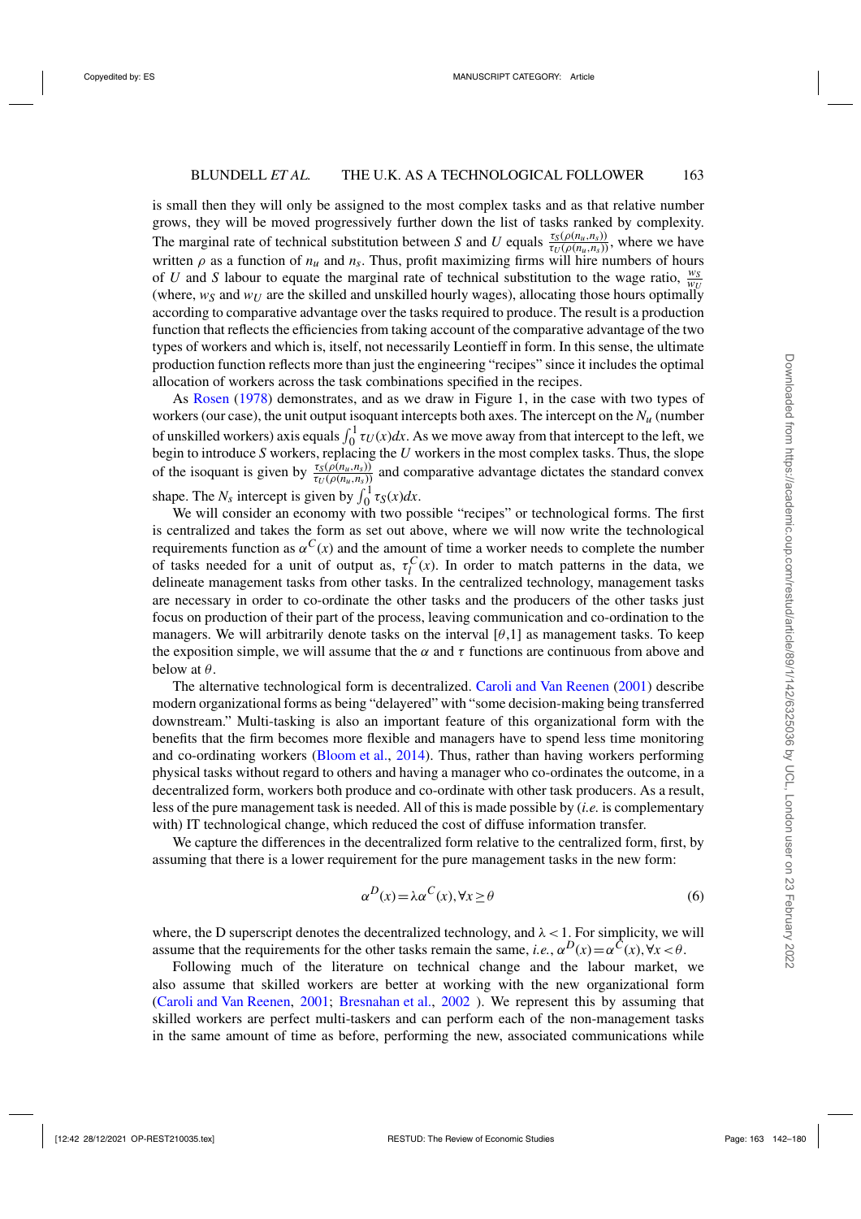is small then they will only be assigned to the most complex tasks and as that relative number grows, they will be moved progressively further down the list of tasks ranked by complexity. The marginal rate of technical substitution between $S$ and $U$ equals $\frac{\tau_S(\rho(n_u,n_s))}{\tau_U(\rho(n_u,n_s))}$, where we have written $\rho$ as a function of $n_u$ and $n_s$. Thus, profit maximizing firms will hire numbers of hours of $U$ and $S$ labour to equate the marginal rate of technical substitution to the wage ratio, $\frac{w_S}{w_U}$ (where, $w_S$ and $w_U$ are the skilled and unskilled hourly wages), allocating those hours optimally according to comparative advantage over the tasks required to produce. The result is a production function that reflects the efficiencies from taking account of the comparative advantage of the two types of workers and which is, itself, not necessarily Leontieff in form. In this sense, the ultimate production function reflects more than just the engineering "recipes" since it includes the optimal allocation of workers across the task combinations specified in the recipes.

As Rosen (1978) demonstrates, and as we draw in Figure 1, in the case with two types of workers (our case), the unit output isoquant intercepts both axes. The intercept on the $N_u$ (number of unskilled workers) axis equals $\int_0^1 \tau_U(x)dx$. As we move away from that intercept to the left, we begin to introduce $S$ workers, replacing the $U$ workers in the most complex tasks. Thus, the slope of the isoquant is given by $\frac{\tau_S(\rho(n_u,n_s))}{\tau_U(\rho(n_u,n_s))}$ and comparative advantage dictates the standard convex shape. The $N_s$ intercept is given by $\int_0^1 \tau_S(x)dx$.

We will consider an economy with two possible "recipes" or technological forms. The first is centralized and takes the form as set out above, where we will now write the technological requirements function as $\alpha^C(x)$ and the amount of time a worker needs to complete the number of tasks needed for a unit of output as, $\tau_l^C(x)$. In order to match patterns in the data, we delineate management tasks from other tasks. In the centralized technology, management tasks are necessary in order to co-ordinate the other tasks and the producers of the other tasks just focus on production of their part of the process, leaving communication and co-ordination to the managers. We will arbitrarily denote tasks on the interval $[\theta,1]$ as management tasks. To keep the exposition simple, we will assume that the $\alpha$ and $\tau$ functions are continuous from above and below at $\theta$.

The alternative technological form is decentralized. Caroli and Van Reenen (2001) describe modern organizational forms as being "delayered" with "some decision-making being transferred downstream." Multi-tasking is also an important feature of this organizational form with the benefits that the firm becomes more flexible and managers have to spend less time monitoring and co-ordinating workers (Bloom et al., 2014). Thus, rather than having workers performing physical tasks without regard to others and having a manager who co-ordinates the outcome, in a decentralized form, workers both produce and co-ordinate with other task producers. As a result, less of the pure management task is needed. All of this is made possible by (*i.e.* is complementary with) IT technological change, which reduced the cost of diffuse information transfer.

We capture the differences in the decentralized form relative to the centralized form, first, by assuming that there is a lower requirement for the pure management tasks in the new form:

$$\alpha^D(x) = \lambda\alpha^C(x), \forall x \geq \theta \tag{6}$$

where, the D superscript denotes the decentralized technology, and $\lambda < 1$. For simplicity, we will assume that the requirements for the other tasks remain the same, *i.e.*, $\alpha^D(x) = \alpha^C(x), \forall x < \theta$.

Following much of the literature on technical change and the labour market, we also assume that skilled workers are better at working with the new organizational form (Caroli and Van Reenen, 2001; Bresnahan et al., 2002 ). We represent this by assuming that skilled workers are perfect multi-taskers and can perform each of the non-management tasks in the same amount of time as before, performing the new, associated communications while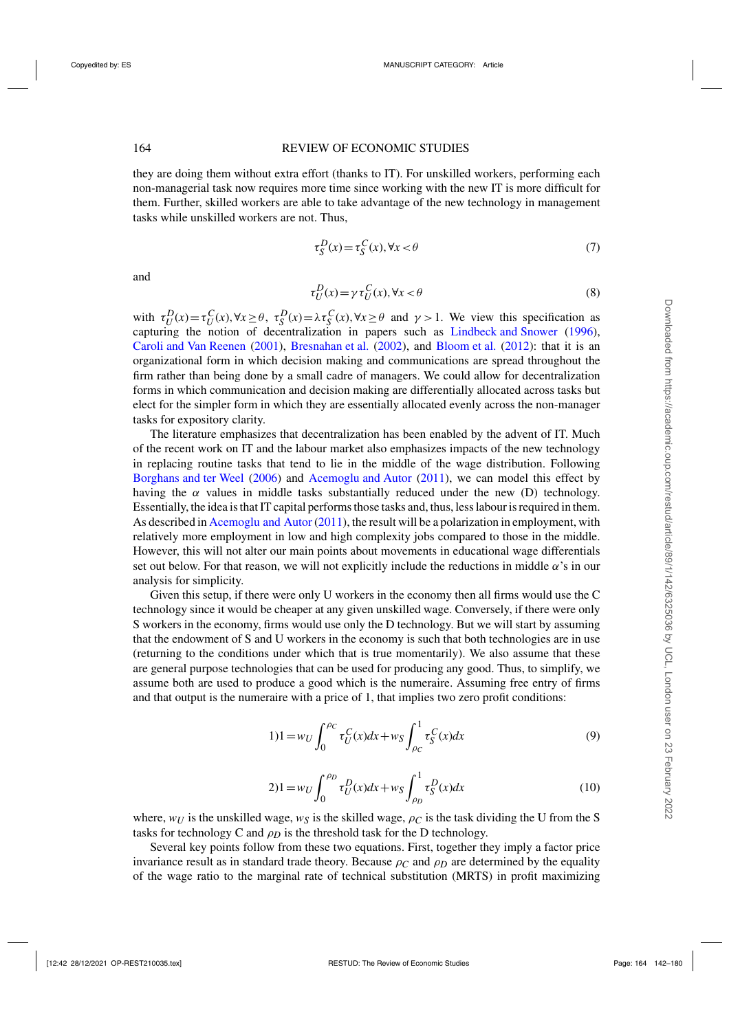they are doing them without extra effort (thanks to IT). For unskilled workers, performing each non-managerial task now requires more time since working with the new IT is more difficult for them. Further, skilled workers are able to take advantage of the new technology in management tasks while unskilled workers are not. Thus,

$$\tau_S^D(x) = \tau_S^C(x), \forall x < \theta \tag{7}$$

and

$$\tau_U^D(x) = \gamma \tau_U^C(x), \forall x < \theta \tag{8}$$

with $\tau_U^D(x) = \tau_U^C(x), \forall x \geq \theta$, $\tau_S^D(x) = \lambda \tau_S^C(x), \forall x \geq \theta$ and $\gamma > 1$. We view this specification as capturing the notion of decentralization in papers such as Lindbeck and Snower (1996), Caroli and Van Reenen (2001), Bresnahan et al. (2002), and Bloom et al. (2012): that it is an organizational form in which decision making and communications are spread throughout the firm rather than being done by a small cadre of managers. We could allow for decentralization forms in which communication and decision making are differentially allocated across tasks but elect for the simpler form in which they are essentially allocated evenly across the non-manager tasks for expository clarity.

The literature emphasizes that decentralization has been enabled by the advent of IT. Much of the recent work on IT and the labour market also emphasizes impacts of the new technology in replacing routine tasks that tend to lie in the middle of the wage distribution. Following Borghans and ter Weel (2006) and Acemoglu and Autor (2011), we can model this effect by having the $\alpha$ values in middle tasks substantially reduced under the new (D) technology. Essentially, the idea is that IT capital performs those tasks and, thus, less labour is required in them. As described in Acemoglu and Autor (2011), the result will be a polarization in employment, with relatively more employment in low and high complexity jobs compared to those in the middle. However, this will not alter our main points about movements in educational wage differentials set out below. For that reason, we will not explicitly include the reductions in middle $\alpha$'s in our analysis for simplicity.

Given this setup, if there were only U workers in the economy then all firms would use the C technology since it would be cheaper at any given unskilled wage. Conversely, if there were only S workers in the economy, firms would use only the D technology. But we will start by assuming that the endowment of S and U workers in the economy is such that both technologies are in use (returning to the conditions under which that is true momentarily). We also assume that these are general purpose technologies that can be used for producing any good. Thus, to simplify, we assume both are used to produce a good which is the numeraire. Assuming free entry of firms and that output is the numeraire with a price of 1, that implies two zero profit conditions:

$$1)\, 1 = w_U \int_0^{\rho_C} \tau_U^C(x)dx + w_S \int_{\rho_C}^1 \tau_S^C(x)dx \tag{9}$$

$$2)\, 1 = w_U \int_0^{\rho_D} \tau_U^D(x)dx + w_S \int_{\rho_D}^1 \tau_S^D(x)dx \tag{10}$$

where, $w_U$ is the unskilled wage, $w_S$ is the skilled wage, $\rho_C$ is the task dividing the U from the S tasks for technology C and $\rho_D$ is the threshold task for the D technology.

Several key points follow from these two equations. First, together they imply a factor price invariance result as in standard trade theory. Because $\rho_C$ and $\rho_D$ are determined by the equality of the wage ratio to the marginal rate of technical substitution (MRTS) in profit maximizing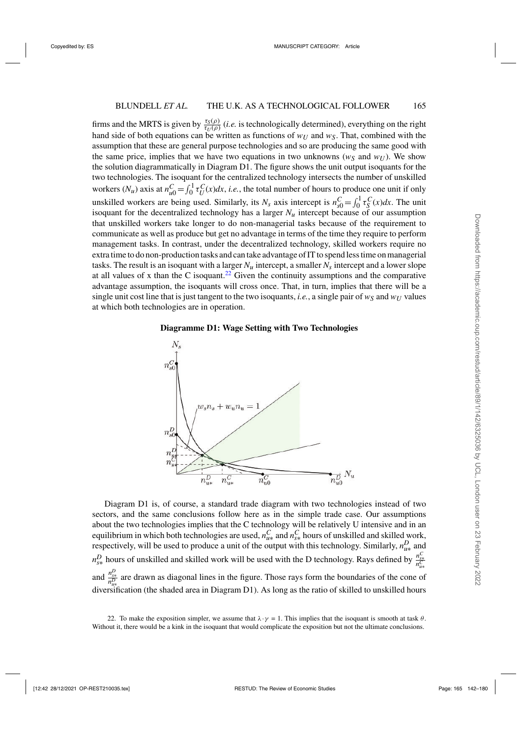firms and the MRTS is given by $\frac{\tau_S(\rho)}{\tau_U(\rho)}$ (*i.e.* is technologically determined), everything on the right hand side of both equations can be written as functions of $w_U$ and $w_S$. That, combined with the assumption that these are general purpose technologies and so are producing the same good with the same price, implies that we have two equations in two unknowns ($w_S$ and $w_U$). We show the solution diagrammatically in Diagram D1. The figure shows the unit output isoquants for the two technologies. The isoquant for the centralized technology intersects the number of unskilled workers ($N_u$) axis at $n^C_{u0} = \int_0^1 \tau^C_U(x)dx$, *i.e.*, the total number of hours to produce one unit if only unskilled workers are being used. Similarly, its $N_s$ axis intercept is $n^C_{s0} = \int_0^1 \tau^C_S(x)dx$. The unit isoquant for the decentralized technology has a larger $N_u$ intercept because of our assumption that unskilled workers take longer to do non-managerial tasks because of the requirement to communicate as well as produce but get no advantage in terms of the time they require to perform management tasks. In contrast, under the decentralized technology, skilled workers require no extra time to do non-production tasks and can take advantage of IT to spend less time on managerial tasks. The result is an isoquant with a larger $N_u$ intercept, a smaller $N_s$ intercept and a lower slope at all values of x than the C isoquant.[22] Given the continuity assumptions and the comparative advantage assumption, the isoquants will cross once. That, in turn, implies that there will be a single unit cost line that is just tangent to the two isoquants, *i.e.*, a single pair of $w_S$ and $w_U$ values at which both technologies are in operation.

**Diagramme D1: Wage Setting with Two Technologies**

Diagram D1 is, of course, a standard trade diagram with two technologies instead of two sectors, and the same conclusions follow here as in the simple trade case. Our assumptions about the two technologies implies that the C technology will be relatively U intensive and in an equilibrium in which both technologies are used, $n^C_{u*}$ and $n^C_{s*}$ hours of unskilled and skilled work, respectively, will be used to produce a unit of the output with this technology. Similarly, $n^D_{u*}$ and $n^D_{s*}$ hours of unskilled and skilled work will be used with the D technology. Rays defined by $\frac{n^C_{s*}}{n^C_{u*}}$ and $\frac{n^D_{s*}}{n^D_{u*}}$ are drawn as diagonal lines in the figure. Those rays form the boundaries of the cone of diversification (the shaded area in Diagram D1). As long as the ratio of skilled to unskilled hours

22. To make the exposition simpler, we assume that $\lambda \cdot \gamma = 1$. This implies that the isoquant is smooth at task $\theta$. Without it, there would be a kink in the isoquant that would complicate the exposition but not the ultimate conclusions.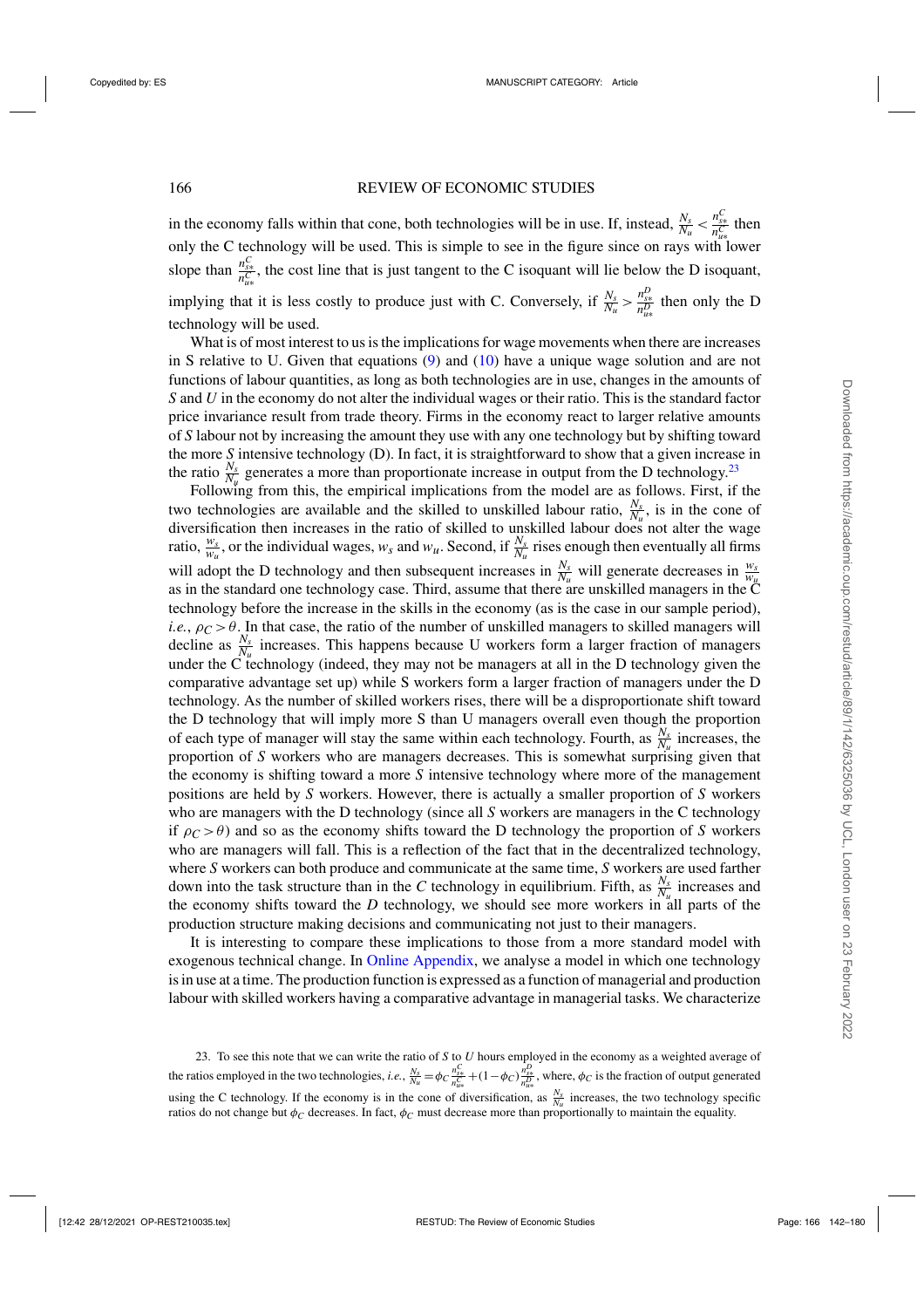in the economy falls within that cone, both technologies will be in use. If, instead, $\frac{N_s}{N_u} < \frac{n^C_{s*}}{n^C_{u*}}$ then only the C technology will be used. This is simple to see in the figure since on rays with lower slope than $\frac{n^C_{s*}}{n^C_{u*}}$, the cost line that is just tangent to the C isoquant will lie below the D isoquant, implying that it is less costly to produce just with C. Conversely, if $\frac{N_s}{N_u} > \frac{n^D_{s*}}{n^D_{u*}}$ then only the D technology will be used.

What is of most interest to us is the implications for wage movements when there are increases in S relative to U. Given that equations (9) and (10) have a unique wage solution and are not functions of labour quantities, as long as both technologies are in use, changes in the amounts of *S* and *U* in the economy do not alter the individual wages or their ratio. This is the standard factor price invariance result from trade theory. Firms in the economy react to larger relative amounts of *S* labour not by increasing the amount they use with any one technology but by shifting toward the more *S* intensive technology (D). In fact, it is straightforward to show that a given increase in the ratio $\frac{N_s}{N_y}$ generates a more than proportionate increase in output from the D technology.[23]

Following from this, the empirical implications from the model are as follows. First, if the two technologies are available and the skilled to unskilled labour ratio, $\frac{N_s}{N_u}$, is in the cone of diversification then increases in the ratio of skilled to unskilled labour does not alter the wage ratio, $\frac{w_s}{w_u}$, or the individual wages, $w_s$ and $w_u$. Second, if $\frac{N_s}{N_u}$ rises enough then eventually all firms will adopt the D technology and then subsequent increases in $\frac{N_s}{N_u}$ will generate decreases in $\frac{w_s}{w_u}$ as in the standard one technology case. Third, assume that there are unskilled managers in the C technology before the increase in the skills in the economy (as is the case in our sample period), *i.e.*, $\rho_C > \theta$. In that case, the ratio of the number of unskilled managers to skilled managers will decline as $\frac{N_s}{N_u}$ increases. This happens because U workers form a larger fraction of managers under the C technology (indeed, they may not be managers at all in the D technology given the comparative advantage set up) while S workers form a larger fraction of managers under the D technology. As the number of skilled workers rises, there will be a disproportionate shift toward the D technology that will imply more S than U managers overall even though the proportion of each type of manager will stay the same within each technology. Fourth, as $\frac{N_s}{N_u}$ increases, the proportion of *S* workers who are managers decreases. This is somewhat surprising given that the economy is shifting toward a more *S* intensive technology where more of the management positions are held by *S* workers. However, there is actually a smaller proportion of *S* workers who are managers with the D technology (since all *S* workers are managers in the C technology if $\rho_C > \theta$) and so as the economy shifts toward the D technology the proportion of *S* workers who are managers will fall. This is a reflection of the fact that in the decentralized technology, where *S* workers can both produce and communicate at the same time, *S* workers are used farther down into the task structure than in the *C* technology in equilibrium. Fifth, as $\frac{N_s}{N_u}$ increases and the economy shifts toward the *D* technology, we should see more workers in all parts of the production structure making decisions and communicating not just to their managers.

It is interesting to compare these implications to those from a more standard model with exogenous technical change. In Online Appendix, we analyse a model in which one technology is in use at a time. The production function is expressed as a function of managerial and production labour with skilled workers having a comparative advantage in managerial tasks. We characterize

[23] To see this note that we can write the ratio of *S* to *U* hours employed in the economy as a weighted average of the ratios employed in the two technologies, *i.e.*, $\frac{N_s}{N_u} = \phi_C \frac{n^C_{s*}}{n^C_{u*}} + (1-\phi_C)\frac{n^D_{s*}}{n^D_{u*}}$, where, $\phi_C$ is the fraction of output generated using the C technology. If the economy is in the cone of diversification, as $\frac{N_s}{N_u}$ increases, the two technology specific ratios do not change but $\phi_C$ decreases. In fact, $\phi_C$ must decrease more than proportionally to maintain the equality.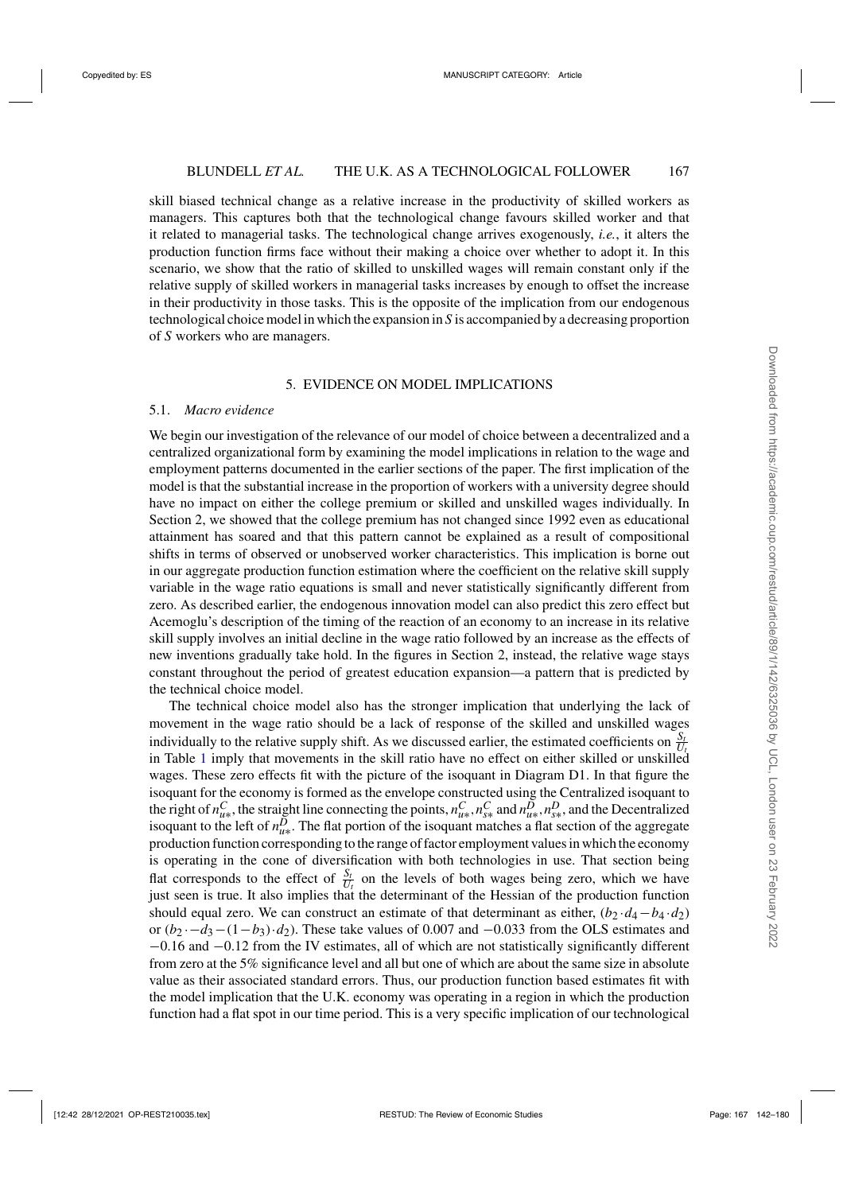skill biased technical change as a relative increase in the productivity of skilled workers as managers. This captures both that the technological change favours skilled worker and that it related to managerial tasks. The technological change arrives exogenously, *i.e.*, it alters the production function firms face without their making a choice over whether to adopt it. In this scenario, we show that the ratio of skilled to unskilled wages will remain constant only if the relative supply of skilled workers in managerial tasks increases by enough to offset the increase in their productivity in those tasks. This is the opposite of the implication from our endogenous technological choice model in which the expansion in $S$ is accompanied by a decreasing proportion of $S$ workers who are managers.

## 5. EVIDENCE ON MODEL IMPLICATIONS

### 5.1. *Macro evidence*

We begin our investigation of the relevance of our model of choice between a decentralized and a centralized organizational form by examining the model implications in relation to the wage and employment patterns documented in the earlier sections of the paper. The first implication of the model is that the substantial increase in the proportion of workers with a university degree should have no impact on either the college premium or skilled and unskilled wages individually. In Section 2, we showed that the college premium has not changed since 1992 even as educational attainment has soared and that this pattern cannot be explained as a result of compositional shifts in terms of observed or unobserved worker characteristics. This implication is borne out in our aggregate production function estimation where the coefficient on the relative skill supply variable in the wage ratio equations is small and never statistically significantly different from zero. As described earlier, the endogenous innovation model can also predict this zero effect but Acemoglu's description of the timing of the reaction of an economy to an increase in its relative skill supply involves an initial decline in the wage ratio followed by an increase as the effects of new inventions gradually take hold. In the figures in Section 2, instead, the relative wage stays constant throughout the period of greatest education expansion—a pattern that is predicted by the technical choice model.

The technical choice model also has the stronger implication that underlying the lack of movement in the wage ratio should be a lack of response of the skilled and unskilled wages individually to the relative supply shift. As we discussed earlier, the estimated coefficients on $\frac{S_t}{U_t}$ in Table 1 imply that movements in the skill ratio have no effect on either skilled or unskilled wages. These zero effects fit with the picture of the isoquant in Diagram D1. In that figure the isoquant for the economy is formed as the envelope constructed using the Centralized isoquant to the right of $n_{u*}^C$, the straight line connecting the points, $n_{u*}^C, n_{s*}^C$ and $n_{u*}^D, n_{s*}^D$, and the Decentralized isoquant to the left of $n_{u*}^D$. The flat portion of the isoquant matches a flat section of the aggregate production function corresponding to the range of factor employment values in which the economy is operating in the cone of diversification with both technologies in use. That section being flat corresponds to the effect of $\frac{S_t}{U_t}$ on the levels of both wages being zero, which we have just seen is true. It also implies that the determinant of the Hessian of the production function should equal zero. We can construct an estimate of that determinant as either, $(b_2 \cdot d_4 - b_4 \cdot d_2)$ or $(b_2 \cdot -d_3 - (1-b_3) \cdot d_2)$. These take values of 0.007 and $-0.033$ from the OLS estimates and $-0.16$ and $-0.12$ from the IV estimates, all of which are not statistically significantly different from zero at the 5% significance level and all but one of which are about the same size in absolute value as their associated standard errors. Thus, our production function based estimates fit with the model implication that the U.K. economy was operating in a region in which the production function had a flat spot in our time period. This is a very specific implication of our technological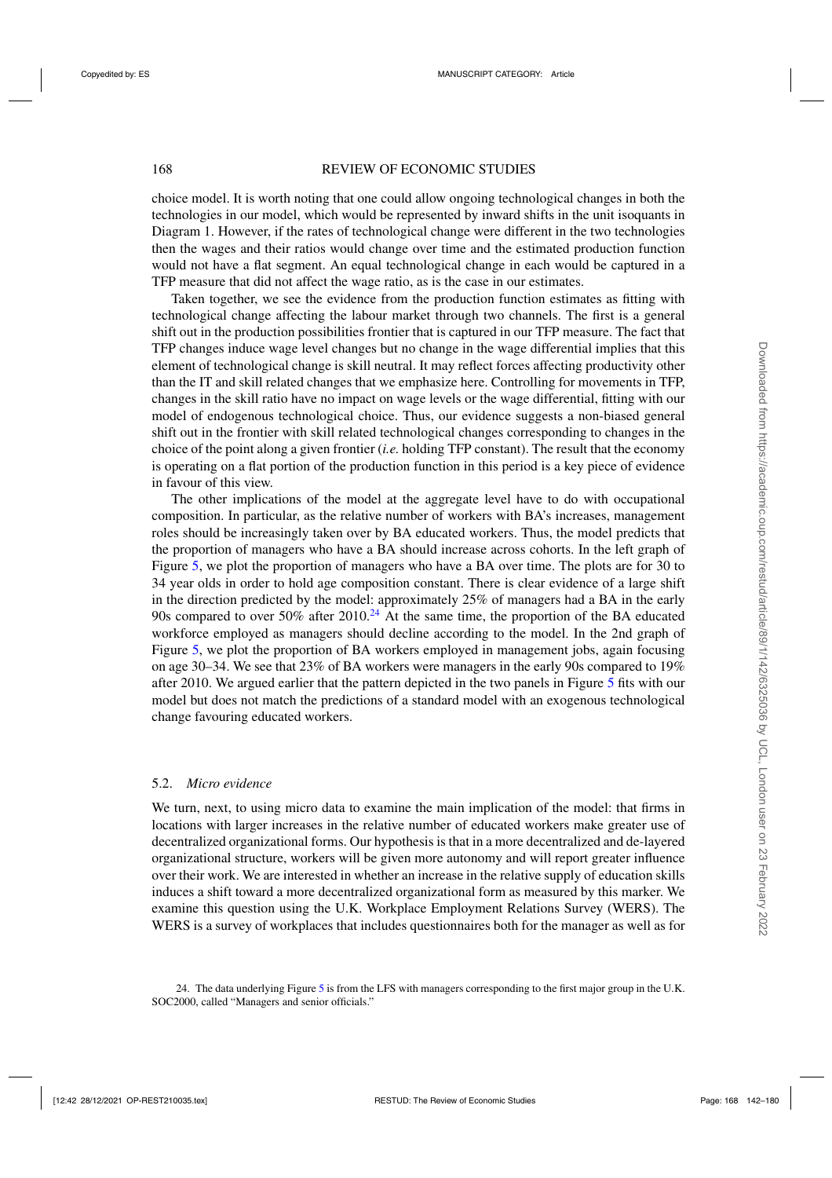choice model. It is worth noting that one could allow ongoing technological changes in both the technologies in our model, which would be represented by inward shifts in the unit isoquants in Diagram 1. However, if the rates of technological change were different in the two technologies then the wages and their ratios would change over time and the estimated production function would not have a flat segment. An equal technological change in each would be captured in a TFP measure that did not affect the wage ratio, as is the case in our estimates.

Taken together, we see the evidence from the production function estimates as fitting with technological change affecting the labour market through two channels. The first is a general shift out in the production possibilities frontier that is captured in our TFP measure. The fact that TFP changes induce wage level changes but no change in the wage differential implies that this element of technological change is skill neutral. It may reflect forces affecting productivity other than the IT and skill related changes that we emphasize here. Controlling for movements in TFP, changes in the skill ratio have no impact on wage levels or the wage differential, fitting with our model of endogenous technological choice. Thus, our evidence suggests a non-biased general shift out in the frontier with skill related technological changes corresponding to changes in the choice of the point along a given frontier (*i.e.* holding TFP constant). The result that the economy is operating on a flat portion of the production function in this period is a key piece of evidence in favour of this view.

The other implications of the model at the aggregate level have to do with occupational composition. In particular, as the relative number of workers with BA's increases, management roles should be increasingly taken over by BA educated workers. Thus, the model predicts that the proportion of managers who have a BA should increase across cohorts. In the left graph of Figure 5, we plot the proportion of managers who have a BA over time. The plots are for 30 to 34 year olds in order to hold age composition constant. There is clear evidence of a large shift in the direction predicted by the model: approximately 25% of managers had a BA in the early 90s compared to over 50% after 2010.[24] At the same time, the proportion of the BA educated workforce employed as managers should decline according to the model. In the 2nd graph of Figure 5, we plot the proportion of BA workers employed in management jobs, again focusing on age 30–34. We see that 23% of BA workers were managers in the early 90s compared to 19% after 2010. We argued earlier that the pattern depicted in the two panels in Figure 5 fits with our model but does not match the predictions of a standard model with an exogenous technological change favouring educated workers.

### 5.2. *Micro evidence*

We turn, next, to using micro data to examine the main implication of the model: that firms in locations with larger increases in the relative number of educated workers make greater use of decentralized organizational forms. Our hypothesis is that in a more decentralized and de-layered organizational structure, workers will be given more autonomy and will report greater influence over their work. We are interested in whether an increase in the relative supply of education skills induces a shift toward a more decentralized organizational form as measured by this marker. We examine this question using the U.K. Workplace Employment Relations Survey (WERS). The WERS is a survey of workplaces that includes questionnaires both for the manager as well as for

24. The data underlying Figure 5 is from the LFS with managers corresponding to the first major group in the U.K. SOC2000, called "Managers and senior officials."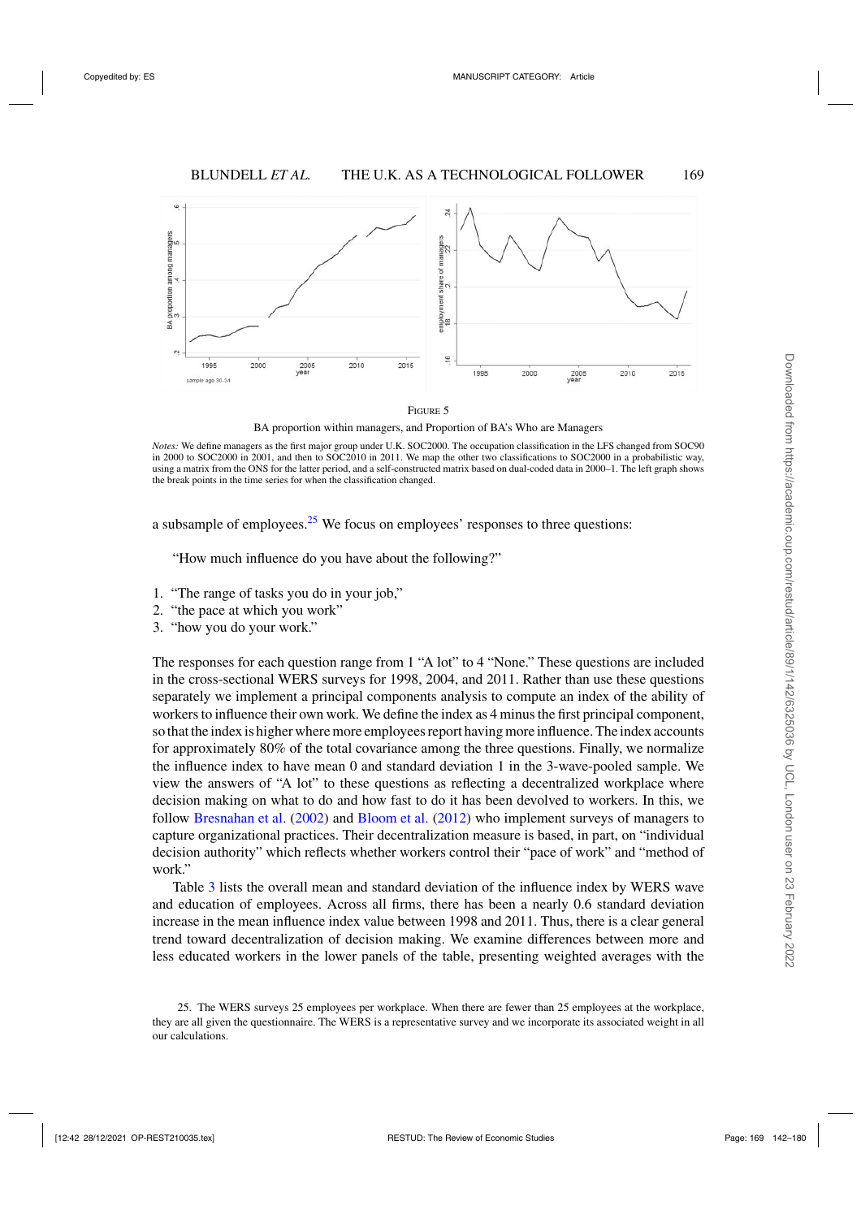FIGURE 5

BA proportion within managers, and Proportion of BA's Who are Managers

*Notes:* We define managers as the first major group under U.K. SOC2000. The occupation classification in the LFS changed from SOC90 in 2000 to SOC2000 in 2001, and then to SOC2010 in 2011. We map the other two classifications to SOC2000 in a probabilistic way, using a matrix from the ONS for the latter period, and a self-constructed matrix based on dual-coded data in 2000–1. The left graph shows the break points in the time series for when the classification changed.

a subsample of employees.[25] We focus on employees' responses to three questions:

"How much influence do you have about the following?"

1. "The range of tasks you do in your job,"
2. "the pace at which you work"
3. "how you do your work."

The responses for each question range from 1 "A lot" to 4 "None." These questions are included in the cross-sectional WERS surveys for 1998, 2004, and 2011. Rather than use these questions separately we implement a principal components analysis to compute an index of the ability of workers to influence their own work. We define the index as 4 minus the first principal component, so that the index is higher where more employees report having more influence. The index accounts for approximately 80% of the total covariance among the three questions. Finally, we normalize the influence index to have mean 0 and standard deviation 1 in the 3-wave-pooled sample. We view the answers of "A lot" to these questions as reflecting a decentralized workplace where decision making on what to do and how fast to do it has been devolved to workers. In this, we follow Bresnahan et al. (2002) and Bloom et al. (2012) who implement surveys of managers to capture organizational practices. Their decentralization measure is based, in part, on "individual decision authority" which reflects whether workers control their "pace of work" and "method of work."

Table 3 lists the overall mean and standard deviation of the influence index by WERS wave and education of employees. Across all firms, there has been a nearly 0.6 standard deviation increase in the mean influence index value between 1998 and 2011. Thus, there is a clear general trend toward decentralization of decision making. We examine differences between more and less educated workers in the lower panels of the table, presenting weighted averages with the

25. The WERS surveys 25 employees per workplace. When there are fewer than 25 employees at the workplace, they are all given the questionnaire. The WERS is a representative survey and we incorporate its associated weight in all our calculations.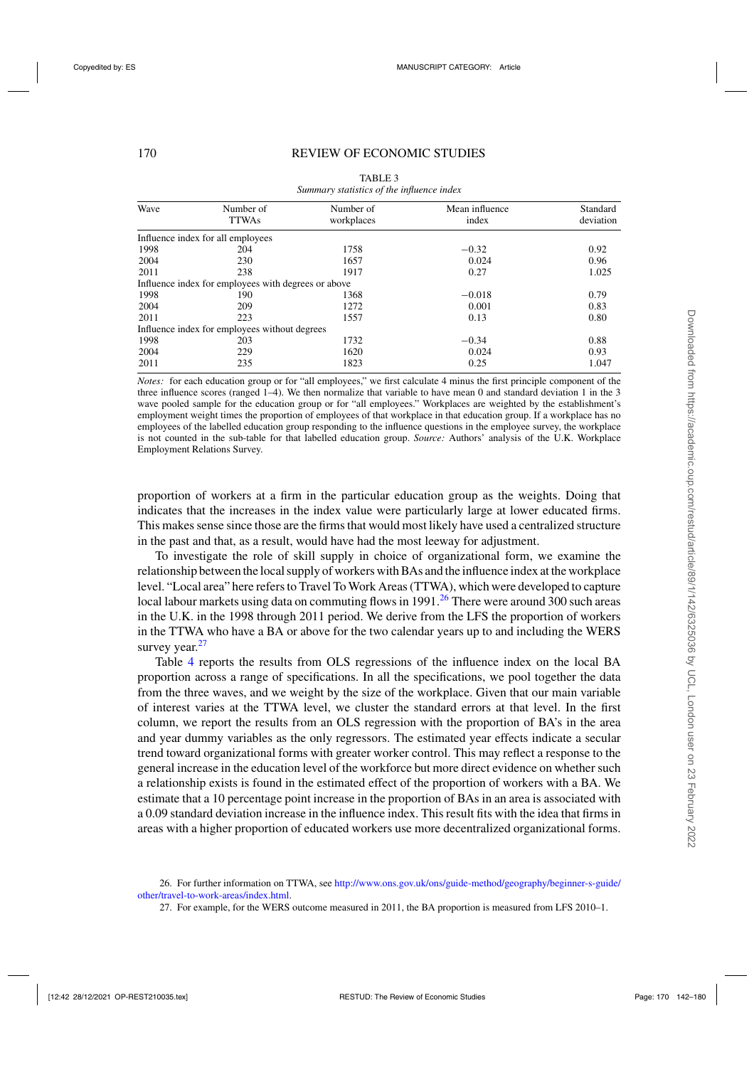TABLE 3
*Summary statistics of the influence index*

| Wave | Number of TTWAs | Number of workplaces | Mean influence index | Standard deviation |
|---|---|---|---|---|
| Influence index for all employees | | | | |
| 1998 | 204 | 1758 | −0.32 | 0.92 |
| 2004 | 230 | 1657 | 0.024 | 0.96 |
| 2011 | 238 | 1917 | 0.27 | 1.025 |
| Influence index for employees with degrees or above | | | | |
| 1998 | 190 | 1368 | −0.018 | 0.79 |
| 2004 | 209 | 1272 | 0.001 | 0.83 |
| 2011 | 223 | 1557 | 0.13 | 0.80 |
| Influence index for employees without degrees | | | | |
| 1998 | 203 | 1732 | −0.34 | 0.88 |
| 2004 | 229 | 1620 | 0.024 | 0.93 |
| 2011 | 235 | 1823 | 0.25 | 1.047 |

*Notes:* for each education group or for "all employees," we first calculate 4 minus the first principle component of the three influence scores (ranged 1–4). We then normalize that variable to have mean 0 and standard deviation 1 in the 3 wave pooled sample for the education group or for "all employees." Workplaces are weighted by the establishment's employment weight times the proportion of employees of that workplace in that education group. If a workplace has no employees of the labelled education group responding to the influence questions in the employee survey, the workplace is not counted in the sub-table for that labelled education group. *Source:* Authors' analysis of the U.K. Workplace Employment Relations Survey.

proportion of workers at a firm in the particular education group as the weights. Doing that indicates that the increases in the index value were particularly large at lower educated firms. This makes sense since those are the firms that would most likely have used a centralized structure in the past and that, as a result, would have had the most leeway for adjustment.

To investigate the role of skill supply in choice of organizational form, we examine the relationship between the local supply of workers with BAs and the influence index at the workplace level. "Local area" here refers to Travel To Work Areas (TTWA), which were developed to capture local labour markets using data on commuting flows in 1991.[26] There were around 300 such areas in the U.K. in the 1998 through 2011 period. We derive from the LFS the proportion of workers in the TTWA who have a BA or above for the two calendar years up to and including the WERS survey year.[27]

Table 4 reports the results from OLS regressions of the influence index on the local BA proportion across a range of specifications. In all the specifications, we pool together the data from the three waves, and we weight by the size of the workplace. Given that our main variable of interest varies at the TTWA level, we cluster the standard errors at that level. In the first column, we report the results from an OLS regression with the proportion of BA's in the area and year dummy variables as the only regressors. The estimated year effects indicate a secular trend toward organizational forms with greater worker control. This may reflect a response to the general increase in the education level of the workforce but more direct evidence on whether such a relationship exists is found in the estimated effect of the proportion of workers with a BA. We estimate that a 10 percentage point increase in the proportion of BAs in an area is associated with a 0.09 standard deviation increase in the influence index. This result fits with the idea that firms in areas with a higher proportion of educated workers use more decentralized organizational forms.

26. For further information on TTWA, see http://www.ons.gov.uk/ons/guide-method/geography/beginner-s-guide/other/travel-to-work-areas/index.html.

27. For example, for the WERS outcome measured in 2011, the BA proportion is measured from LFS 2010–1.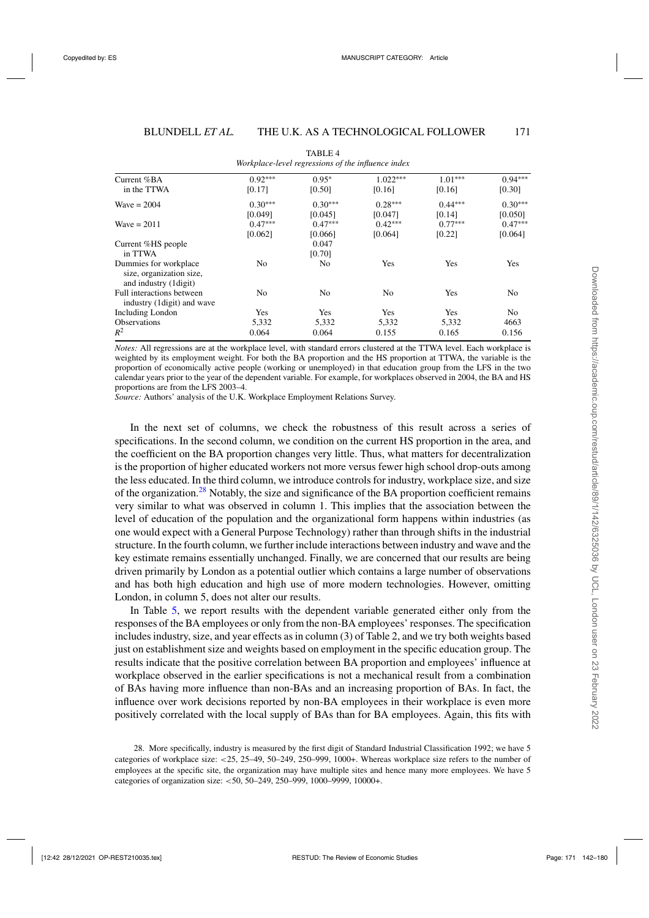TABLE 4

*Workplace-level regressions of the influence index*

| | | | | | |
|---|---|---|---|---|---|
| Current %BA in the TTWA | 0.92*** | 0.95* | 1.022*** | 1.01*** | 0.94*** |
| | [0.17] | [0.50] | [0.16] | [0.16] | [0.30] |
| Wave = 2004 | 0.30*** | 0.30*** | 0.28*** | 0.44*** | 0.30*** |
| | [0.049] | [0.045] | [0.047] | [0.14] | [0.050] |
| Wave = 2011 | 0.47*** | 0.47*** | 0.42*** | 0.77*** | 0.47*** |
| | [0.062] | [0.066] | [0.064] | [0.22] | [0.064] |
| Current %HS people in TTWA | | 0.047 | | | |
| | | [0.70] | | | |
| Dummies for workplace size, organization size, and industry (1digit) | No | No | Yes | Yes | Yes |
| Full interactions between industry (1digit) and wave | No | No | No | Yes | No |
| Including London | Yes | Yes | Yes | Yes | No |
| Observations | 5,332 | 5,332 | 5,332 | 5,332 | 4663 |
| $R^2$ | 0.064 | 0.064 | 0.155 | 0.165 | 0.156 |

*Notes:* All regressions are at the workplace level, with standard errors clustered at the TTWA level. Each workplace is weighted by its employment weight. For both the BA proportion and the HS proportion at TTWA, the variable is the proportion of economically active people (working or unemployed) in that education group from the LFS in the two calendar years prior to the year of the dependent variable. For example, for workplaces observed in 2004, the BA and HS proportions are from the LFS 2003–4.

*Source:* Authors' analysis of the U.K. Workplace Employment Relations Survey.

In the next set of columns, we check the robustness of this result across a series of specifications. In the second column, we condition on the current HS proportion in the area, and the coefficient on the BA proportion changes very little. Thus, what matters for decentralization is the proportion of higher educated workers not more versus fewer high school drop-outs among the less educated. In the third column, we introduce controls for industry, workplace size, and size of the organization.[28] Notably, the size and significance of the BA proportion coefficient remains very similar to what was observed in column 1. This implies that the association between the level of education of the population and the organizational form happens within industries (as one would expect with a General Purpose Technology) rather than through shifts in the industrial structure. In the fourth column, we further include interactions between industry and wave and the key estimate remains essentially unchanged. Finally, we are concerned that our results are being driven primarily by London as a potential outlier which contains a large number of observations and has both high education and high use of more modern technologies. However, omitting London, in column 5, does not alter our results.

In Table 5, we report results with the dependent variable generated either only from the responses of the BA employees or only from the non-BA employees' responses. The specification includes industry, size, and year effects as in column (3) of Table 2, and we try both weights based just on establishment size and weights based on employment in the specific education group. The results indicate that the positive correlation between BA proportion and employees' influence at workplace observed in the earlier specifications is not a mechanical result from a combination of BAs having more influence than non-BAs and an increasing proportion of BAs. In fact, the influence over work decisions reported by non-BA employees in their workplace is even more positively correlated with the local supply of BAs than for BA employees. Again, this fits with

28. More specifically, industry is measured by the first digit of Standard Industrial Classification 1992; we have 5 categories of workplace size: <25, 25–49, 50–249, 250–999, 1000+. Whereas workplace size refers to the number of employees at the specific site, the organization may have multiple sites and hence many more employees. We have 5 categories of organization size: <50, 50–249, 250–999, 1000–9999, 10000+.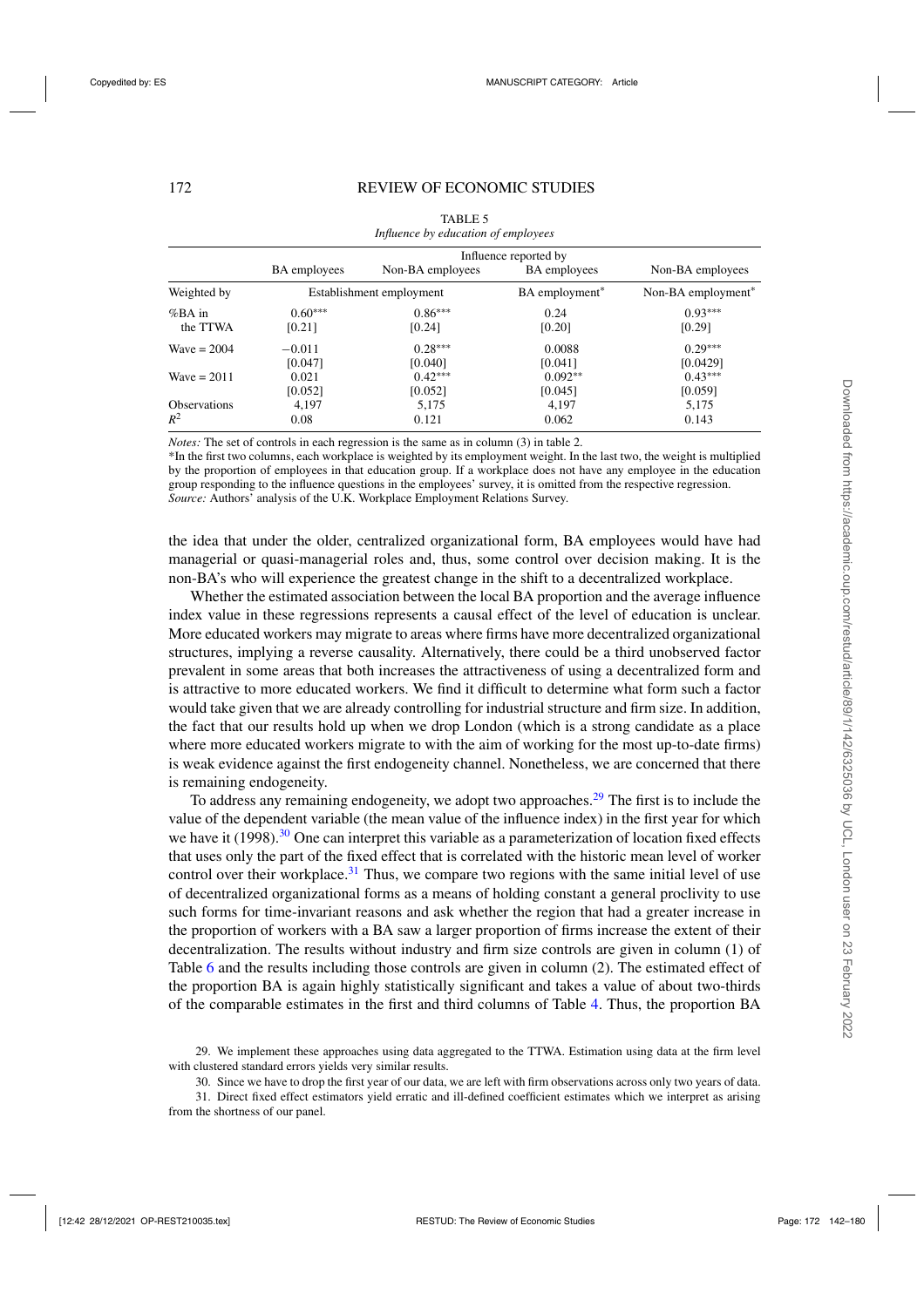TABLE 5
*Influence by education of employees*

| | Influence reported by | | | |
|---|---|---|---|---|
| | BA employees | Non-BA employees | BA employees | Non-BA employees |
| Weighted by | Establishment employment | | BA employment* | Non-BA employment* |
| %BA in the TTWA | 0.60*** | 0.86*** | 0.24 | 0.93*** |
| | [0.21] | [0.24] | [0.20] | [0.29] |
| Wave = 2004 | −0.011 | 0.28*** | 0.0088 | 0.29*** |
| | [0.047] | [0.040] | [0.041] | [0.0429] |
| Wave = 2011 | 0.021 | 0.42*** | 0.092** | 0.43*** |
| | [0.052] | [0.052] | [0.045] | [0.059] |
| Observations | 4,197 | 5,175 | 4,197 | 5,175 |
| $R^2$ | 0.08 | 0.121 | 0.062 | 0.143 |

*Notes:* The set of controls in each regression is the same as in column (3) in table 2.
*In the first two columns, each workplace is weighted by its employment weight. In the last two, the weight is multiplied by the proportion of employees in that education group. If a workplace does not have any employee in the education group responding to the influence questions in the employees' survey, it is omitted from the respective regression.
*Source:* Authors' analysis of the U.K. Workplace Employment Relations Survey.

the idea that under the older, centralized organizational form, BA employees would have had managerial or quasi-managerial roles and, thus, some control over decision making. It is the non-BA's who will experience the greatest change in the shift to a decentralized workplace.

Whether the estimated association between the local BA proportion and the average influence index value in these regressions represents a causal effect of the level of education is unclear. More educated workers may migrate to areas where firms have more decentralized organizational structures, implying a reverse causality. Alternatively, there could be a third unobserved factor prevalent in some areas that both increases the attractiveness of using a decentralized form and is attractive to more educated workers. We find it difficult to determine what form such a factor would take given that we are already controlling for industrial structure and firm size. In addition, the fact that our results hold up when we drop London (which is a strong candidate as a place where more educated workers migrate to with the aim of working for the most up-to-date firms) is weak evidence against the first endogeneity channel. Nonetheless, we are concerned that there is remaining endogeneity.

To address any remaining endogeneity, we adopt two approaches.[29] The first is to include the value of the dependent variable (the mean value of the influence index) in the first year for which we have it (1998).[30] One can interpret this variable as a parameterization of location fixed effects that uses only the part of the fixed effect that is correlated with the historic mean level of worker control over their workplace.[31] Thus, we compare two regions with the same initial level of use of decentralized organizational forms as a means of holding constant a general proclivity to use such forms for time-invariant reasons and ask whether the region that had a greater increase in the proportion of workers with a BA saw a larger proportion of firms increase the extent of their decentralization. The results without industry and firm size controls are given in column (1) of Table 6 and the results including those controls are given in column (2). The estimated effect of the proportion BA is again highly statistically significant and takes a value of about two-thirds of the comparable estimates in the first and third columns of Table 4. Thus, the proportion BA

29. We implement these approaches using data aggregated to the TTWA. Estimation using data at the firm level with clustered standard errors yields very similar results.

30. Since we have to drop the first year of our data, we are left with firm observations across only two years of data.

31. Direct fixed effect estimators yield erratic and ill-defined coefficient estimates which we interpret as arising from the shortness of our panel.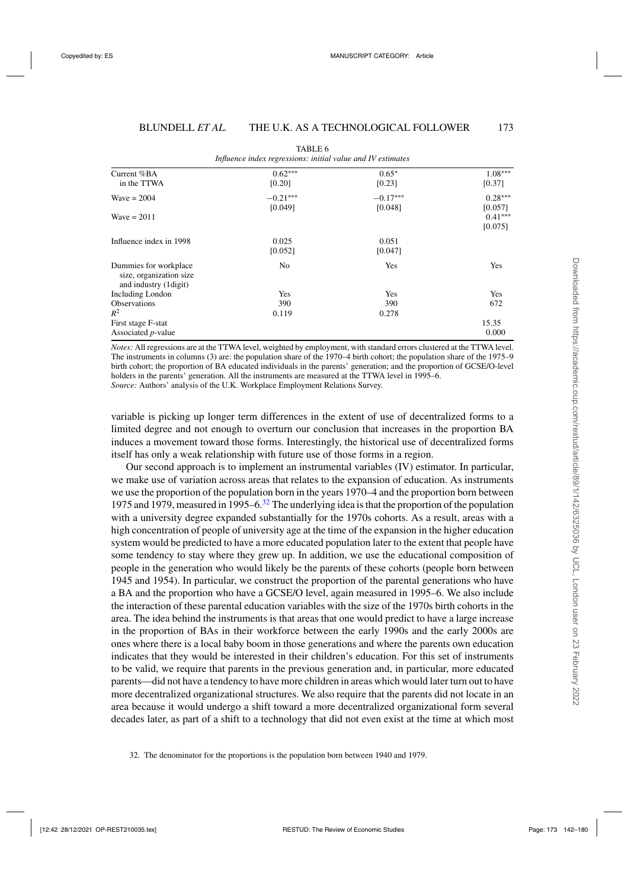TABLE 6
*Influence index regressions: initial value and IV estimates*

| | | | |
|---|---|---|---|
| Current %BA in the TTWA | 0.62*** [0.20] | 0.65* [0.23] | 1.08*** [0.37] |
| Wave = 2004 | −0.21*** [0.049] | −0.17*** [0.048] | 0.28*** [0.057] |
| Wave = 2011 | | | 0.41*** [0.075] |
| Influence index in 1998 | 0.025 [0.052] | 0.051 [0.047] | |
| Dummies for workplace size, organization size and industry (1digit) | No | Yes | Yes |
| Including London | Yes | Yes | Yes |
| Observations | 390 | 390 | 672 |
| $R^2$ | 0.119 | 0.278 | |
| First stage F-stat | | | 15.35 |
| Associated *p*-value | | | 0.000 |

*Notes:* All regressions are at the TTWA level, weighted by employment, with standard errors clustered at the TTWA level. The instruments in columns (3) are: the population share of the 1970–4 birth cohort; the population share of the 1975–9 birth cohort; the proportion of BA educated individuals in the parents' generation; and the proportion of GCSE/O-level holders in the parents' generation. All the instruments are measured at the TTWA level in 1995–6.
*Source:* Authors' analysis of the U.K. Workplace Employment Relations Survey.

variable is picking up longer term differences in the extent of use of decentralized forms to a limited degree and not enough to overturn our conclusion that increases in the proportion BA induces a movement toward those forms. Interestingly, the historical use of decentralized forms itself has only a weak relationship with future use of those forms in a region.

Our second approach is to implement an instrumental variables (IV) estimator. In particular, we make use of variation across areas that relates to the expansion of education. As instruments we use the proportion of the population born in the years 1970–4 and the proportion born between 1975 and 1979, measured in 1995–6.[32] The underlying idea is that the proportion of the population with a university degree expanded substantially for the 1970s cohorts. As a result, areas with a high concentration of people of university age at the time of the expansion in the higher education system would be predicted to have a more educated population later to the extent that people have some tendency to stay where they grew up. In addition, we use the educational composition of people in the generation who would likely be the parents of these cohorts (people born between 1945 and 1954). In particular, we construct the proportion of the parental generations who have a BA and the proportion who have a GCSE/O level, again measured in 1995–6. We also include the interaction of these parental education variables with the size of the 1970s birth cohorts in the area. The idea behind the instruments is that areas that one would predict to have a large increase in the proportion of BAs in their workforce between the early 1990s and the early 2000s are ones where there is a local baby boom in those generations and where the parents own education indicates that they would be interested in their children's education. For this set of instruments to be valid, we require that parents in the previous generation and, in particular, more educated parents—did not have a tendency to have more children in areas which would later turn out to have more decentralized organizational structures. We also require that the parents did not locate in an area because it would undergo a shift toward a more decentralized organizational form several decades later, as part of a shift to a technology that did not even exist at the time at which most

32. The denominator for the proportions is the population born between 1940 and 1979.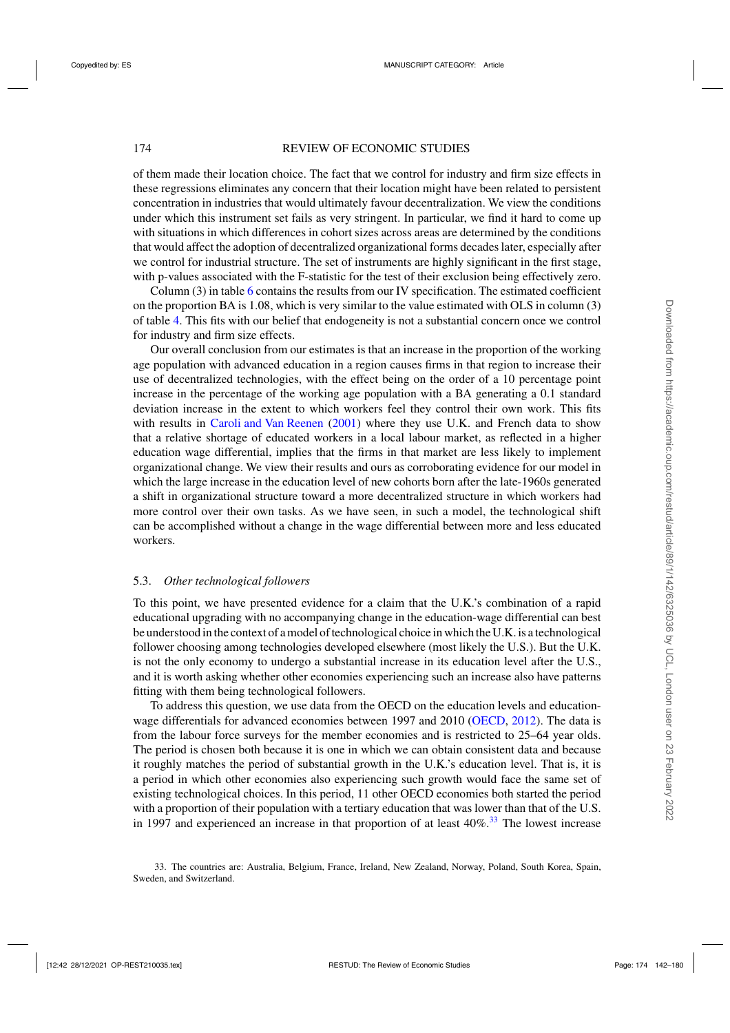of them made their location choice. The fact that we control for industry and firm size effects in these regressions eliminates any concern that their location might have been related to persistent concentration in industries that would ultimately favour decentralization. We view the conditions under which this instrument set fails as very stringent. In particular, we find it hard to come up with situations in which differences in cohort sizes across areas are determined by the conditions that would affect the adoption of decentralized organizational forms decades later, especially after we control for industrial structure. The set of instruments are highly significant in the first stage, with p-values associated with the F-statistic for the test of their exclusion being effectively zero.

Column (3) in table 6 contains the results from our IV specification. The estimated coefficient on the proportion BA is 1.08, which is very similar to the value estimated with OLS in column (3) of table 4. This fits with our belief that endogeneity is not a substantial concern once we control for industry and firm size effects.

Our overall conclusion from our estimates is that an increase in the proportion of the working age population with advanced education in a region causes firms in that region to increase their use of decentralized technologies, with the effect being on the order of a 10 percentage point increase in the percentage of the working age population with a BA generating a 0.1 standard deviation increase in the extent to which workers feel they control their own work. This fits with results in Caroli and Van Reenen (2001) where they use U.K. and French data to show that a relative shortage of educated workers in a local labour market, as reflected in a higher education wage differential, implies that the firms in that market are less likely to implement organizational change. We view their results and ours as corroborating evidence for our model in which the large increase in the education level of new cohorts born after the late-1960s generated a shift in organizational structure toward a more decentralized structure in which workers had more control over their own tasks. As we have seen, in such a model, the technological shift can be accomplished without a change in the wage differential between more and less educated workers.

### 5.3. *Other technological followers*

To this point, we have presented evidence for a claim that the U.K.'s combination of a rapid educational upgrading with no accompanying change in the education-wage differential can best be understood in the context of a model of technological choice in which the U.K. is a technological follower choosing among technologies developed elsewhere (most likely the U.S.). But the U.K. is not the only economy to undergo a substantial increase in its education level after the U.S., and it is worth asking whether other economies experiencing such an increase also have patterns fitting with them being technological followers.

To address this question, we use data from the OECD on the education levels and education-wage differentials for advanced economies between 1997 and 2010 (OECD, 2012). The data is from the labour force surveys for the member economies and is restricted to 25–64 year olds. The period is chosen both because it is one in which we can obtain consistent data and because it roughly matches the period of substantial growth in the U.K.'s education level. That is, it is a period in which other economies also experiencing such growth would face the same set of existing technological choices. In this period, 11 other OECD economies both started the period with a proportion of their population with a tertiary education that was lower than that of the U.S. in 1997 and experienced an increase in that proportion of at least 40%.[33] The lowest increase

33. The countries are: Australia, Belgium, France, Ireland, New Zealand, Norway, Poland, South Korea, Spain, Sweden, and Switzerland.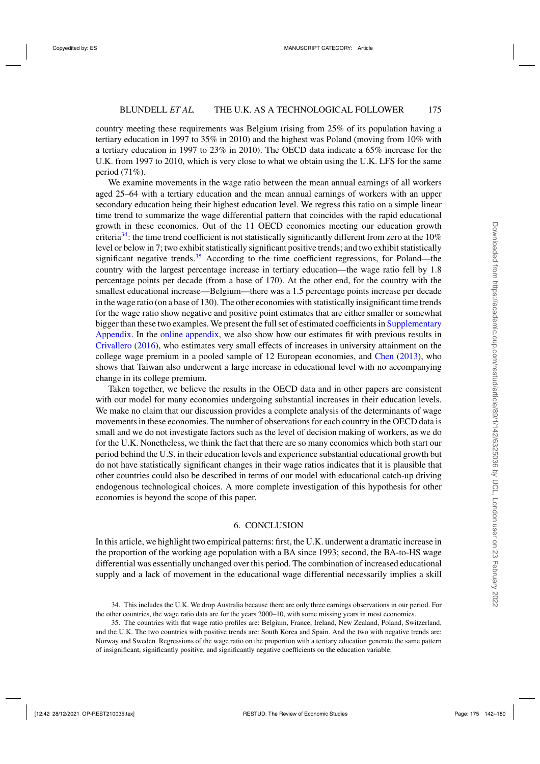country meeting these requirements was Belgium (rising from 25% of its population having a tertiary education in 1997 to 35% in 2010) and the highest was Poland (moving from 10% with a tertiary education in 1997 to 23% in 2010). The OECD data indicate a 65% increase for the U.K. from 1997 to 2010, which is very close to what we obtain using the U.K. LFS for the same period (71%).

We examine movements in the wage ratio between the mean annual earnings of all workers aged 25–64 with a tertiary education and the mean annual earnings of workers with an upper secondary education being their highest education level. We regress this ratio on a simple linear time trend to summarize the wage differential pattern that coincides with the rapid educational growth in these economies. Out of the 11 OECD economies meeting our education growth criteria[34]: the time trend coefficient is not statistically significantly different from zero at the 10% level or below in 7; two exhibit statistically significant positive trends; and two exhibit statistically significant negative trends.[35] According to the time coefficient regressions, for Poland—the country with the largest percentage increase in tertiary education—the wage ratio fell by 1.8 percentage points per decade (from a base of 170). At the other end, for the country with the smallest educational increase—Belgium—there was a 1.5 percentage points increase per decade in the wage ratio (on a base of 130). The other economies with statistically insignificant time trends for the wage ratio show negative and positive point estimates that are either smaller or somewhat bigger than these two examples. We present the full set of estimated coefficients in Supplementary Appendix. In the online appendix, we also show how our estimates fit with previous results in Crivallero (2016), who estimates very small effects of increases in university attainment on the college wage premium in a pooled sample of 12 European economies, and Chen (2013), who shows that Taiwan also underwent a large increase in educational level with no accompanying change in its college premium.

Taken together, we believe the results in the OECD data and in other papers are consistent with our model for many economies undergoing substantial increases in their education levels. We make no claim that our discussion provides a complete analysis of the determinants of wage movements in these economies. The number of observations for each country in the OECD data is small and we do not investigate factors such as the level of decision making of workers, as we do for the U.K. Nonetheless, we think the fact that there are so many economies which both start our period behind the U.S. in their education levels and experience substantial educational growth but do not have statistically significant changes in their wage ratios indicates that it is plausible that other countries could also be described in terms of our model with educational catch-up driving endogenous technological choices. A more complete investigation of this hypothesis for other economies is beyond the scope of this paper.

## 6. CONCLUSION

In this article, we highlight two empirical patterns: first, the U.K. underwent a dramatic increase in the proportion of the working age population with a BA since 1993; second, the BA-to-HS wage differential was essentially unchanged over this period. The combination of increased educational supply and a lack of movement in the educational wage differential necessarily implies a skill

34. This includes the U.K. We drop Australia because there are only three earnings observations in our period. For the other countries, the wage ratio data are for the years 2000–10, with some missing years in most economies.

35. The countries with flat wage ratio profiles are: Belgium, France, Ireland, New Zealand, Poland, Switzerland, and the U.K. The two countries with positive trends are: South Korea and Spain. And the two with negative trends are: Norway and Sweden. Regressions of the wage ratio on the proportion with a tertiary education generate the same pattern of insignificant, significantly positive, and significantly negative coefficients on the education variable.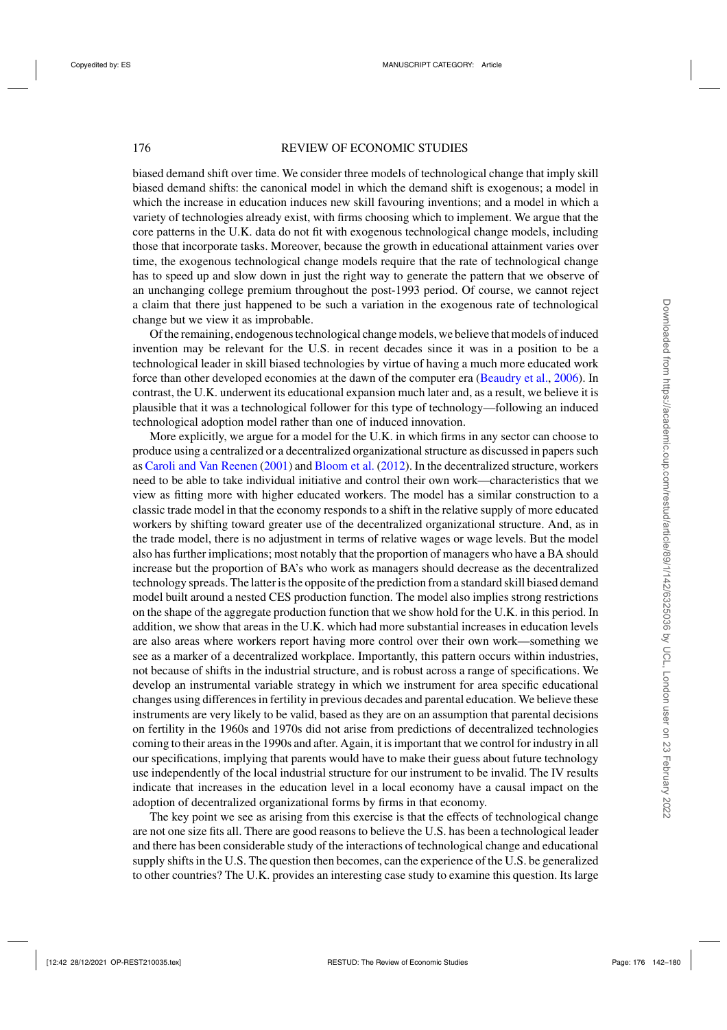biased demand shift over time. We consider three models of technological change that imply skill biased demand shifts: the canonical model in which the demand shift is exogenous; a model in which the increase in education induces new skill favouring inventions; and a model in which a variety of technologies already exist, with firms choosing which to implement. We argue that the core patterns in the U.K. data do not fit with exogenous technological change models, including those that incorporate tasks. Moreover, because the growth in educational attainment varies over time, the exogenous technological change models require that the rate of technological change has to speed up and slow down in just the right way to generate the pattern that we observe of an unchanging college premium throughout the post-1993 period. Of course, we cannot reject a claim that there just happened to be such a variation in the exogenous rate of technological change but we view it as improbable.

Of the remaining, endogenous technological change models, we believe that models of induced invention may be relevant for the U.S. in recent decades since it was in a position to be a technological leader in skill biased technologies by virtue of having a much more educated work force than other developed economies at the dawn of the computer era (Beaudry et al., 2006). In contrast, the U.K. underwent its educational expansion much later and, as a result, we believe it is plausible that it was a technological follower for this type of technology—following an induced technological adoption model rather than one of induced innovation.

More explicitly, we argue for a model for the U.K. in which firms in any sector can choose to produce using a centralized or a decentralized organizational structure as discussed in papers such as Caroli and Van Reenen (2001) and Bloom et al. (2012). In the decentralized structure, workers need to be able to take individual initiative and control their own work—characteristics that we view as fitting more with higher educated workers. The model has a similar construction to a classic trade model in that the economy responds to a shift in the relative supply of more educated workers by shifting toward greater use of the decentralized organizational structure. And, as in the trade model, there is no adjustment in terms of relative wages or wage levels. But the model also has further implications; most notably that the proportion of managers who have a BA should increase but the proportion of BA's who work as managers should decrease as the decentralized technology spreads. The latter is the opposite of the prediction from a standard skill biased demand model built around a nested CES production function. The model also implies strong restrictions on the shape of the aggregate production function that we show hold for the U.K. in this period. In addition, we show that areas in the U.K. which had more substantial increases in education levels are also areas where workers report having more control over their own work—something we see as a marker of a decentralized workplace. Importantly, this pattern occurs within industries, not because of shifts in the industrial structure, and is robust across a range of specifications. We develop an instrumental variable strategy in which we instrument for area specific educational changes using differences in fertility in previous decades and parental education. We believe these instruments are very likely to be valid, based as they are on an assumption that parental decisions on fertility in the 1960s and 1970s did not arise from predictions of decentralized technologies coming to their areas in the 1990s and after. Again, it is important that we control for industry in all our specifications, implying that parents would have to make their guess about future technology use independently of the local industrial structure for our instrument to be invalid. The IV results indicate that increases in the education level in a local economy have a causal impact on the adoption of decentralized organizational forms by firms in that economy.

The key point we see as arising from this exercise is that the effects of technological change are not one size fits all. There are good reasons to believe the U.S. has been a technological leader and there has been considerable study of the interactions of technological change and educational supply shifts in the U.S. The question then becomes, can the experience of the U.S. be generalized to other countries? The U.K. provides an interesting case study to examine this question. Its large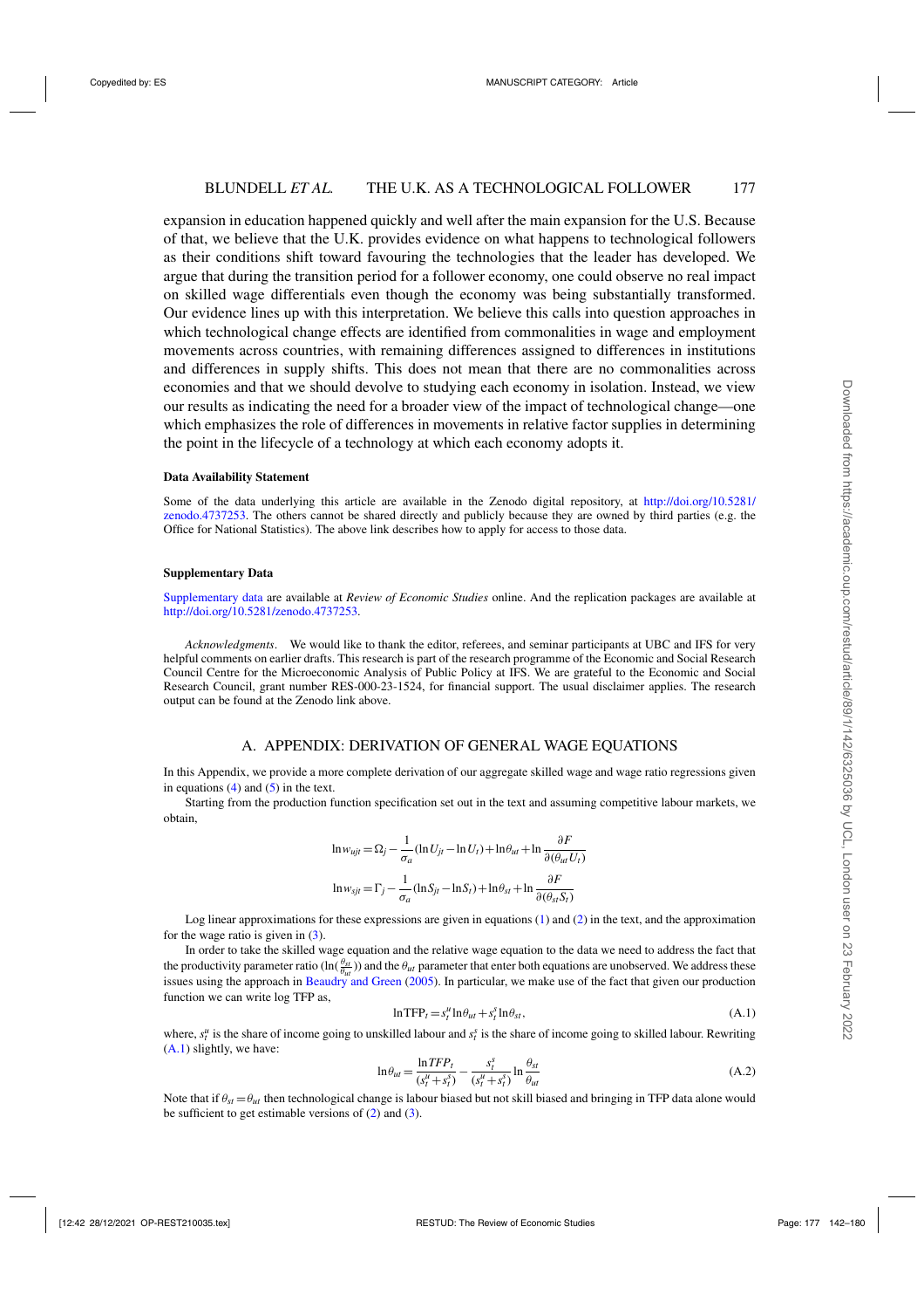expansion in education happened quickly and well after the main expansion for the U.S. Because of that, we believe that the U.K. provides evidence on what happens to technological followers as their conditions shift toward favouring the technologies that the leader has developed. We argue that during the transition period for a follower economy, one could observe no real impact on skilled wage differentials even though the economy was being substantially transformed. Our evidence lines up with this interpretation. We believe this calls into question approaches in which technological change effects are identified from commonalities in wage and employment movements across countries, with remaining differences assigned to differences in institutions and differences in supply shifts. This does not mean that there are no commonalities across economies and that we should devolve to studying each economy in isolation. Instead, we view our results as indicating the need for a broader view of the impact of technological change—one which emphasizes the role of differences in movements in relative factor supplies in determining the point in the lifecycle of a technology at which each economy adopts it.

**Data Availability Statement**

Some of the data underlying this article are available in the Zenodo digital repository, at http://doi.org/10.5281/zenodo.4737253. The others cannot be shared directly and publicly because they are owned by third parties (e.g. the Office for National Statistics). The above link describes how to apply for access to those data.

**Supplementary Data**

Supplementary data are available at *Review of Economic Studies* online. And the replication packages are available at http://doi.org/10.5281/zenodo.4737253.

*Acknowledgments*. We would like to thank the editor, referees, and seminar participants at UBC and IFS for very helpful comments on earlier drafts. This research is part of the research programme of the Economic and Social Research Council Centre for the Microeconomic Analysis of Public Policy at IFS. We are grateful to the Economic and Social Research Council, grant number RES-000-23-1524, for financial support. The usual disclaimer applies. The research output can be found at the Zenodo link above.

## A. APPENDIX: DERIVATION OF GENERAL WAGE EQUATIONS

In this Appendix, we provide a more complete derivation of our aggregate skilled wage and wage ratio regressions given in equations (4) and (5) in the text.

Starting from the production function specification set out in the text and assuming competitive labour markets, we obtain,

$$\ln w_{ujt} = \Omega_j - \frac{1}{\sigma_a}(\ln U_{jt} - \ln U_t) + \ln\theta_{ut} + \ln\frac{\partial F}{\partial(\theta_{ut}U_t)}$$

$$\ln w_{sjt} = \Gamma_j - \frac{1}{\sigma_a}(\ln S_{jt} - \ln S_t) + \ln\theta_{st} + \ln\frac{\partial F}{\partial(\theta_{st}S_t)}$$

Log linear approximations for these expressions are given in equations (1) and (2) in the text, and the approximation for the wage ratio is given in (3).

In order to take the skilled wage equation and the relative wage equation to the data we need to address the fact that the productivity parameter ratio ($\ln(\frac{\theta_{st}}{\theta_{ut}})$) and the $\theta_{ut}$ parameter that enter both equations are unobserved. We address these issues using the approach in Beaudry and Green (2005). In particular, we make use of the fact that given our production function specification we can write log TFP as,

$$\ln \text{TFP}_t = s_t^u \ln\theta_{ut} + s_t^s \ln\theta_{st}, \tag{A.1}$$

where, $s_t^u$ is the share of income going to unskilled labour and $s_t^s$ is the share of income going to skilled labour. Rewriting (A.1) slightly, we have:

$$\ln\theta_{ut} = \frac{\ln TFP_t}{(s_t^u + s_t^s)} - \frac{s_t^s}{(s_t^u + s_t^s)}\ln\frac{\theta_{st}}{\theta_{ut}} \tag{A.2}$$

Note that if $\theta_{st} = \theta_{ut}$ then technological change is labour biased but not skill biased and bringing in TFP data alone would be sufficient to get estimable versions of (2) and (3).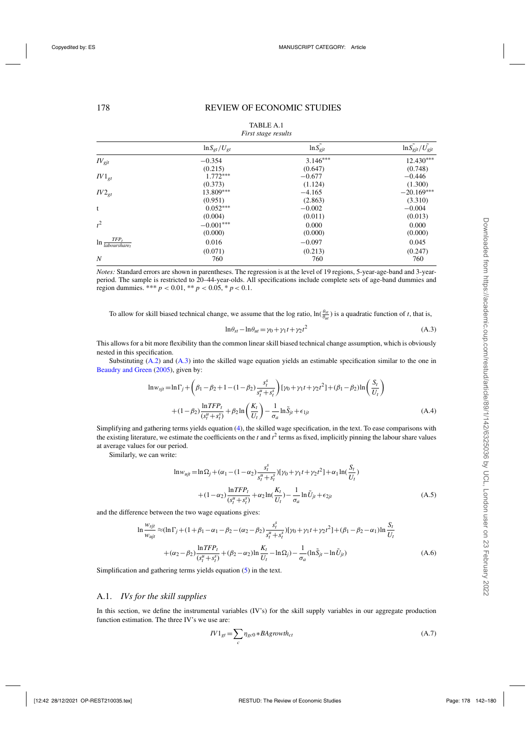TABLE A.1
*First stage results*

| | $\ln S_{gt}/U_{gt}$ | $\ln \tilde{S_{gjt}}$ | $\ln \tilde{S_{gjt}}/\tilde{U_{gjt}}$ |
|---|---|---|---|
| $IV_{gjt}$ | −0.354 | 3.146*** | 12.430*** |
| | (0.215) | (0.647) | (0.748) |
| $IV1_{gt}$ | 1.772*** | −0.677 | −0.446 |
| | (0.373) | (1.124) | (1.300) |
| $IV2_{gt}$ | 13.809*** | −4.165 | −20.169*** |
| | (0.951) | (2.863) | (3.310) |
| t | 0.052*** | −0.002 | −0.004 |
| | (0.004) | (0.011) | (0.013) |
| $t^2$ | −0.001*** | 0.000 | 0.000 |
| | (0.000) | (0.000) | (0.000) |
| $\ln \frac{TFP_t}{laourshare_t}$ | 0.016 | −0.097 | 0.045 |
| | (0.071) | (0.213) | (0.247) |
| $N$ | 760 | 760 | 760 |

*Notes:* Standard errors are shown in parentheses. The regression is at the level of 19 regions, 5-year-age-band and 3-year-period. The sample is restricted to 20–44-year-olds. All specifications include complete sets of age-band dummies and region dummies. *** $p<0.01$, ** $p<0.05$, * $p<0.1$.

To allow for skill biased technical change, we assume that the log ratio, $\ln(\frac{\theta_{st}}{\theta_{ut}})$ is a quadratic function of $t$, that is,

$$\ln\theta_{st} - \ln\theta_{ut} = \gamma_0 + \gamma_1 t + \gamma_2 t^2 \tag{A.3}$$

This allows for a bit more flexibility than the common linear skill biased technical change assumption, which is obviously nested in this specification.

Substituting (A.2) and (A.3) into the skilled wage equation yields an estimable specification similar to the one in Beaudry and Green (2005), given by:

$$\begin{aligned}\ln w_{sjt} = &\ln\Gamma_j + \left(\beta_1 - \beta_2 + 1 - (1-\beta_2)\frac{s_t^s}{s_t^u + s_t^s}\right)[\gamma_0 + \gamma_1 t + \gamma_2 t^2] + (\beta_1 - \beta_2)\ln\left(\frac{S_t}{U_t}\right) \\ &+ (1-\beta_2)\frac{\ln TFP_t}{(s_t^u + s_t^s)} + \beta_2 \ln\left(\frac{K_t}{U_t}\right) - \frac{1}{\sigma_a}\ln\tilde{S}_{jt} + \epsilon_{1jt}\end{aligned} \tag{A.4}$$

Simplifying and gathering terms yields equation (4), the skilled wage specification, in the text. To ease comparisons with the existing literature, we estimate the coefficients on the $t$ and $t^2$ terms as fixed, implicitly pinning the labour share values at average values for our period.

Similarly, we can write:

$$\begin{aligned}\ln w_{ujt} = &\ln\Omega_j + (\alpha_1 - (1-\alpha_2)\frac{s_t^s}{s_t^u + s_t^s})[\gamma_0 + \gamma_1 t + \gamma_2 t^2] + \alpha_1 \ln(\frac{S_t}{U_t}) \\ &+ (1-\alpha_2)\frac{\ln TFP_t}{(s_t^u + s_t^s)} + \alpha_2 \ln(\frac{K_t}{U_t}) - \frac{1}{\sigma_a}\ln\tilde{U}_{jt} + \epsilon_{2jt}\end{aligned} \tag{A.5}$$

and the difference between the two wage equations gives:

$$\begin{aligned}\ln\frac{w_{sjt}}{w_{ujt}} \approx &(\ln\Gamma_j + (1 + \beta_1 - \alpha_1 - \beta_2 - (\alpha_2 - \beta_2)\frac{s_t^s}{s_t^u + s_t^s})[\gamma_0 + \gamma_1 t + \gamma_2 t^2] + (\beta_1 - \beta_2 - \alpha_1)\ln\frac{S_t}{U_t} \\ &+ (\alpha_2 - \beta_2)\frac{\ln TFP_t}{(s_t^u + s_t^s)} + (\beta_2 - \alpha_2)\ln\frac{K_t}{U_t} - \ln\Omega_j) - \frac{1}{\sigma_a}(\ln\tilde{S}_{jt} - \ln\tilde{U}_{jt})\end{aligned} \tag{A.6}$$

Simplification and gathering terms yields equation (5) in the text.

## A.1. *IVs for the skill supplies*

In this section, we define the instrumental variables (IV's) for the skill supply variables in our aggregate production function estimation. The three IV's we use are:

$$IV1_{gt} = \sum_c \eta_{gc0} * BAgrowth_{ct} \tag{A.7}$$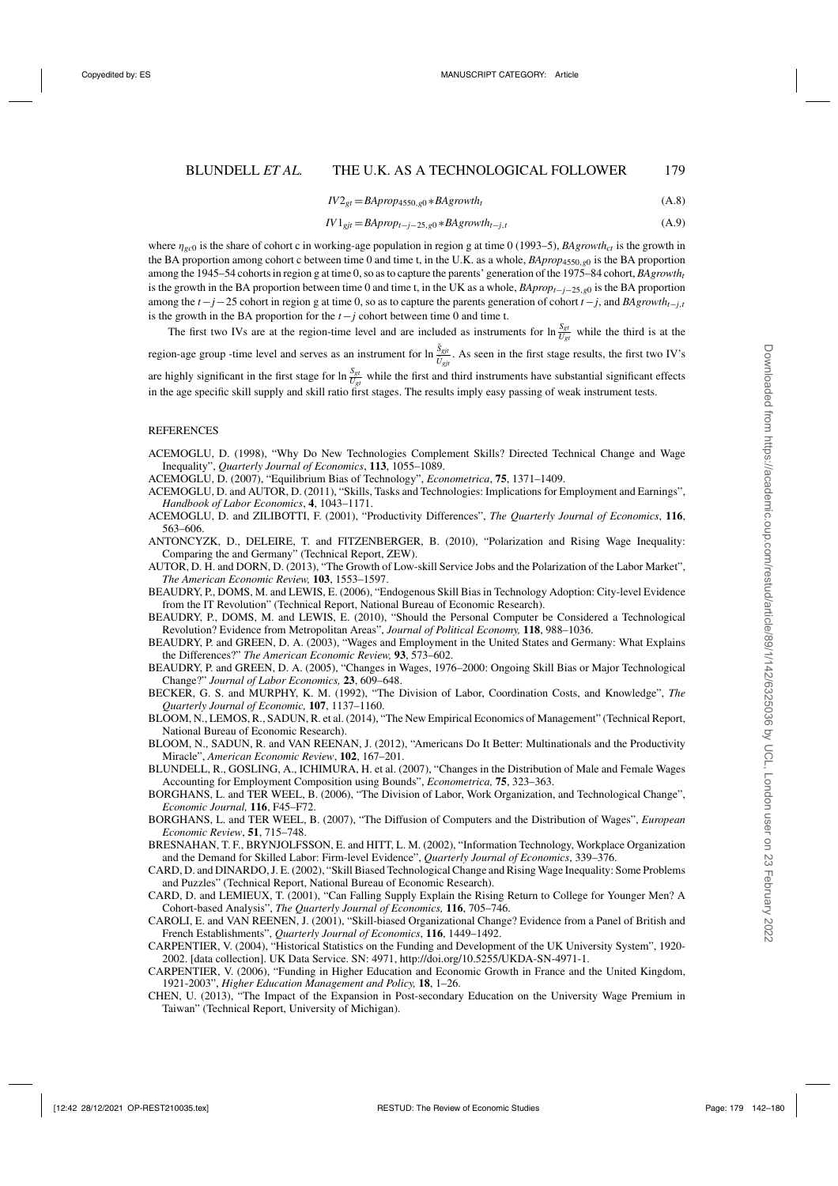$$IV2_{gt} = BAprop_{4550,g0} * BAgrowth_t \tag{A.8}$$

$$IV1_{gjt} = BAprop_{t-j-25,g0} * BAgrowth_{t-j,t} \tag{A.9}$$

where $\eta_{gc0}$ is the share of cohort c in working-age population in region g at time 0 (1993–5), $BAgrowth_{ct}$ is the growth in the BA proportion among cohort c between time 0 and time t, in the U.K. as a whole, $BAprop_{4550,g0}$ is the BA proportion among the 1945–54 cohorts in region g at time 0, so as to capture the parents' generation of the 1975–84 cohort, $BAgrowth_t$ is the growth in the BA proportion between time 0 and time t, in the UK as a whole, $BAprop_{t-j-25,g0}$ is the BA proportion among the $t-j-25$ cohort in region g at time 0, so as to capture the parents generation of cohort $t-j$, and $BAgrowth_{t-j,t}$ is the growth in the BA proportion for the $t-j$ cohort between time 0 and time t.

The first two IVs are at the region-time level and are included as instruments for $\ln\frac{S_{gt}}{U_{gt}}$ while the third is at the region-age group -time level and serves as an instrument for $\ln\frac{\tilde{S}_{gjt}}{\tilde{U}_{gjt}}$. As seen in the first stage results, the first two IV's are highly significant in the first stage for $\ln\frac{S_{gt}}{U_{gt}}$ while the first and third instruments have substantial significant effects in the age specific skill supply and skill ratio first stages. The results imply easy passing of weak instrument tests.

## REFERENCES

ACEMOGLU, D. (1998), "Why Do New Technologies Complement Skills? Directed Technical Change and Wage Inequality", *Quarterly Journal of Economics*, **113**, 1055–1089.

ACEMOGLU, D. (2007), "Equilibrium Bias of Technology", *Econometrica*, **75**, 1371–1409.

ACEMOGLU, D. and AUTOR, D. (2011), "Skills, Tasks and Technologies: Implications for Employment and Earnings", *Handbook of Labor Economics*, **4**, 1043–1171.

ACEMOGLU, D. and ZILIBOTTI, F. (2001), "Productivity Differences", *The Quarterly Journal of Economics*, **116**, 563–606.

ANTONCYZK, D., DELEIRE, T. and FITZENBERGER, B. (2010), "Polarization and Rising Wage Inequality: Comparing the and Germany" (Technical Report, ZEW).

AUTOR, D. H. and DORN, D. (2013), "The Growth of Low-skill Service Jobs and the Polarization of the Labor Market", *The American Economic Review,* **103**, 1553–1597.

BEAUDRY, P., DOMS, M. and LEWIS, E. (2006), "Endogenous Skill Bias in Technology Adoption: City-level Evidence from the IT Revolution" (Technical Report, National Bureau of Economic Research).

BEAUDRY, P., DOMS, M. and LEWIS, E. (2010), "Should the Personal Computer be Considered a Technological Revolution? Evidence from Metropolitan Areas", *Journal of Political Economy,* **118**, 988–1036.

BEAUDRY, P. and GREEN, D. A. (2003), "Wages and Employment in the United States and Germany: What Explains the Differences?" *The American Economic Review,* **93**, 573–602.

BEAUDRY, P. and GREEN, D. A. (2005), "Changes in Wages, 1976–2000: Ongoing Skill Bias or Major Technological Change?" *Journal of Labor Economics,* **23**, 609–648.

BECKER, G. S. and MURPHY, K. M. (1992), "The Division of Labor, Coordination Costs, and Knowledge", *The Quarterly Journal of Economic,* **107**, 1137–1160.

BLOOM, N., LEMOS, R., SADUN, R. et al. (2014), "The New Empirical Economics of Management" (Technical Report, National Bureau of Economic Research).

BLOOM, N., SADUN, R. and VAN REENEN, J. (2012), "Americans Do It Better: Multinationals and the Productivity Miracle", *American Economic Review*, **102**, 167–201.

BLUNDELL, R., GOSLING, A., ICHIMURA, H. et al. (2007), "Changes in the Distribution of Male and Female Wages Accounting for Employment Composition using Bounds", *Econometrica,* **75**, 323–363.

BORGHANS, L. and TER WEEL, B. (2006), "The Division of Labor, Work Organization, and Technological Change", *Economic Journal,* **116**, F45–F72.

BORGHANS, L. and TER WEEL, B. (2007), "The Diffusion of Computers and the Distribution of Wages", *European Economic Review*, **51**, 715–748.

BRESNAHAN, T. F., BRYNJOLFSSON, E. and HITT, L. M. (2002), "Information Technology, Workplace Organization and the Demand for Skilled Labor: Firm-level Evidence", *Quarterly Journal of Economics*, 339–376.

CARD, D. and DINARDO, J. E. (2002), "Skill Biased Technological Change and Rising Wage Inequality: Some Problems and Puzzles" (Technical Report, National Bureau of Economic Research).

CARD, D. and LEMIEUX, T. (2001), "Can Falling Supply Explain the Rising Return to College for Younger Men? A Cohort-based Analysis", *The Quarterly Journal of Economics,* **116**, 705–746.

CAROLI, E. and VAN REENEN, J. (2001), "Skill-biased Organizational Change? Evidence from a Panel of British and French Establishments", *Quarterly Journal of Economics*, **116**, 1449–1492.

CARPENTIER, V. (2004), "Historical Statistics on the Funding and Development of the UK University System", 1920-2002. [data collection]. UK Data Service. SN: 4971, http://doi.org/10.5255/UKDA-SN-4971-1.

CARPENTIER, V. (2006), "Funding in Higher Education and Economic Growth in France and the United Kingdom, 1921-2003", *Higher Education Management and Policy,* **18**, 1–26.

CHEN, U. (2013), "The Impact of the Expansion in Post-secondary Education on the University Wage Premium in Taiwan" (Technical Report, University of Michigan).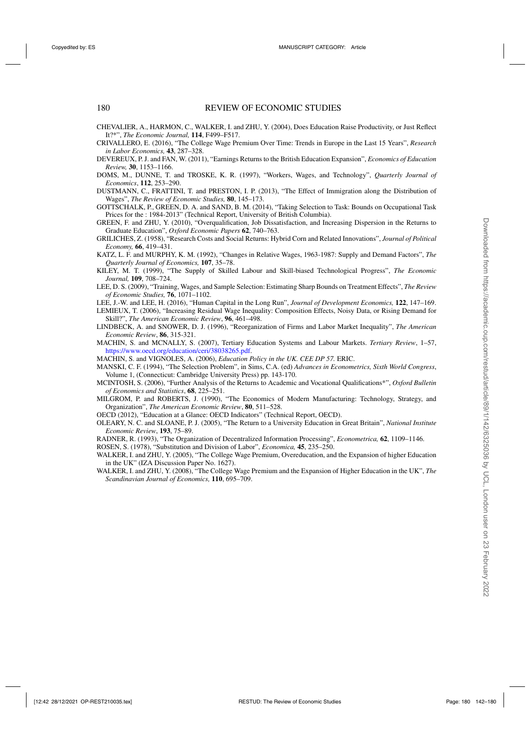CHEVALIER, A., HARMON, C., WALKER, I. and ZHU, Y. (2004), Does Education Raise Productivity, or Just Reflect It?*", *The Economic Journal,* **114**, F499–F517.

CRIVALLERO, E. (2016), "The College Wage Premium Over Time: Trends in Europe in the Last 15 Years", *Research in Labor Economics,* **43**, 287–328.

DEVEREUX, P. J. and FAN, W. (2011), "Earnings Returns to the British Education Expansion", *Economics of Education Review,* **30**, 1153–1166.

DOMS, M., DUNNE, T. and TROSKE, K. R. (1997), "Workers, Wages, and Technology", *Quarterly Journal of Economics*, **112**, 253–290.

DUSTMANN, C., FRATTINI, T. and PRESTON, I. P. (2013), "The Effect of Immigration along the Distribution of Wages", *The Review of Economic Studies,* **80**, 145–173.

GOTTSCHALK, P., GREEN, D. A. and SAND, B. M. (2014), "Taking Selection to Task: Bounds on Occupational Task Prices for the : 1984-2013" (Technical Report, University of British Columbia).

GREEN, F. and ZHU, Y. (2010), "Overqualification, Job Dissatisfaction, and Increasing Dispersion in the Returns to Graduate Education", *Oxford Economic Papers* **62**, 740–763.

GRILICHES, Z. (1958), "Research Costs and Social Returns: Hybrid Corn and Related Innovations", *Journal of Political Economy,* **66**, 419–431.

KATZ, L. F. and MURPHY, K. M. (1992), "Changes in Relative Wages, 1963-1987: Supply and Demand Factors", *The Quarterly Journal of Economics,* **107**, 35–78.

KILEY, M. T. (1999), "The Supply of Skilled Labour and Skill-biased Technological Progress", *The Economic Journal,* **109**, 708–724.

LEE, D. S. (2009), "Training, Wages, and Sample Selection: Estimating Sharp Bounds on Treatment Effects", *The Review of Economic Studies,* **76**, 1071–1102.

LEE, J.-W. and LEE, H. (2016), "Human Capital in the Long Run", *Journal of Development Economics,* **122**, 147–169.

LEMIEUX, T. (2006), "Increasing Residual Wage Inequality: Composition Effects, Noisy Data, or Rising Demand for Skill?", *The American Economic Review*, **96**, 461–498.

LINDBECK, A. and SNOWER, D. J. (1996), "Reorganization of Firms and Labor Market Inequality", *The American Economic Review*, **86**, 315-321.

MACHIN, S. and MCNALLY, S. (2007), Tertiary Education Systems and Labour Markets. *Tertiary Review*, 1–57, https://www.oecd.org/education/ceri/38038265.pdf.

MACHIN, S. and VIGNOLES, A. (2006), *Education Policy in the UK. CEE DP 57.* ERIC.

MANSKI, C. F. (1994), "The Selection Problem", in Sims, C.A. (ed) *Advances in Econometrics, Sixth World Congress*, Volume 1, (Connecticut: Cambridge University Press) pp. 143-170.

MCINTOSH, S. (2006), "Further Analysis of the Returns to Academic and Vocational Qualifications*", *Oxford Bulletin of Economics and Statistics*, **68**, 225–251.

MILGROM, P. and ROBERTS, J. (1990), "The Economics of Modern Manufacturing: Technology, Strategy, and Organization", *The American Economic Review*, **80**, 511–528.

OECD (2012), "Education at a Glance: OECD Indicators" (Technical Report, OECD).

OLEARY, N. C. and SLOANE, P. J. (2005), "The Return to a University Education in Great Britain", *National Institute Economic Review*, **193**, 75–89.

RADNER, R. (1993), "The Organization of Decentralized Information Processing", *Econometrica,* **62**, 1109–1146.

ROSEN, S. (1978), "Substitution and Division of Labor", *Economica,* **45**, 235–250.

WALKER, I. and ZHU, Y. (2005), "The College Wage Premium, Overeducation, and the Expansion of higher Education in the UK" (IZA Discussion Paper No. 1627).

WALKER, I. and ZHU, Y. (2008), "The College Wage Premium and the Expansion of Higher Education in the UK", *The Scandinavian Journal of Economics,* **110**, 695–709.